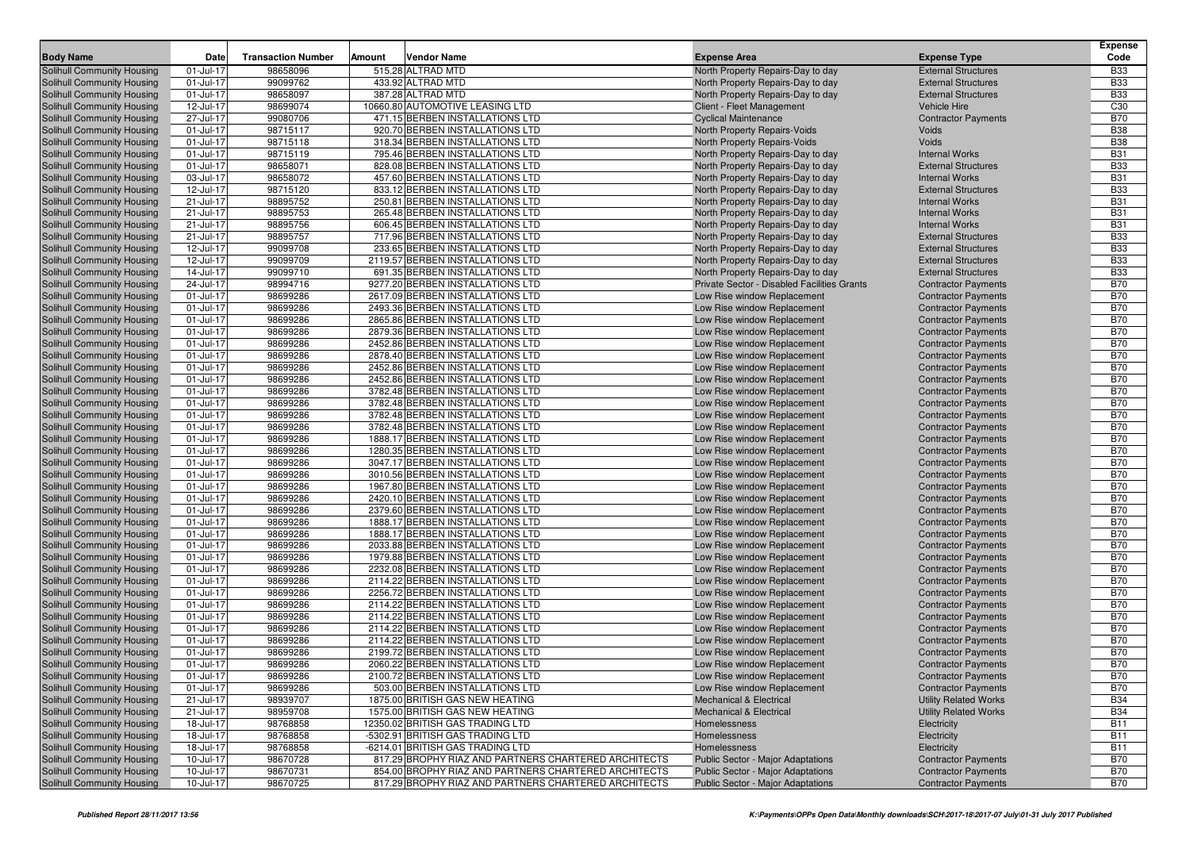| Body Name | Date | Transaction Number | Amount | Vendor Name | Expense Area | Expense Type | Expense Code |
|---|---|---|---|---|---|---|---|
| Solihull Community Housing | 01-Jul-17 | 98658096 | 515.28 | ALTRAD MTD | North Property Repairs-Day to day | External Structures | B33 |
| Solihull Community Housing | 01-Jul-17 | 99099762 | 433.92 | ALTRAD MTD | North Property Repairs-Day to day | External Structures | B33 |
| Solihull Community Housing | 01-Jul-17 | 98658097 | 387.28 | ALTRAD MTD | North Property Repairs-Day to day | External Structures | B33 |
| Solihull Community Housing | 12-Jul-17 | 98699074 | 10660.80 | AUTOMOTIVE LEASING LTD | Client - Fleet Management | Vehicle Hire | C30 |
| Solihull Community Housing | 27-Jul-17 | 99080706 | 471.15 | BERBEN INSTALLATIONS LTD | Cyclical Maintenance | Contractor Payments | B70 |
| Solihull Community Housing | 01-Jul-17 | 98715117 | 920.70 | BERBEN INSTALLATIONS LTD | North Property Repairs-Voids | Voids | B38 |
| Solihull Community Housing | 01-Jul-17 | 98715118 | 318.34 | BERBEN INSTALLATIONS LTD | North Property Repairs-Voids | Voids | B38 |
| Solihull Community Housing | 01-Jul-17 | 98715119 | 795.46 | BERBEN INSTALLATIONS LTD | North Property Repairs-Day to day | Internal Works | B31 |
| Solihull Community Housing | 01-Jul-17 | 98658071 | 828.08 | BERBEN INSTALLATIONS LTD | North Property Repairs-Day to day | External Structures | B33 |
| Solihull Community Housing | 03-Jul-17 | 98658072 | 457.60 | BERBEN INSTALLATIONS LTD | North Property Repairs-Day to day | Internal Works | B31 |
| Solihull Community Housing | 12-Jul-17 | 98715120 | 833.12 | BERBEN INSTALLATIONS LTD | North Property Repairs-Day to day | External Structures | B33 |
| Solihull Community Housing | 21-Jul-17 | 98895752 | 250.81 | BERBEN INSTALLATIONS LTD | North Property Repairs-Day to day | Internal Works | B31 |
| Solihull Community Housing | 21-Jul-17 | 98895753 | 265.48 | BERBEN INSTALLATIONS LTD | North Property Repairs-Day to day | Internal Works | B31 |
| Solihull Community Housing | 21-Jul-17 | 98895756 | 606.45 | BERBEN INSTALLATIONS LTD | North Property Repairs-Day to day | Internal Works | B31 |
| Solihull Community Housing | 21-Jul-17 | 98895757 | 717.96 | BERBEN INSTALLATIONS LTD | North Property Repairs-Day to day | External Structures | B33 |
| Solihull Community Housing | 12-Jul-17 | 99099708 | 233.65 | BERBEN INSTALLATIONS LTD | North Property Repairs-Day to day | External Structures | B33 |
| Solihull Community Housing | 12-Jul-17 | 99099709 | 2119.57 | BERBEN INSTALLATIONS LTD | North Property Repairs-Day to day | External Structures | B33 |
| Solihull Community Housing | 14-Jul-17 | 99099710 | 691.35 | BERBEN INSTALLATIONS LTD | North Property Repairs-Day to day | External Structures | B33 |
| Solihull Community Housing | 24-Jul-17 | 98994716 | 9277.20 | BERBEN INSTALLATIONS LTD | Private Sector - Disabled Facilities Grants | Contractor Payments | B70 |
| Solihull Community Housing | 01-Jul-17 | 98699286 | 2617.09 | BERBEN INSTALLATIONS LTD | Low Rise window Replacement | Contractor Payments | B70 |
| Solihull Community Housing | 01-Jul-17 | 98699286 | 2493.36 | BERBEN INSTALLATIONS LTD | Low Rise window Replacement | Contractor Payments | B70 |
| Solihull Community Housing | 01-Jul-17 | 98699286 | 2865.86 | BERBEN INSTALLATIONS LTD | Low Rise window Replacement | Contractor Payments | B70 |
| Solihull Community Housing | 01-Jul-17 | 98699286 | 2879.36 | BERBEN INSTALLATIONS LTD | Low Rise window Replacement | Contractor Payments | B70 |
| Solihull Community Housing | 01-Jul-17 | 98699286 | 2452.86 | BERBEN INSTALLATIONS LTD | Low Rise window Replacement | Contractor Payments | B70 |
| Solihull Community Housing | 01-Jul-17 | 98699286 | 2878.40 | BERBEN INSTALLATIONS LTD | Low Rise window Replacement | Contractor Payments | B70 |
| Solihull Community Housing | 01-Jul-17 | 98699286 | 2452.86 | BERBEN INSTALLATIONS LTD | Low Rise window Replacement | Contractor Payments | B70 |
| Solihull Community Housing | 01-Jul-17 | 98699286 | 2452.86 | BERBEN INSTALLATIONS LTD | Low Rise window Replacement | Contractor Payments | B70 |
| Solihull Community Housing | 01-Jul-17 | 98699286 | 3782.48 | BERBEN INSTALLATIONS LTD | Low Rise window Replacement | Contractor Payments | B70 |
| Solihull Community Housing | 01-Jul-17 | 98699286 | 3782.48 | BERBEN INSTALLATIONS LTD | Low Rise window Replacement | Contractor Payments | B70 |
| Solihull Community Housing | 01-Jul-17 | 98699286 | 3782.48 | BERBEN INSTALLATIONS LTD | Low Rise window Replacement | Contractor Payments | B70 |
| Solihull Community Housing | 01-Jul-17 | 98699286 | 3782.48 | BERBEN INSTALLATIONS LTD | Low Rise window Replacement | Contractor Payments | B70 |
| Solihull Community Housing | 01-Jul-17 | 98699286 | 1888.17 | BERBEN INSTALLATIONS LTD | Low Rise window Replacement | Contractor Payments | B70 |
| Solihull Community Housing | 01-Jul-17 | 98699286 | 1280.35 | BERBEN INSTALLATIONS LTD | Low Rise window Replacement | Contractor Payments | B70 |
| Solihull Community Housing | 01-Jul-17 | 98699286 | 3047.17 | BERBEN INSTALLATIONS LTD | Low Rise window Replacement | Contractor Payments | B70 |
| Solihull Community Housing | 01-Jul-17 | 98699286 | 3010.56 | BERBEN INSTALLATIONS LTD | Low Rise window Replacement | Contractor Payments | B70 |
| Solihull Community Housing | 01-Jul-17 | 98699286 | 1967.80 | BERBEN INSTALLATIONS LTD | Low Rise window Replacement | Contractor Payments | B70 |
| Solihull Community Housing | 01-Jul-17 | 98699286 | 2420.10 | BERBEN INSTALLATIONS LTD | Low Rise window Replacement | Contractor Payments | B70 |
| Solihull Community Housing | 01-Jul-17 | 98699286 | 2379.60 | BERBEN INSTALLATIONS LTD | Low Rise window Replacement | Contractor Payments | B70 |
| Solihull Community Housing | 01-Jul-17 | 98699286 | 1888.17 | BERBEN INSTALLATIONS LTD | Low Rise window Replacement | Contractor Payments | B70 |
| Solihull Community Housing | 01-Jul-17 | 98699286 | 1888.17 | BERBEN INSTALLATIONS LTD | Low Rise window Replacement | Contractor Payments | B70 |
| Solihull Community Housing | 01-Jul-17 | 98699286 | 2033.88 | BERBEN INSTALLATIONS LTD | Low Rise window Replacement | Contractor Payments | B70 |
| Solihull Community Housing | 01-Jul-17 | 98699286 | 1979.88 | BERBEN INSTALLATIONS LTD | Low Rise window Replacement | Contractor Payments | B70 |
| Solihull Community Housing | 01-Jul-17 | 98699286 | 2232.08 | BERBEN INSTALLATIONS LTD | Low Rise window Replacement | Contractor Payments | B70 |
| Solihull Community Housing | 01-Jul-17 | 98699286 | 2114.22 | BERBEN INSTALLATIONS LTD | Low Rise window Replacement | Contractor Payments | B70 |
| Solihull Community Housing | 01-Jul-17 | 98699286 | 2256.72 | BERBEN INSTALLATIONS LTD | Low Rise window Replacement | Contractor Payments | B70 |
| Solihull Community Housing | 01-Jul-17 | 98699286 | 2114.22 | BERBEN INSTALLATIONS LTD | Low Rise window Replacement | Contractor Payments | B70 |
| Solihull Community Housing | 01-Jul-17 | 98699286 | 2114.22 | BERBEN INSTALLATIONS LTD | Low Rise window Replacement | Contractor Payments | B70 |
| Solihull Community Housing | 01-Jul-17 | 98699286 | 2114.22 | BERBEN INSTALLATIONS LTD | Low Rise window Replacement | Contractor Payments | B70 |
| Solihull Community Housing | 01-Jul-17 | 98699286 | 2114.22 | BERBEN INSTALLATIONS LTD | Low Rise window Replacement | Contractor Payments | B70 |
| Solihull Community Housing | 01-Jul-17 | 98699286 | 2199.72 | BERBEN INSTALLATIONS LTD | Low Rise window Replacement | Contractor Payments | B70 |
| Solihull Community Housing | 01-Jul-17 | 98699286 | 2060.22 | BERBEN INSTALLATIONS LTD | Low Rise window Replacement | Contractor Payments | B70 |
| Solihull Community Housing | 01-Jul-17 | 98699286 | 2100.72 | BERBEN INSTALLATIONS LTD | Low Rise window Replacement | Contractor Payments | B70 |
| Solihull Community Housing | 01-Jul-17 | 98699286 | 503.00 | BERBEN INSTALLATIONS LTD | Low Rise window Replacement | Contractor Payments | B70 |
| Solihull Community Housing | 21-Jul-17 | 98939707 | 1875.00 | BRITISH GAS NEW HEATING | Mechanical & Electrical | Utility Related Works | B34 |
| Solihull Community Housing | 21-Jul-17 | 98959708 | 1575.00 | BRITISH GAS NEW HEATING | Mechanical & Electrical | Utility Related Works | B34 |
| Solihull Community Housing | 18-Jul-17 | 98768858 | 12350.02 | BRITISH GAS TRADING LTD | Homelessness | Electricity | B11 |
| Solihull Community Housing | 18-Jul-17 | 98768858 | -5302.91 | BRITISH GAS TRADING LTD | Homelessness | Electricity | B11 |
| Solihull Community Housing | 18-Jul-17 | 98768858 | -6214.01 | BRITISH GAS TRADING LTD | Homelessness | Electricity | B11 |
| Solihull Community Housing | 10-Jul-17 | 98670728 | 817.29 | BROPHY RIAZ AND PARTNERS CHARTERED ARCHITECTS | Public Sector - Major Adaptations | Contractor Payments | B70 |
| Solihull Community Housing | 10-Jul-17 | 98670731 | 854.00 | BROPHY RIAZ AND PARTNERS CHARTERED ARCHITECTS | Public Sector - Major Adaptations | Contractor Payments | B70 |
| Solihull Community Housing | 10-Jul-17 | 98670725 | 817.29 | BROPHY RIAZ AND PARTNERS CHARTERED ARCHITECTS | Public Sector - Major Adaptations | Contractor Payments | B70 |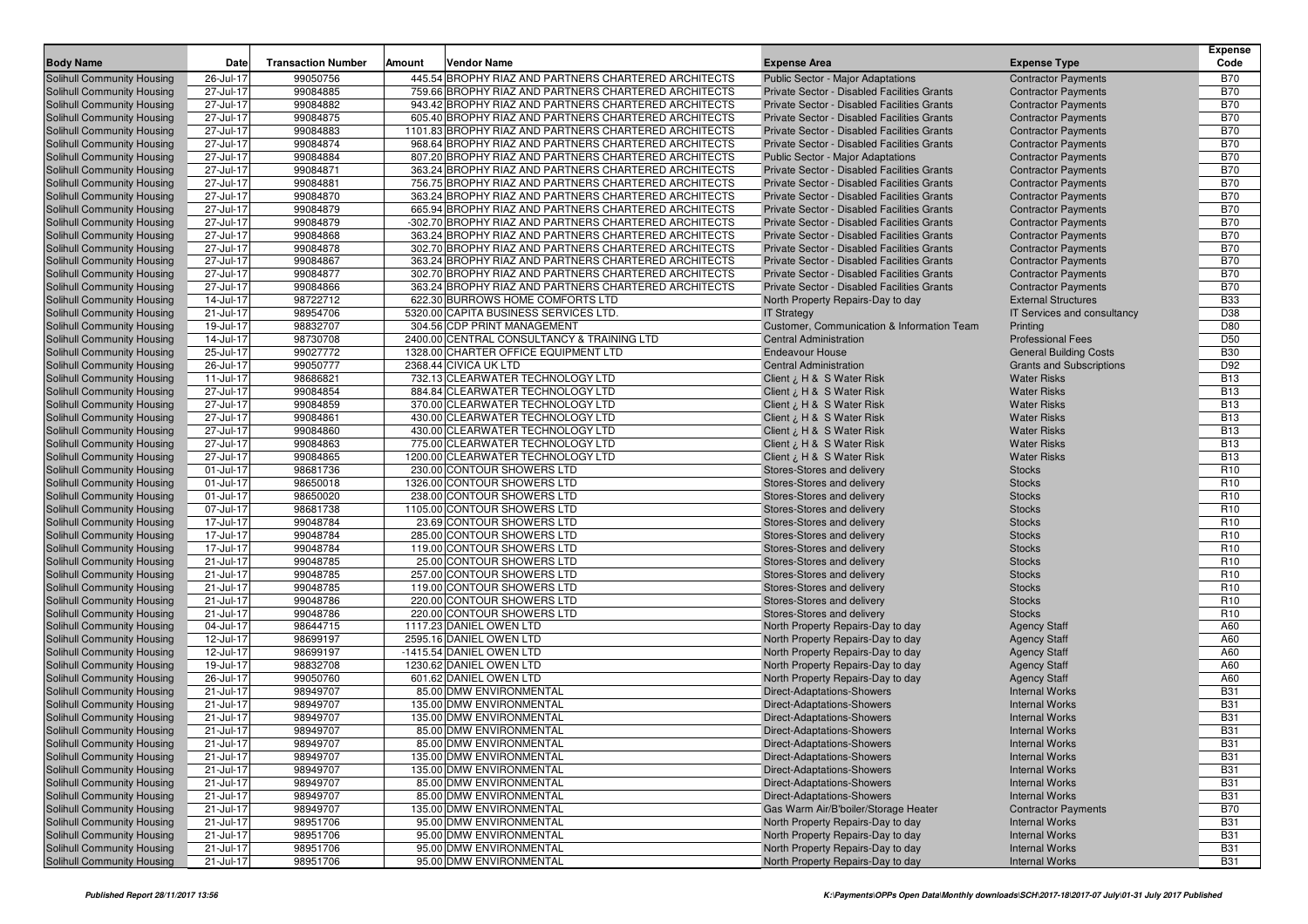| Body Name | Date | Transaction Number | Amount | Vendor Name | Expense Area | Expense Type | Expense Code |
|---|---|---|---|---|---|---|---|
| Solihull Community Housing | 26-Jul-17 | 99050756 | 445.54 | BROPHY RIAZ AND PARTNERS CHARTERED ARCHITECTS | Public Sector - Major Adaptations | Contractor Payments | B70 |
| Solihull Community Housing | 27-Jul-17 | 99084885 | 759.66 | BROPHY RIAZ AND PARTNERS CHARTERED ARCHITECTS | Private Sector - Disabled Facilities Grants | Contractor Payments | B70 |
| Solihull Community Housing | 27-Jul-17 | 99084882 | 943.42 | BROPHY RIAZ AND PARTNERS CHARTERED ARCHITECTS | Private Sector - Disabled Facilities Grants | Contractor Payments | B70 |
| Solihull Community Housing | 27-Jul-17 | 99084875 | 605.40 | BROPHY RIAZ AND PARTNERS CHARTERED ARCHITECTS | Private Sector - Disabled Facilities Grants | Contractor Payments | B70 |
| Solihull Community Housing | 27-Jul-17 | 99084883 | 1101.83 | BROPHY RIAZ AND PARTNERS CHARTERED ARCHITECTS | Private Sector - Disabled Facilities Grants | Contractor Payments | B70 |
| Solihull Community Housing | 27-Jul-17 | 99084874 | 968.64 | BROPHY RIAZ AND PARTNERS CHARTERED ARCHITECTS | Private Sector - Disabled Facilities Grants | Contractor Payments | B70 |
| Solihull Community Housing | 27-Jul-17 | 99084884 | 807.20 | BROPHY RIAZ AND PARTNERS CHARTERED ARCHITECTS | Public Sector - Major Adaptations | Contractor Payments | B70 |
| Solihull Community Housing | 27-Jul-17 | 99084871 | 363.24 | BROPHY RIAZ AND PARTNERS CHARTERED ARCHITECTS | Private Sector - Disabled Facilities Grants | Contractor Payments | B70 |
| Solihull Community Housing | 27-Jul-17 | 99084881 | 756.75 | BROPHY RIAZ AND PARTNERS CHARTERED ARCHITECTS | Private Sector - Disabled Facilities Grants | Contractor Payments | B70 |
| Solihull Community Housing | 27-Jul-17 | 99084870 | 363.24 | BROPHY RIAZ AND PARTNERS CHARTERED ARCHITECTS | Private Sector - Disabled Facilities Grants | Contractor Payments | B70 |
| Solihull Community Housing | 27-Jul-17 | 99084879 | 665.94 | BROPHY RIAZ AND PARTNERS CHARTERED ARCHITECTS | Private Sector - Disabled Facilities Grants | Contractor Payments | B70 |
| Solihull Community Housing | 27-Jul-17 | 99084879 | -302.70 | BROPHY RIAZ AND PARTNERS CHARTERED ARCHITECTS | Private Sector - Disabled Facilities Grants | Contractor Payments | B70 |
| Solihull Community Housing | 27-Jul-17 | 99084868 | 363.24 | BROPHY RIAZ AND PARTNERS CHARTERED ARCHITECTS | Private Sector - Disabled Facilities Grants | Contractor Payments | B70 |
| Solihull Community Housing | 27-Jul-17 | 99084878 | 302.70 | BROPHY RIAZ AND PARTNERS CHARTERED ARCHITECTS | Private Sector - Disabled Facilities Grants | Contractor Payments | B70 |
| Solihull Community Housing | 27-Jul-17 | 99084867 | 363.24 | BROPHY RIAZ AND PARTNERS CHARTERED ARCHITECTS | Private Sector - Disabled Facilities Grants | Contractor Payments | B70 |
| Solihull Community Housing | 27-Jul-17 | 99084877 | 302.70 | BROPHY RIAZ AND PARTNERS CHARTERED ARCHITECTS | Private Sector - Disabled Facilities Grants | Contractor Payments | B70 |
| Solihull Community Housing | 27-Jul-17 | 99084866 | 363.24 | BROPHY RIAZ AND PARTNERS CHARTERED ARCHITECTS | Private Sector - Disabled Facilities Grants | Contractor Payments | B70 |
| Solihull Community Housing | 14-Jul-17 | 98722712 | 622.30 | BURROWS HOME COMFORTS LTD | North Property Repairs-Day to day | External Structures | B33 |
| Solihull Community Housing | 21-Jul-17 | 98954706 | 5320.00 | CAPITA BUSINESS SERVICES LTD. | IT Strategy | IT Services and consultancy | D38 |
| Solihull Community Housing | 19-Jul-17 | 98832707 | 304.56 | CDP PRINT MANAGEMENT | Customer, Communication & Information Team | Printing | D80 |
| Solihull Community Housing | 14-Jul-17 | 98730708 | 2400.00 | CENTRAL CONSULTANCY & TRAINING LTD | Central Administration | Professional Fees | D50 |
| Solihull Community Housing | 25-Jul-17 | 99027772 | 1328.00 | CHARTER OFFICE EQUIPMENT LTD | Endeavour House | General Building Costs | B30 |
| Solihull Community Housing | 26-Jul-17 | 99050777 | 2368.44 | CIVICA UK LTD | Central Administration | Grants and Subscriptions | D92 |
| Solihull Community Housing | 11-Jul-17 | 98686821 | 732.13 | CLEARWATER TECHNOLOGY LTD | Client ¿ H & S Water Risk | Water Risks | B13 |
| Solihull Community Housing | 27-Jul-17 | 99084854 | 884.84 | CLEARWATER TECHNOLOGY LTD | Client ¿ H & S Water Risk | Water Risks | B13 |
| Solihull Community Housing | 27-Jul-17 | 99084859 | 370.00 | CLEARWATER TECHNOLOGY LTD | Client ¿ H & S Water Risk | Water Risks | B13 |
| Solihull Community Housing | 27-Jul-17 | 99084861 | 430.00 | CLEARWATER TECHNOLOGY LTD | Client ¿ H & S Water Risk | Water Risks | B13 |
| Solihull Community Housing | 27-Jul-17 | 99084860 | 430.00 | CLEARWATER TECHNOLOGY LTD | Client ¿ H & S Water Risk | Water Risks | B13 |
| Solihull Community Housing | 27-Jul-17 | 99084863 | 775.00 | CLEARWATER TECHNOLOGY LTD | Client ¿ H & S Water Risk | Water Risks | B13 |
| Solihull Community Housing | 27-Jul-17 | 99084865 | 1200.00 | CLEARWATER TECHNOLOGY LTD | Client ¿ H & S Water Risk | Water Risks | B13 |
| Solihull Community Housing | 01-Jul-17 | 98681736 | 230.00 | CONTOUR SHOWERS LTD | Stores-Stores and delivery | Stocks | R10 |
| Solihull Community Housing | 01-Jul-17 | 98650018 | 1326.00 | CONTOUR SHOWERS LTD | Stores-Stores and delivery | Stocks | R10 |
| Solihull Community Housing | 01-Jul-17 | 98650020 | 238.00 | CONTOUR SHOWERS LTD | Stores-Stores and delivery | Stocks | R10 |
| Solihull Community Housing | 07-Jul-17 | 98681738 | 1105.00 | CONTOUR SHOWERS LTD | Stores-Stores and delivery | Stocks | R10 |
| Solihull Community Housing | 17-Jul-17 | 99048784 | 23.69 | CONTOUR SHOWERS LTD | Stores-Stores and delivery | Stocks | R10 |
| Solihull Community Housing | 17-Jul-17 | 99048784 | 285.00 | CONTOUR SHOWERS LTD | Stores-Stores and delivery | Stocks | R10 |
| Solihull Community Housing | 17-Jul-17 | 99048784 | 119.00 | CONTOUR SHOWERS LTD | Stores-Stores and delivery | Stocks | R10 |
| Solihull Community Housing | 21-Jul-17 | 99048785 | 25.00 | CONTOUR SHOWERS LTD | Stores-Stores and delivery | Stocks | R10 |
| Solihull Community Housing | 21-Jul-17 | 99048785 | 257.00 | CONTOUR SHOWERS LTD | Stores-Stores and delivery | Stocks | R10 |
| Solihull Community Housing | 21-Jul-17 | 99048785 | 119.00 | CONTOUR SHOWERS LTD | Stores-Stores and delivery | Stocks | R10 |
| Solihull Community Housing | 21-Jul-17 | 99048786 | 220.00 | CONTOUR SHOWERS LTD | Stores-Stores and delivery | Stocks | R10 |
| Solihull Community Housing | 21-Jul-17 | 99048786 | 220.00 | CONTOUR SHOWERS LTD | Stores-Stores and delivery | Stocks | R10 |
| Solihull Community Housing | 04-Jul-17 | 98644715 | 1117.23 | DANIEL OWEN LTD | North Property Repairs-Day to day | Agency Staff | A60 |
| Solihull Community Housing | 12-Jul-17 | 98699197 | 2595.16 | DANIEL OWEN LTD | North Property Repairs-Day to day | Agency Staff | A60 |
| Solihull Community Housing | 12-Jul-17 | 98699197 | -1415.54 | DANIEL OWEN LTD | North Property Repairs-Day to day | Agency Staff | A60 |
| Solihull Community Housing | 19-Jul-17 | 98832708 | 1230.62 | DANIEL OWEN LTD | North Property Repairs-Day to day | Agency Staff | A60 |
| Solihull Community Housing | 26-Jul-17 | 99050760 | 601.62 | DANIEL OWEN LTD | North Property Repairs-Day to day | Agency Staff | A60 |
| Solihull Community Housing | 21-Jul-17 | 98949707 | 85.00 | DMW ENVIRONMENTAL | Direct-Adaptations-Showers | Internal Works | B31 |
| Solihull Community Housing | 21-Jul-17 | 98949707 | 135.00 | DMW ENVIRONMENTAL | Direct-Adaptations-Showers | Internal Works | B31 |
| Solihull Community Housing | 21-Jul-17 | 98949707 | 135.00 | DMW ENVIRONMENTAL | Direct-Adaptations-Showers | Internal Works | B31 |
| Solihull Community Housing | 21-Jul-17 | 98949707 | 85.00 | DMW ENVIRONMENTAL | Direct-Adaptations-Showers | Internal Works | B31 |
| Solihull Community Housing | 21-Jul-17 | 98949707 | 85.00 | DMW ENVIRONMENTAL | Direct-Adaptations-Showers | Internal Works | B31 |
| Solihull Community Housing | 21-Jul-17 | 98949707 | 135.00 | DMW ENVIRONMENTAL | Direct-Adaptations-Showers | Internal Works | B31 |
| Solihull Community Housing | 21-Jul-17 | 98949707 | 135.00 | DMW ENVIRONMENTAL | Direct-Adaptations-Showers | Internal Works | B31 |
| Solihull Community Housing | 21-Jul-17 | 98949707 | 85.00 | DMW ENVIRONMENTAL | Direct-Adaptations-Showers | Internal Works | B31 |
| Solihull Community Housing | 21-Jul-17 | 98949707 | 85.00 | DMW ENVIRONMENTAL | Direct-Adaptations-Showers | Internal Works | B31 |
| Solihull Community Housing | 21-Jul-17 | 98949707 | 135.00 | DMW ENVIRONMENTAL | Gas Warm Air/B'boiler/Storage Heater | Contractor Payments | B70 |
| Solihull Community Housing | 21-Jul-17 | 98951706 | 95.00 | DMW ENVIRONMENTAL | North Property Repairs-Day to day | Internal Works | B31 |
| Solihull Community Housing | 21-Jul-17 | 98951706 | 95.00 | DMW ENVIRONMENTAL | North Property Repairs-Day to day | Internal Works | B31 |
| Solihull Community Housing | 21-Jul-17 | 98951706 | 95.00 | DMW ENVIRONMENTAL | North Property Repairs-Day to day | Internal Works | B31 |
| Solihull Community Housing | 21-Jul-17 | 98951706 | 95.00 | DMW ENVIRONMENTAL | North Property Repairs-Day to day | Internal Works | B31 |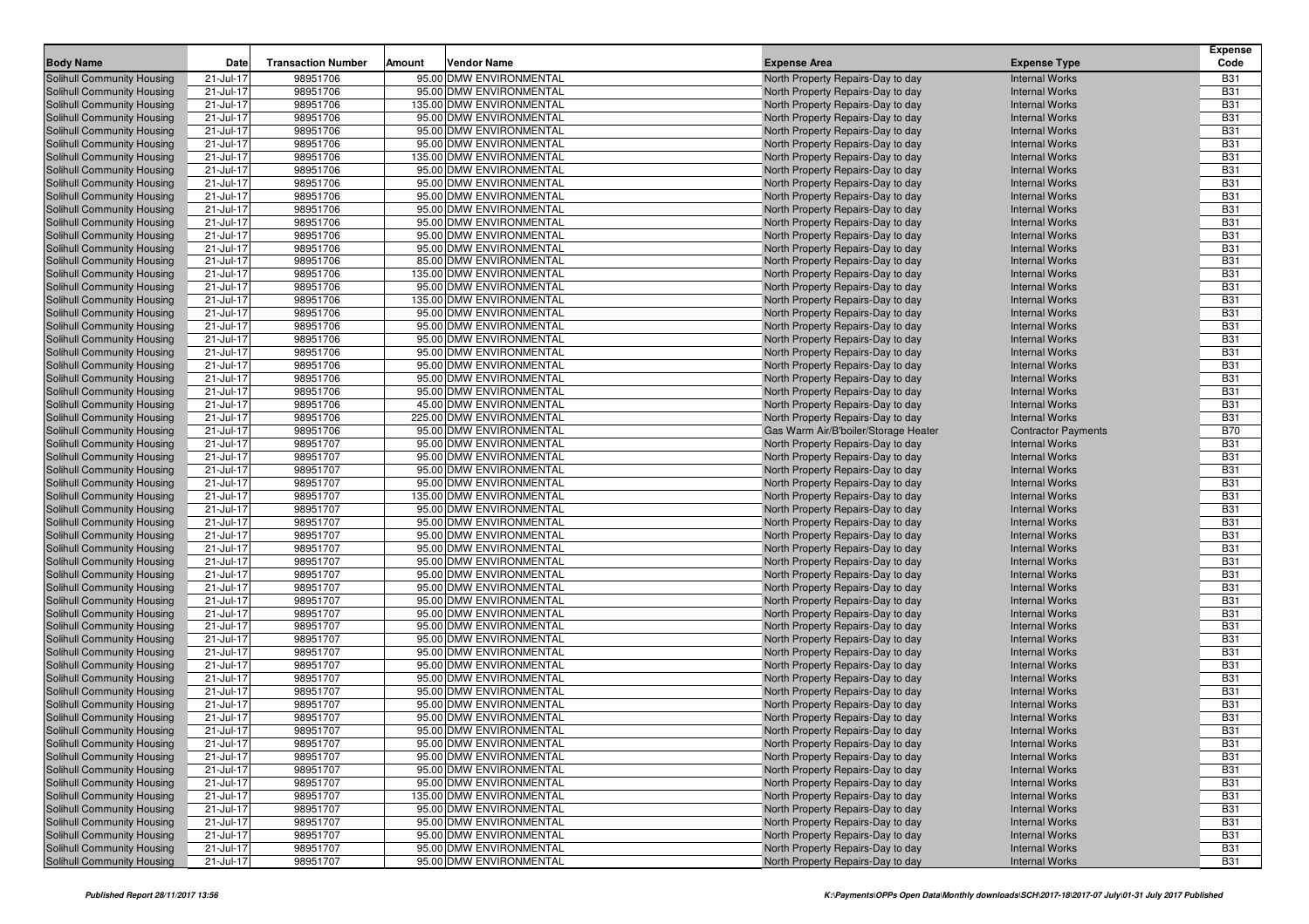| Body Name | Date | Transaction Number | Amount | Vendor Name | Expense Area | Expense Type | Expense Code |
|---|---|---|---|---|---|---|---|
| Solihull Community Housing | 21-Jul-17 | 98951706 | 95.00 | DMW ENVIRONMENTAL | North Property Repairs-Day to day | Internal Works | B31 |
| Solihull Community Housing | 21-Jul-17 | 98951706 | 95.00 | DMW ENVIRONMENTAL | North Property Repairs-Day to day | Internal Works | B31 |
| Solihull Community Housing | 21-Jul-17 | 98951706 | 135.00 | DMW ENVIRONMENTAL | North Property Repairs-Day to day | Internal Works | B31 |
| Solihull Community Housing | 21-Jul-17 | 98951706 | 95.00 | DMW ENVIRONMENTAL | North Property Repairs-Day to day | Internal Works | B31 |
| Solihull Community Housing | 21-Jul-17 | 98951706 | 95.00 | DMW ENVIRONMENTAL | North Property Repairs-Day to day | Internal Works | B31 |
| Solihull Community Housing | 21-Jul-17 | 98951706 | 95.00 | DMW ENVIRONMENTAL | North Property Repairs-Day to day | Internal Works | B31 |
| Solihull Community Housing | 21-Jul-17 | 98951706 | 135.00 | DMW ENVIRONMENTAL | North Property Repairs-Day to day | Internal Works | B31 |
| Solihull Community Housing | 21-Jul-17 | 98951706 | 95.00 | DMW ENVIRONMENTAL | North Property Repairs-Day to day | Internal Works | B31 |
| Solihull Community Housing | 21-Jul-17 | 98951706 | 95.00 | DMW ENVIRONMENTAL | North Property Repairs-Day to day | Internal Works | B31 |
| Solihull Community Housing | 21-Jul-17 | 98951706 | 95.00 | DMW ENVIRONMENTAL | North Property Repairs-Day to day | Internal Works | B31 |
| Solihull Community Housing | 21-Jul-17 | 98951706 | 95.00 | DMW ENVIRONMENTAL | North Property Repairs-Day to day | Internal Works | B31 |
| Solihull Community Housing | 21-Jul-17 | 98951706 | 95.00 | DMW ENVIRONMENTAL | North Property Repairs-Day to day | Internal Works | B31 |
| Solihull Community Housing | 21-Jul-17 | 98951706 | 95.00 | DMW ENVIRONMENTAL | North Property Repairs-Day to day | Internal Works | B31 |
| Solihull Community Housing | 21-Jul-17 | 98951706 | 95.00 | DMW ENVIRONMENTAL | North Property Repairs-Day to day | Internal Works | B31 |
| Solihull Community Housing | 21-Jul-17 | 98951706 | 85.00 | DMW ENVIRONMENTAL | North Property Repairs-Day to day | Internal Works | B31 |
| Solihull Community Housing | 21-Jul-17 | 98951706 | 135.00 | DMW ENVIRONMENTAL | North Property Repairs-Day to day | Internal Works | B31 |
| Solihull Community Housing | 21-Jul-17 | 98951706 | 95.00 | DMW ENVIRONMENTAL | North Property Repairs-Day to day | Internal Works | B31 |
| Solihull Community Housing | 21-Jul-17 | 98951706 | 135.00 | DMW ENVIRONMENTAL | North Property Repairs-Day to day | Internal Works | B31 |
| Solihull Community Housing | 21-Jul-17 | 98951706 | 95.00 | DMW ENVIRONMENTAL | North Property Repairs-Day to day | Internal Works | B31 |
| Solihull Community Housing | 21-Jul-17 | 98951706 | 95.00 | DMW ENVIRONMENTAL | North Property Repairs-Day to day | Internal Works | B31 |
| Solihull Community Housing | 21-Jul-17 | 98951706 | 95.00 | DMW ENVIRONMENTAL | North Property Repairs-Day to day | Internal Works | B31 |
| Solihull Community Housing | 21-Jul-17 | 98951706 | 95.00 | DMW ENVIRONMENTAL | North Property Repairs-Day to day | Internal Works | B31 |
| Solihull Community Housing | 21-Jul-17 | 98951706 | 95.00 | DMW ENVIRONMENTAL | North Property Repairs-Day to day | Internal Works | B31 |
| Solihull Community Housing | 21-Jul-17 | 98951706 | 95.00 | DMW ENVIRONMENTAL | North Property Repairs-Day to day | Internal Works | B31 |
| Solihull Community Housing | 21-Jul-17 | 98951706 | 95.00 | DMW ENVIRONMENTAL | North Property Repairs-Day to day | Internal Works | B31 |
| Solihull Community Housing | 21-Jul-17 | 98951706 | 45.00 | DMW ENVIRONMENTAL | North Property Repairs-Day to day | Internal Works | B31 |
| Solihull Community Housing | 21-Jul-17 | 98951706 | 225.00 | DMW ENVIRONMENTAL | North Property Repairs-Day to day | Internal Works | B31 |
| Solihull Community Housing | 21-Jul-17 | 98951706 | 95.00 | DMW ENVIRONMENTAL | Gas Warm Air/B'boiler/Storage Heater | Contractor Payments | B70 |
| Solihull Community Housing | 21-Jul-17 | 98951707 | 95.00 | DMW ENVIRONMENTAL | North Property Repairs-Day to day | Internal Works | B31 |
| Solihull Community Housing | 21-Jul-17 | 98951707 | 95.00 | DMW ENVIRONMENTAL | North Property Repairs-Day to day | Internal Works | B31 |
| Solihull Community Housing | 21-Jul-17 | 98951707 | 95.00 | DMW ENVIRONMENTAL | North Property Repairs-Day to day | Internal Works | B31 |
| Solihull Community Housing | 21-Jul-17 | 98951707 | 95.00 | DMW ENVIRONMENTAL | North Property Repairs-Day to day | Internal Works | B31 |
| Solihull Community Housing | 21-Jul-17 | 98951707 | 135.00 | DMW ENVIRONMENTAL | North Property Repairs-Day to day | Internal Works | B31 |
| Solihull Community Housing | 21-Jul-17 | 98951707 | 95.00 | DMW ENVIRONMENTAL | North Property Repairs-Day to day | Internal Works | B31 |
| Solihull Community Housing | 21-Jul-17 | 98951707 | 95.00 | DMW ENVIRONMENTAL | North Property Repairs-Day to day | Internal Works | B31 |
| Solihull Community Housing | 21-Jul-17 | 98951707 | 95.00 | DMW ENVIRONMENTAL | North Property Repairs-Day to day | Internal Works | B31 |
| Solihull Community Housing | 21-Jul-17 | 98951707 | 95.00 | DMW ENVIRONMENTAL | North Property Repairs-Day to day | Internal Works | B31 |
| Solihull Community Housing | 21-Jul-17 | 98951707 | 95.00 | DMW ENVIRONMENTAL | North Property Repairs-Day to day | Internal Works | B31 |
| Solihull Community Housing | 21-Jul-17 | 98951707 | 95.00 | DMW ENVIRONMENTAL | North Property Repairs-Day to day | Internal Works | B31 |
| Solihull Community Housing | 21-Jul-17 | 98951707 | 95.00 | DMW ENVIRONMENTAL | North Property Repairs-Day to day | Internal Works | B31 |
| Solihull Community Housing | 21-Jul-17 | 98951707 | 95.00 | DMW ENVIRONMENTAL | North Property Repairs-Day to day | Internal Works | B31 |
| Solihull Community Housing | 21-Jul-17 | 98951707 | 95.00 | DMW ENVIRONMENTAL | North Property Repairs-Day to day | Internal Works | B31 |
| Solihull Community Housing | 21-Jul-17 | 98951707 | 95.00 | DMW ENVIRONMENTAL | North Property Repairs-Day to day | Internal Works | B31 |
| Solihull Community Housing | 21-Jul-17 | 98951707 | 95.00 | DMW ENVIRONMENTAL | North Property Repairs-Day to day | Internal Works | B31 |
| Solihull Community Housing | 21-Jul-17 | 98951707 | 95.00 | DMW ENVIRONMENTAL | North Property Repairs-Day to day | Internal Works | B31 |
| Solihull Community Housing | 21-Jul-17 | 98951707 | 95.00 | DMW ENVIRONMENTAL | North Property Repairs-Day to day | Internal Works | B31 |
| Solihull Community Housing | 21-Jul-17 | 98951707 | 95.00 | DMW ENVIRONMENTAL | North Property Repairs-Day to day | Internal Works | B31 |
| Solihull Community Housing | 21-Jul-17 | 98951707 | 95.00 | DMW ENVIRONMENTAL | North Property Repairs-Day to day | Internal Works | B31 |
| Solihull Community Housing | 21-Jul-17 | 98951707 | 95.00 | DMW ENVIRONMENTAL | North Property Repairs-Day to day | Internal Works | B31 |
| Solihull Community Housing | 21-Jul-17 | 98951707 | 95.00 | DMW ENVIRONMENTAL | North Property Repairs-Day to day | Internal Works | B31 |
| Solihull Community Housing | 21-Jul-17 | 98951707 | 95.00 | DMW ENVIRONMENTAL | North Property Repairs-Day to day | Internal Works | B31 |
| Solihull Community Housing | 21-Jul-17 | 98951707 | 95.00 | DMW ENVIRONMENTAL | North Property Repairs-Day to day | Internal Works | B31 |
| Solihull Community Housing | 21-Jul-17 | 98951707 | 95.00 | DMW ENVIRONMENTAL | North Property Repairs-Day to day | Internal Works | B31 |
| Solihull Community Housing | 21-Jul-17 | 98951707 | 95.00 | DMW ENVIRONMENTAL | North Property Repairs-Day to day | Internal Works | B31 |
| Solihull Community Housing | 21-Jul-17 | 98951707 | 95.00 | DMW ENVIRONMENTAL | North Property Repairs-Day to day | Internal Works | B31 |
| Solihull Community Housing | 21-Jul-17 | 98951707 | 95.00 | DMW ENVIRONMENTAL | North Property Repairs-Day to day | Internal Works | B31 |
| Solihull Community Housing | 21-Jul-17 | 98951707 | 135.00 | DMW ENVIRONMENTAL | North Property Repairs-Day to day | Internal Works | B31 |
| Solihull Community Housing | 21-Jul-17 | 98951707 | 95.00 | DMW ENVIRONMENTAL | North Property Repairs-Day to day | Internal Works | B31 |
| Solihull Community Housing | 21-Jul-17 | 98951707 | 95.00 | DMW ENVIRONMENTAL | North Property Repairs-Day to day | Internal Works | B31 |
| Solihull Community Housing | 21-Jul-17 | 98951707 | 95.00 | DMW ENVIRONMENTAL | North Property Repairs-Day to day | Internal Works | B31 |
| Solihull Community Housing | 21-Jul-17 | 98951707 | 95.00 | DMW ENVIRONMENTAL | North Property Repairs-Day to day | Internal Works | B31 |
| Solihull Community Housing | 21-Jul-17 | 98951707 | 95.00 | DMW ENVIRONMENTAL | North Property Repairs-Day to day | Internal Works | B31 |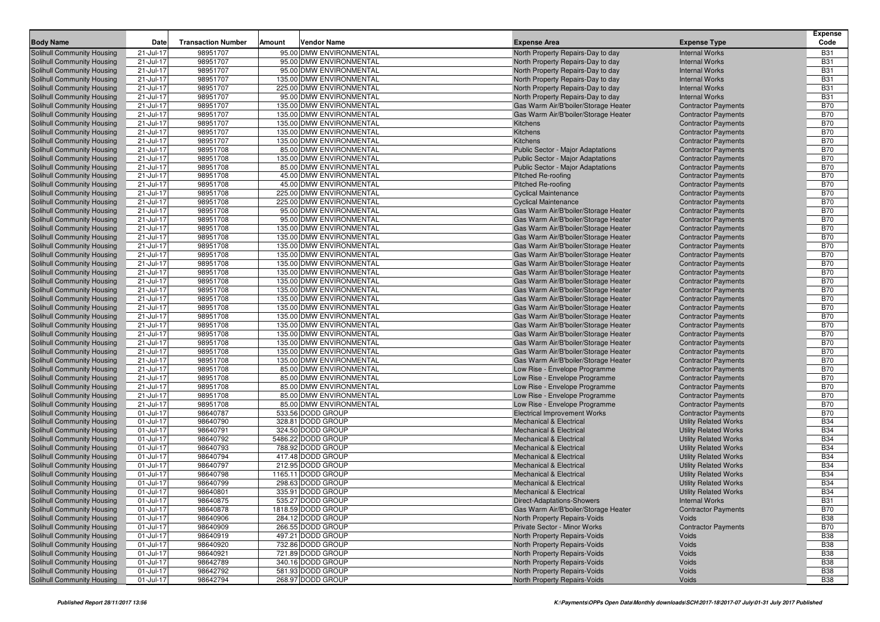| Body Name | Date | Transaction Number | Amount | Vendor Name | Expense Area | Expense Type | Expense Code |
|---|---|---|---|---|---|---|---|
| Solihull Community Housing | 21-Jul-17 | 98951707 | 95.00 | DMW ENVIRONMENTAL | North Property Repairs-Day to day | Internal Works | B31 |
| Solihull Community Housing | 21-Jul-17 | 98951707 | 95.00 | DMW ENVIRONMENTAL | North Property Repairs-Day to day | Internal Works | B31 |
| Solihull Community Housing | 21-Jul-17 | 98951707 | 95.00 | DMW ENVIRONMENTAL | North Property Repairs-Day to day | Internal Works | B31 |
| Solihull Community Housing | 21-Jul-17 | 98951707 | 135.00 | DMW ENVIRONMENTAL | North Property Repairs-Day to day | Internal Works | B31 |
| Solihull Community Housing | 21-Jul-17 | 98951707 | 225.00 | DMW ENVIRONMENTAL | North Property Repairs-Day to day | Internal Works | B31 |
| Solihull Community Housing | 21-Jul-17 | 98951707 | 95.00 | DMW ENVIRONMENTAL | North Property Repairs-Day to day | Internal Works | B31 |
| Solihull Community Housing | 21-Jul-17 | 98951707 | 135.00 | DMW ENVIRONMENTAL | Gas Warm Air/B'boiler/Storage Heater | Contractor Payments | B70 |
| Solihull Community Housing | 21-Jul-17 | 98951707 | 135.00 | DMW ENVIRONMENTAL | Gas Warm Air/B'boiler/Storage Heater | Contractor Payments | B70 |
| Solihull Community Housing | 21-Jul-17 | 98951707 | 135.00 | DMW ENVIRONMENTAL | Kitchens | Contractor Payments | B70 |
| Solihull Community Housing | 21-Jul-17 | 98951707 | 135.00 | DMW ENVIRONMENTAL | Kitchens | Contractor Payments | B70 |
| Solihull Community Housing | 21-Jul-17 | 98951707 | 135.00 | DMW ENVIRONMENTAL | Kitchens | Contractor Payments | B70 |
| Solihull Community Housing | 21-Jul-17 | 98951708 | 85.00 | DMW ENVIRONMENTAL | Public Sector - Major Adaptations | Contractor Payments | B70 |
| Solihull Community Housing | 21-Jul-17 | 98951708 | 135.00 | DMW ENVIRONMENTAL | Public Sector - Major Adaptations | Contractor Payments | B70 |
| Solihull Community Housing | 21-Jul-17 | 98951708 | 85.00 | DMW ENVIRONMENTAL | Public Sector - Major Adaptations | Contractor Payments | B70 |
| Solihull Community Housing | 21-Jul-17 | 98951708 | 45.00 | DMW ENVIRONMENTAL | Pitched Re-roofing | Contractor Payments | B70 |
| Solihull Community Housing | 21-Jul-17 | 98951708 | 45.00 | DMW ENVIRONMENTAL | Pitched Re-roofing | Contractor Payments | B70 |
| Solihull Community Housing | 21-Jul-17 | 98951708 | 225.00 | DMW ENVIRONMENTAL | Cyclical Maintenance | Contractor Payments | B70 |
| Solihull Community Housing | 21-Jul-17 | 98951708 | 225.00 | DMW ENVIRONMENTAL | Cyclical Maintenance | Contractor Payments | B70 |
| Solihull Community Housing | 21-Jul-17 | 98951708 | 95.00 | DMW ENVIRONMENTAL | Gas Warm Air/B'boiler/Storage Heater | Contractor Payments | B70 |
| Solihull Community Housing | 21-Jul-17 | 98951708 | 95.00 | DMW ENVIRONMENTAL | Gas Warm Air/B'boiler/Storage Heater | Contractor Payments | B70 |
| Solihull Community Housing | 21-Jul-17 | 98951708 | 135.00 | DMW ENVIRONMENTAL | Gas Warm Air/B'boiler/Storage Heater | Contractor Payments | B70 |
| Solihull Community Housing | 21-Jul-17 | 98951708 | 135.00 | DMW ENVIRONMENTAL | Gas Warm Air/B'boiler/Storage Heater | Contractor Payments | B70 |
| Solihull Community Housing | 21-Jul-17 | 98951708 | 135.00 | DMW ENVIRONMENTAL | Gas Warm Air/B'boiler/Storage Heater | Contractor Payments | B70 |
| Solihull Community Housing | 21-Jul-17 | 98951708 | 135.00 | DMW ENVIRONMENTAL | Gas Warm Air/B'boiler/Storage Heater | Contractor Payments | B70 |
| Solihull Community Housing | 21-Jul-17 | 98951708 | 135.00 | DMW ENVIRONMENTAL | Gas Warm Air/B'boiler/Storage Heater | Contractor Payments | B70 |
| Solihull Community Housing | 21-Jul-17 | 98951708 | 135.00 | DMW ENVIRONMENTAL | Gas Warm Air/B'boiler/Storage Heater | Contractor Payments | B70 |
| Solihull Community Housing | 21-Jul-17 | 98951708 | 135.00 | DMW ENVIRONMENTAL | Gas Warm Air/B'boiler/Storage Heater | Contractor Payments | B70 |
| Solihull Community Housing | 21-Jul-17 | 98951708 | 135.00 | DMW ENVIRONMENTAL | Gas Warm Air/B'boiler/Storage Heater | Contractor Payments | B70 |
| Solihull Community Housing | 21-Jul-17 | 98951708 | 135.00 | DMW ENVIRONMENTAL | Gas Warm Air/B'boiler/Storage Heater | Contractor Payments | B70 |
| Solihull Community Housing | 21-Jul-17 | 98951708 | 135.00 | DMW ENVIRONMENTAL | Gas Warm Air/B'boiler/Storage Heater | Contractor Payments | B70 |
| Solihull Community Housing | 21-Jul-17 | 98951708 | 135.00 | DMW ENVIRONMENTAL | Gas Warm Air/B'boiler/Storage Heater | Contractor Payments | B70 |
| Solihull Community Housing | 21-Jul-17 | 98951708 | 135.00 | DMW ENVIRONMENTAL | Gas Warm Air/B'boiler/Storage Heater | Contractor Payments | B70 |
| Solihull Community Housing | 21-Jul-17 | 98951708 | 135.00 | DMW ENVIRONMENTAL | Gas Warm Air/B'boiler/Storage Heater | Contractor Payments | B70 |
| Solihull Community Housing | 21-Jul-17 | 98951708 | 135.00 | DMW ENVIRONMENTAL | Gas Warm Air/B'boiler/Storage Heater | Contractor Payments | B70 |
| Solihull Community Housing | 21-Jul-17 | 98951708 | 135.00 | DMW ENVIRONMENTAL | Gas Warm Air/B'boiler/Storage Heater | Contractor Payments | B70 |
| Solihull Community Housing | 21-Jul-17 | 98951708 | 135.00 | DMW ENVIRONMENTAL | Gas Warm Air/B'boiler/Storage Heater | Contractor Payments | B70 |
| Solihull Community Housing | 21-Jul-17 | 98951708 | 85.00 | DMW ENVIRONMENTAL | Low Rise - Envelope Programme | Contractor Payments | B70 |
| Solihull Community Housing | 21-Jul-17 | 98951708 | 85.00 | DMW ENVIRONMENTAL | Low Rise - Envelope Programme | Contractor Payments | B70 |
| Solihull Community Housing | 21-Jul-17 | 98951708 | 85.00 | DMW ENVIRONMENTAL | Low Rise - Envelope Programme | Contractor Payments | B70 |
| Solihull Community Housing | 21-Jul-17 | 98951708 | 85.00 | DMW ENVIRONMENTAL | Low Rise - Envelope Programme | Contractor Payments | B70 |
| Solihull Community Housing | 21-Jul-17 | 98951708 | 85.00 | DMW ENVIRONMENTAL | Low Rise - Envelope Programme | Contractor Payments | B70 |
| Solihull Community Housing | 01-Jul-17 | 98640787 | 533.56 | DODD GROUP | Electrical Improvement Works | Contractor Payments | B70 |
| Solihull Community Housing | 01-Jul-17 | 98640790 | 328.81 | DODD GROUP | Mechanical & Electrical | Utility Related Works | B34 |
| Solihull Community Housing | 01-Jul-17 | 98640791 | 324.50 | DODD GROUP | Mechanical & Electrical | Utility Related Works | B34 |
| Solihull Community Housing | 01-Jul-17 | 98640792 | 5486.22 | DODD GROUP | Mechanical & Electrical | Utility Related Works | B34 |
| Solihull Community Housing | 01-Jul-17 | 98640793 | 788.92 | DODD GROUP | Mechanical & Electrical | Utility Related Works | B34 |
| Solihull Community Housing | 01-Jul-17 | 98640794 | 417.48 | DODD GROUP | Mechanical & Electrical | Utility Related Works | B34 |
| Solihull Community Housing | 01-Jul-17 | 98640797 | 212.95 | DODD GROUP | Mechanical & Electrical | Utility Related Works | B34 |
| Solihull Community Housing | 01-Jul-17 | 98640798 | 1165.11 | DODD GROUP | Mechanical & Electrical | Utility Related Works | B34 |
| Solihull Community Housing | 01-Jul-17 | 98640799 | 298.63 | DODD GROUP | Mechanical & Electrical | Utility Related Works | B34 |
| Solihull Community Housing | 01-Jul-17 | 98640801 | 335.91 | DODD GROUP | Mechanical & Electrical | Utility Related Works | B34 |
| Solihull Community Housing | 01-Jul-17 | 98640875 | 535.27 | DODD GROUP | Direct-Adaptations-Showers | Internal Works | B31 |
| Solihull Community Housing | 01-Jul-17 | 98640878 | 1818.59 | DODD GROUP | Gas Warm Air/B'boiler/Storage Heater | Contractor Payments | B70 |
| Solihull Community Housing | 01-Jul-17 | 98640906 | 284.12 | DODD GROUP | North Property Repairs-Voids | Voids | B38 |
| Solihull Community Housing | 01-Jul-17 | 98640909 | 266.55 | DODD GROUP | Private Sector - Minor Works | Contractor Payments | B70 |
| Solihull Community Housing | 01-Jul-17 | 98640919 | 497.21 | DODD GROUP | North Property Repairs-Voids | Voids | B38 |
| Solihull Community Housing | 01-Jul-17 | 98640920 | 732.86 | DODD GROUP | North Property Repairs-Voids | Voids | B38 |
| Solihull Community Housing | 01-Jul-17 | 98640921 | 721.89 | DODD GROUP | North Property Repairs-Voids | Voids | B38 |
| Solihull Community Housing | 01-Jul-17 | 98642789 | 340.16 | DODD GROUP | North Property Repairs-Voids | Voids | B38 |
| Solihull Community Housing | 01-Jul-17 | 98642792 | 581.93 | DODD GROUP | North Property Repairs-Voids | Voids | B38 |
| Solihull Community Housing | 01-Jul-17 | 98642794 | 268.97 | DODD GROUP | North Property Repairs-Voids | Voids | B38 |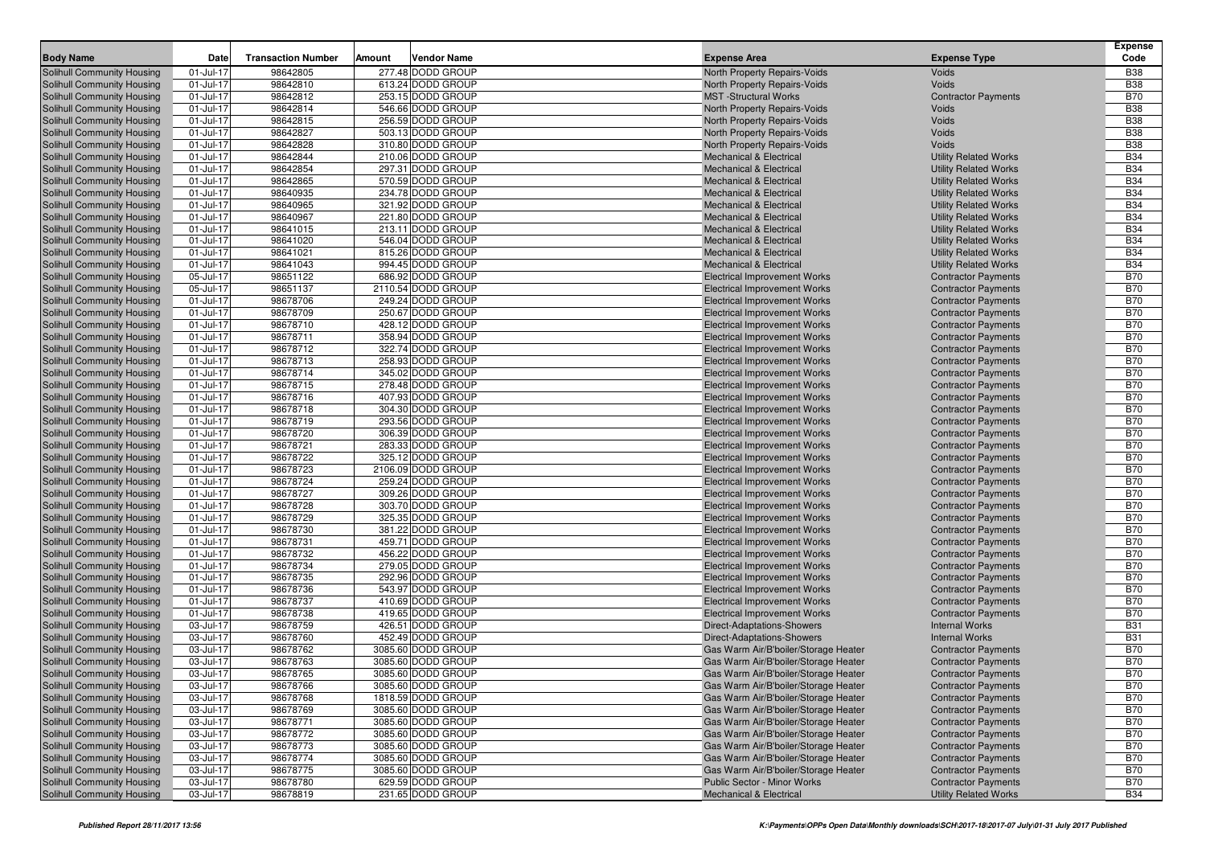| Body Name | Date | Transaction Number | Amount | Vendor Name | Expense Area | Expense Type | Expense Code |
|---|---|---|---|---|---|---|---|
| Solihull Community Housing | 01-Jul-17 | 98642805 | 277.48 | DODD GROUP | North Property Repairs-Voids | Voids | B38 |
| Solihull Community Housing | 01-Jul-17 | 98642810 | 613.24 | DODD GROUP | North Property Repairs-Voids | Voids | B38 |
| Solihull Community Housing | 01-Jul-17 | 98642812 | 253.15 | DODD GROUP | MST -Structural Works | Contractor Payments | B70 |
| Solihull Community Housing | 01-Jul-17 | 98642814 | 546.66 | DODD GROUP | North Property Repairs-Voids | Voids | B38 |
| Solihull Community Housing | 01-Jul-17 | 98642815 | 256.59 | DODD GROUP | North Property Repairs-Voids | Voids | B38 |
| Solihull Community Housing | 01-Jul-17 | 98642827 | 503.13 | DODD GROUP | North Property Repairs-Voids | Voids | B38 |
| Solihull Community Housing | 01-Jul-17 | 98642828 | 310.80 | DODD GROUP | North Property Repairs-Voids | Voids | B38 |
| Solihull Community Housing | 01-Jul-17 | 98642844 | 210.06 | DODD GROUP | Mechanical & Electrical | Utility Related Works | B34 |
| Solihull Community Housing | 01-Jul-17 | 98642854 | 297.31 | DODD GROUP | Mechanical & Electrical | Utility Related Works | B34 |
| Solihull Community Housing | 01-Jul-17 | 98642865 | 570.59 | DODD GROUP | Mechanical & Electrical | Utility Related Works | B34 |
| Solihull Community Housing | 01-Jul-17 | 98640935 | 234.78 | DODD GROUP | Mechanical & Electrical | Utility Related Works | B34 |
| Solihull Community Housing | 01-Jul-17 | 98640965 | 321.92 | DODD GROUP | Mechanical & Electrical | Utility Related Works | B34 |
| Solihull Community Housing | 01-Jul-17 | 98640967 | 221.80 | DODD GROUP | Mechanical & Electrical | Utility Related Works | B34 |
| Solihull Community Housing | 01-Jul-17 | 98641015 | 213.11 | DODD GROUP | Mechanical & Electrical | Utility Related Works | B34 |
| Solihull Community Housing | 01-Jul-17 | 98641020 | 546.04 | DODD GROUP | Mechanical & Electrical | Utility Related Works | B34 |
| Solihull Community Housing | 01-Jul-17 | 98641021 | 815.26 | DODD GROUP | Mechanical & Electrical | Utility Related Works | B34 |
| Solihull Community Housing | 01-Jul-17 | 98641043 | 994.45 | DODD GROUP | Mechanical & Electrical | Utility Related Works | B34 |
| Solihull Community Housing | 05-Jul-17 | 98651122 | 686.92 | DODD GROUP | Electrical Improvement Works | Contractor Payments | B70 |
| Solihull Community Housing | 05-Jul-17 | 98651137 | 2110.54 | DODD GROUP | Electrical Improvement Works | Contractor Payments | B70 |
| Solihull Community Housing | 01-Jul-17 | 98678706 | 249.24 | DODD GROUP | Electrical Improvement Works | Contractor Payments | B70 |
| Solihull Community Housing | 01-Jul-17 | 98678709 | 250.67 | DODD GROUP | Electrical Improvement Works | Contractor Payments | B70 |
| Solihull Community Housing | 01-Jul-17 | 98678710 | 428.12 | DODD GROUP | Electrical Improvement Works | Contractor Payments | B70 |
| Solihull Community Housing | 01-Jul-17 | 98678711 | 358.94 | DODD GROUP | Electrical Improvement Works | Contractor Payments | B70 |
| Solihull Community Housing | 01-Jul-17 | 98678712 | 322.74 | DODD GROUP | Electrical Improvement Works | Contractor Payments | B70 |
| Solihull Community Housing | 01-Jul-17 | 98678713 | 258.93 | DODD GROUP | Electrical Improvement Works | Contractor Payments | B70 |
| Solihull Community Housing | 01-Jul-17 | 98678714 | 345.02 | DODD GROUP | Electrical Improvement Works | Contractor Payments | B70 |
| Solihull Community Housing | 01-Jul-17 | 98678715 | 278.48 | DODD GROUP | Electrical Improvement Works | Contractor Payments | B70 |
| Solihull Community Housing | 01-Jul-17 | 98678716 | 407.93 | DODD GROUP | Electrical Improvement Works | Contractor Payments | B70 |
| Solihull Community Housing | 01-Jul-17 | 98678718 | 304.30 | DODD GROUP | Electrical Improvement Works | Contractor Payments | B70 |
| Solihull Community Housing | 01-Jul-17 | 98678719 | 293.56 | DODD GROUP | Electrical Improvement Works | Contractor Payments | B70 |
| Solihull Community Housing | 01-Jul-17 | 98678720 | 306.39 | DODD GROUP | Electrical Improvement Works | Contractor Payments | B70 |
| Solihull Community Housing | 01-Jul-17 | 98678721 | 283.33 | DODD GROUP | Electrical Improvement Works | Contractor Payments | B70 |
| Solihull Community Housing | 01-Jul-17 | 98678722 | 325.12 | DODD GROUP | Electrical Improvement Works | Contractor Payments | B70 |
| Solihull Community Housing | 01-Jul-17 | 98678723 | 2106.09 | DODD GROUP | Electrical Improvement Works | Contractor Payments | B70 |
| Solihull Community Housing | 01-Jul-17 | 98678724 | 259.24 | DODD GROUP | Electrical Improvement Works | Contractor Payments | B70 |
| Solihull Community Housing | 01-Jul-17 | 98678727 | 309.26 | DODD GROUP | Electrical Improvement Works | Contractor Payments | B70 |
| Solihull Community Housing | 01-Jul-17 | 98678728 | 303.70 | DODD GROUP | Electrical Improvement Works | Contractor Payments | B70 |
| Solihull Community Housing | 01-Jul-17 | 98678729 | 325.35 | DODD GROUP | Electrical Improvement Works | Contractor Payments | B70 |
| Solihull Community Housing | 01-Jul-17 | 98678730 | 381.22 | DODD GROUP | Electrical Improvement Works | Contractor Payments | B70 |
| Solihull Community Housing | 01-Jul-17 | 98678731 | 459.71 | DODD GROUP | Electrical Improvement Works | Contractor Payments | B70 |
| Solihull Community Housing | 01-Jul-17 | 98678732 | 456.22 | DODD GROUP | Electrical Improvement Works | Contractor Payments | B70 |
| Solihull Community Housing | 01-Jul-17 | 98678734 | 279.05 | DODD GROUP | Electrical Improvement Works | Contractor Payments | B70 |
| Solihull Community Housing | 01-Jul-17 | 98678735 | 292.96 | DODD GROUP | Electrical Improvement Works | Contractor Payments | B70 |
| Solihull Community Housing | 01-Jul-17 | 98678736 | 543.97 | DODD GROUP | Electrical Improvement Works | Contractor Payments | B70 |
| Solihull Community Housing | 01-Jul-17 | 98678737 | 410.69 | DODD GROUP | Electrical Improvement Works | Contractor Payments | B70 |
| Solihull Community Housing | 01-Jul-17 | 98678738 | 419.65 | DODD GROUP | Electrical Improvement Works | Contractor Payments | B70 |
| Solihull Community Housing | 03-Jul-17 | 98678759 | 426.51 | DODD GROUP | Direct-Adaptations-Showers | Internal Works | B31 |
| Solihull Community Housing | 03-Jul-17 | 98678760 | 452.49 | DODD GROUP | Direct-Adaptations-Showers | Internal Works | B31 |
| Solihull Community Housing | 03-Jul-17 | 98678762 | 3085.60 | DODD GROUP | Gas Warm Air/B'boiler/Storage Heater | Contractor Payments | B70 |
| Solihull Community Housing | 03-Jul-17 | 98678763 | 3085.60 | DODD GROUP | Gas Warm Air/B'boiler/Storage Heater | Contractor Payments | B70 |
| Solihull Community Housing | 03-Jul-17 | 98678765 | 3085.60 | DODD GROUP | Gas Warm Air/B'boiler/Storage Heater | Contractor Payments | B70 |
| Solihull Community Housing | 03-Jul-17 | 98678766 | 3085.60 | DODD GROUP | Gas Warm Air/B'boiler/Storage Heater | Contractor Payments | B70 |
| Solihull Community Housing | 03-Jul-17 | 98678768 | 1818.59 | DODD GROUP | Gas Warm Air/B'boiler/Storage Heater | Contractor Payments | B70 |
| Solihull Community Housing | 03-Jul-17 | 98678769 | 3085.60 | DODD GROUP | Gas Warm Air/B'boiler/Storage Heater | Contractor Payments | B70 |
| Solihull Community Housing | 03-Jul-17 | 98678771 | 3085.60 | DODD GROUP | Gas Warm Air/B'boiler/Storage Heater | Contractor Payments | B70 |
| Solihull Community Housing | 03-Jul-17 | 98678772 | 3085.60 | DODD GROUP | Gas Warm Air/B'boiler/Storage Heater | Contractor Payments | B70 |
| Solihull Community Housing | 03-Jul-17 | 98678773 | 3085.60 | DODD GROUP | Gas Warm Air/B'boiler/Storage Heater | Contractor Payments | B70 |
| Solihull Community Housing | 03-Jul-17 | 98678774 | 3085.60 | DODD GROUP | Gas Warm Air/B'boiler/Storage Heater | Contractor Payments | B70 |
| Solihull Community Housing | 03-Jul-17 | 98678775 | 3085.60 | DODD GROUP | Gas Warm Air/B'boiler/Storage Heater | Contractor Payments | B70 |
| Solihull Community Housing | 03-Jul-17 | 98678780 | 629.59 | DODD GROUP | Public Sector - Minor Works | Contractor Payments | B70 |
| Solihull Community Housing | 03-Jul-17 | 98678819 | 231.65 | DODD GROUP | Mechanical & Electrical | Utility Related Works | B34 |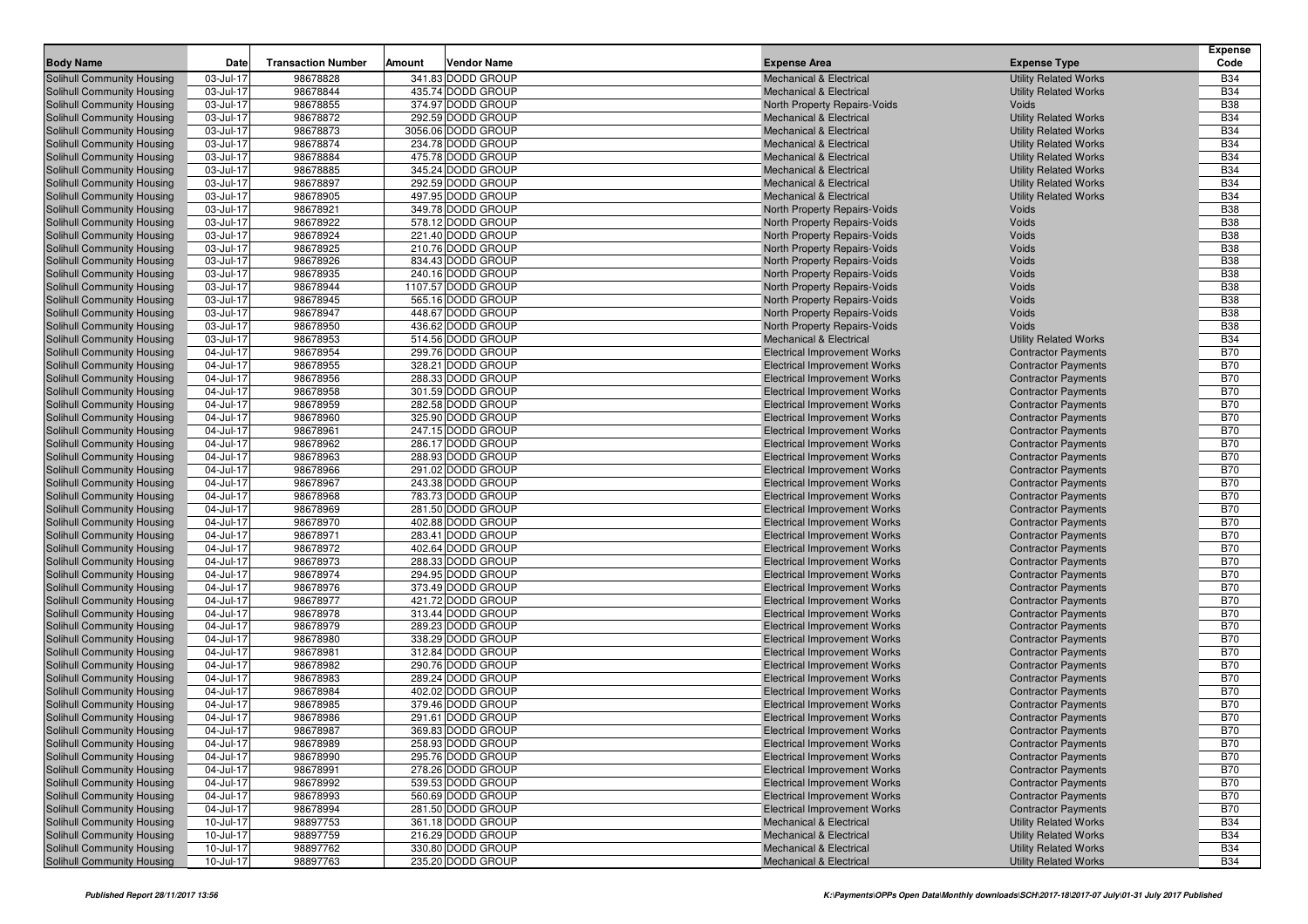| Body Name | Date | Transaction Number | Amount | Vendor Name | Expense Area | Expense Type | Expense Code |
|---|---|---|---|---|---|---|---|
| Solihull Community Housing | 03-Jul-17 | 98678828 | 341.83 | DODD GROUP | Mechanical & Electrical | Utility Related Works | B34 |
| Solihull Community Housing | 03-Jul-17 | 98678844 | 435.74 | DODD GROUP | Mechanical & Electrical | Utility Related Works | B34 |
| Solihull Community Housing | 03-Jul-17 | 98678855 | 374.97 | DODD GROUP | North Property Repairs-Voids | Voids | B38 |
| Solihull Community Housing | 03-Jul-17 | 98678872 | 292.59 | DODD GROUP | Mechanical & Electrical | Utility Related Works | B34 |
| Solihull Community Housing | 03-Jul-17 | 98678873 | 3056.06 | DODD GROUP | Mechanical & Electrical | Utility Related Works | B34 |
| Solihull Community Housing | 03-Jul-17 | 98678874 | 234.78 | DODD GROUP | Mechanical & Electrical | Utility Related Works | B34 |
| Solihull Community Housing | 03-Jul-17 | 98678884 | 475.78 | DODD GROUP | Mechanical & Electrical | Utility Related Works | B34 |
| Solihull Community Housing | 03-Jul-17 | 98678885 | 345.24 | DODD GROUP | Mechanical & Electrical | Utility Related Works | B34 |
| Solihull Community Housing | 03-Jul-17 | 98678897 | 292.59 | DODD GROUP | Mechanical & Electrical | Utility Related Works | B34 |
| Solihull Community Housing | 03-Jul-17 | 98678905 | 497.95 | DODD GROUP | Mechanical & Electrical | Utility Related Works | B34 |
| Solihull Community Housing | 03-Jul-17 | 98678921 | 349.78 | DODD GROUP | North Property Repairs-Voids | Voids | B38 |
| Solihull Community Housing | 03-Jul-17 | 98678922 | 578.12 | DODD GROUP | North Property Repairs-Voids | Voids | B38 |
| Solihull Community Housing | 03-Jul-17 | 98678924 | 221.40 | DODD GROUP | North Property Repairs-Voids | Voids | B38 |
| Solihull Community Housing | 03-Jul-17 | 98678925 | 210.76 | DODD GROUP | North Property Repairs-Voids | Voids | B38 |
| Solihull Community Housing | 03-Jul-17 | 98678926 | 834.43 | DODD GROUP | North Property Repairs-Voids | Voids | B38 |
| Solihull Community Housing | 03-Jul-17 | 98678935 | 240.16 | DODD GROUP | North Property Repairs-Voids | Voids | B38 |
| Solihull Community Housing | 03-Jul-17 | 98678944 | 1107.57 | DODD GROUP | North Property Repairs-Voids | Voids | B38 |
| Solihull Community Housing | 03-Jul-17 | 98678945 | 565.16 | DODD GROUP | North Property Repairs-Voids | Voids | B38 |
| Solihull Community Housing | 03-Jul-17 | 98678947 | 448.67 | DODD GROUP | North Property Repairs-Voids | Voids | B38 |
| Solihull Community Housing | 03-Jul-17 | 98678950 | 436.62 | DODD GROUP | North Property Repairs-Voids | Voids | B38 |
| Solihull Community Housing | 03-Jul-17 | 98678953 | 514.56 | DODD GROUP | Mechanical & Electrical | Utility Related Works | B34 |
| Solihull Community Housing | 04-Jul-17 | 98678954 | 299.76 | DODD GROUP | Electrical Improvement Works | Contractor Payments | B70 |
| Solihull Community Housing | 04-Jul-17 | 98678955 | 328.21 | DODD GROUP | Electrical Improvement Works | Contractor Payments | B70 |
| Solihull Community Housing | 04-Jul-17 | 98678956 | 288.33 | DODD GROUP | Electrical Improvement Works | Contractor Payments | B70 |
| Solihull Community Housing | 04-Jul-17 | 98678958 | 301.59 | DODD GROUP | Electrical Improvement Works | Contractor Payments | B70 |
| Solihull Community Housing | 04-Jul-17 | 98678959 | 282.58 | DODD GROUP | Electrical Improvement Works | Contractor Payments | B70 |
| Solihull Community Housing | 04-Jul-17 | 98678960 | 325.90 | DODD GROUP | Electrical Improvement Works | Contractor Payments | B70 |
| Solihull Community Housing | 04-Jul-17 | 98678961 | 247.15 | DODD GROUP | Electrical Improvement Works | Contractor Payments | B70 |
| Solihull Community Housing | 04-Jul-17 | 98678962 | 286.17 | DODD GROUP | Electrical Improvement Works | Contractor Payments | B70 |
| Solihull Community Housing | 04-Jul-17 | 98678963 | 288.93 | DODD GROUP | Electrical Improvement Works | Contractor Payments | B70 |
| Solihull Community Housing | 04-Jul-17 | 98678966 | 291.02 | DODD GROUP | Electrical Improvement Works | Contractor Payments | B70 |
| Solihull Community Housing | 04-Jul-17 | 98678967 | 243.38 | DODD GROUP | Electrical Improvement Works | Contractor Payments | B70 |
| Solihull Community Housing | 04-Jul-17 | 98678968 | 783.73 | DODD GROUP | Electrical Improvement Works | Contractor Payments | B70 |
| Solihull Community Housing | 04-Jul-17 | 98678969 | 281.50 | DODD GROUP | Electrical Improvement Works | Contractor Payments | B70 |
| Solihull Community Housing | 04-Jul-17 | 98678970 | 402.88 | DODD GROUP | Electrical Improvement Works | Contractor Payments | B70 |
| Solihull Community Housing | 04-Jul-17 | 98678971 | 283.41 | DODD GROUP | Electrical Improvement Works | Contractor Payments | B70 |
| Solihull Community Housing | 04-Jul-17 | 98678972 | 402.64 | DODD GROUP | Electrical Improvement Works | Contractor Payments | B70 |
| Solihull Community Housing | 04-Jul-17 | 98678973 | 288.33 | DODD GROUP | Electrical Improvement Works | Contractor Payments | B70 |
| Solihull Community Housing | 04-Jul-17 | 98678974 | 294.95 | DODD GROUP | Electrical Improvement Works | Contractor Payments | B70 |
| Solihull Community Housing | 04-Jul-17 | 98678976 | 373.49 | DODD GROUP | Electrical Improvement Works | Contractor Payments | B70 |
| Solihull Community Housing | 04-Jul-17 | 98678977 | 421.72 | DODD GROUP | Electrical Improvement Works | Contractor Payments | B70 |
| Solihull Community Housing | 04-Jul-17 | 98678978 | 313.44 | DODD GROUP | Electrical Improvement Works | Contractor Payments | B70 |
| Solihull Community Housing | 04-Jul-17 | 98678979 | 289.23 | DODD GROUP | Electrical Improvement Works | Contractor Payments | B70 |
| Solihull Community Housing | 04-Jul-17 | 98678980 | 338.29 | DODD GROUP | Electrical Improvement Works | Contractor Payments | B70 |
| Solihull Community Housing | 04-Jul-17 | 98678981 | 312.84 | DODD GROUP | Electrical Improvement Works | Contractor Payments | B70 |
| Solihull Community Housing | 04-Jul-17 | 98678982 | 290.76 | DODD GROUP | Electrical Improvement Works | Contractor Payments | B70 |
| Solihull Community Housing | 04-Jul-17 | 98678983 | 289.24 | DODD GROUP | Electrical Improvement Works | Contractor Payments | B70 |
| Solihull Community Housing | 04-Jul-17 | 98678984 | 402.02 | DODD GROUP | Electrical Improvement Works | Contractor Payments | B70 |
| Solihull Community Housing | 04-Jul-17 | 98678985 | 379.46 | DODD GROUP | Electrical Improvement Works | Contractor Payments | B70 |
| Solihull Community Housing | 04-Jul-17 | 98678986 | 291.61 | DODD GROUP | Electrical Improvement Works | Contractor Payments | B70 |
| Solihull Community Housing | 04-Jul-17 | 98678987 | 369.83 | DODD GROUP | Electrical Improvement Works | Contractor Payments | B70 |
| Solihull Community Housing | 04-Jul-17 | 98678989 | 258.93 | DODD GROUP | Electrical Improvement Works | Contractor Payments | B70 |
| Solihull Community Housing | 04-Jul-17 | 98678990 | 295.76 | DODD GROUP | Electrical Improvement Works | Contractor Payments | B70 |
| Solihull Community Housing | 04-Jul-17 | 98678991 | 278.26 | DODD GROUP | Electrical Improvement Works | Contractor Payments | B70 |
| Solihull Community Housing | 04-Jul-17 | 98678992 | 539.53 | DODD GROUP | Electrical Improvement Works | Contractor Payments | B70 |
| Solihull Community Housing | 04-Jul-17 | 98678993 | 560.69 | DODD GROUP | Electrical Improvement Works | Contractor Payments | B70 |
| Solihull Community Housing | 04-Jul-17 | 98678994 | 281.50 | DODD GROUP | Electrical Improvement Works | Contractor Payments | B70 |
| Solihull Community Housing | 10-Jul-17 | 98897753 | 361.18 | DODD GROUP | Mechanical & Electrical | Utility Related Works | B34 |
| Solihull Community Housing | 10-Jul-17 | 98897759 | 216.29 | DODD GROUP | Mechanical & Electrical | Utility Related Works | B34 |
| Solihull Community Housing | 10-Jul-17 | 98897762 | 330.80 | DODD GROUP | Mechanical & Electrical | Utility Related Works | B34 |
| Solihull Community Housing | 10-Jul-17 | 98897763 | 235.20 | DODD GROUP | Mechanical & Electrical | Utility Related Works | B34 |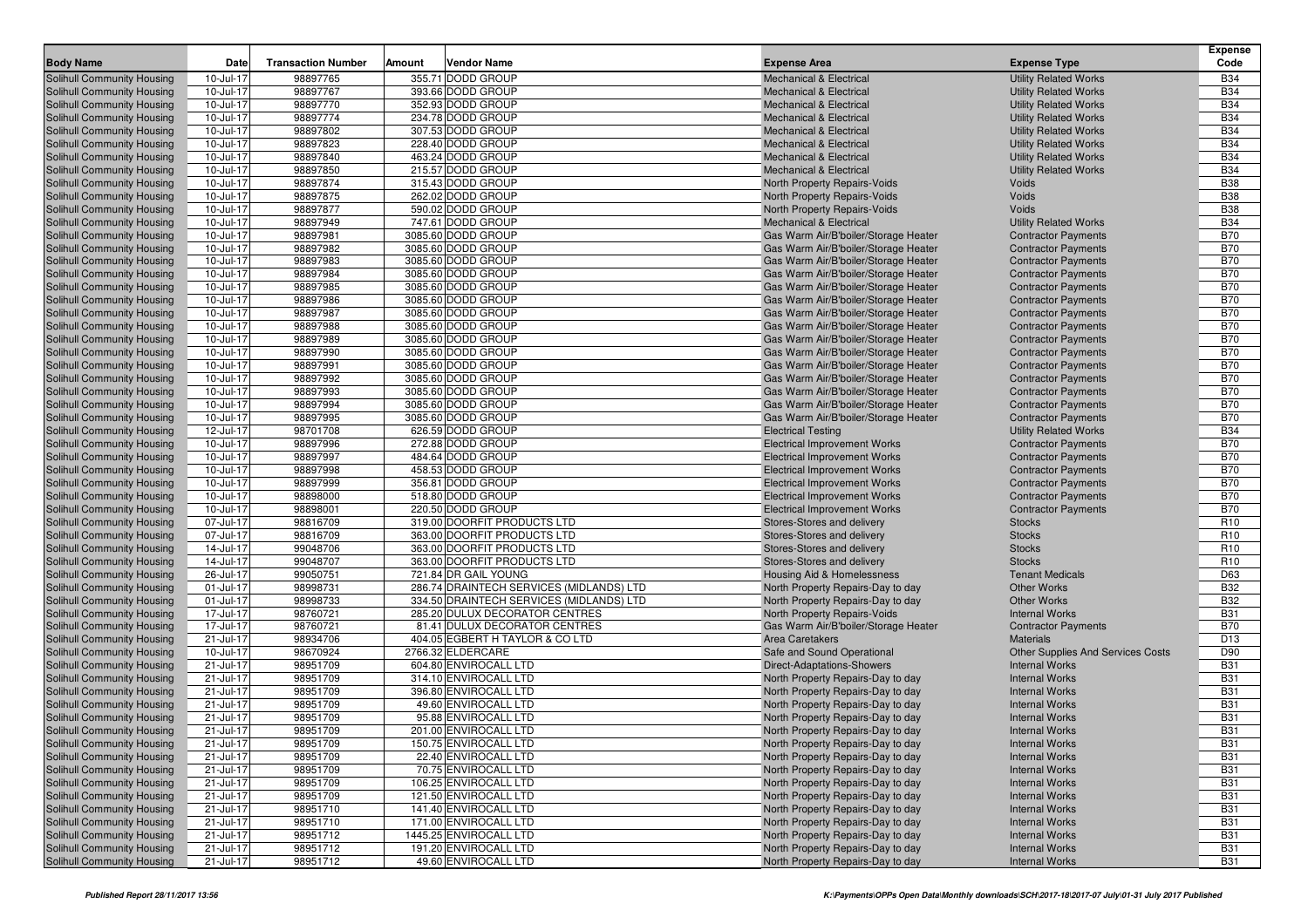| Body Name | Date | Transaction Number | Amount | Vendor Name | Expense Area | Expense Type | Expense Code |
|---|---|---|---|---|---|---|---|
| Solihull Community Housing | 10-Jul-17 | 98897765 | 355.71 | DODD GROUP | Mechanical & Electrical | Utility Related Works | B34 |
| Solihull Community Housing | 10-Jul-17 | 98897767 | 393.66 | DODD GROUP | Mechanical & Electrical | Utility Related Works | B34 |
| Solihull Community Housing | 10-Jul-17 | 98897770 | 352.93 | DODD GROUP | Mechanical & Electrical | Utility Related Works | B34 |
| Solihull Community Housing | 10-Jul-17 | 98897774 | 234.78 | DODD GROUP | Mechanical & Electrical | Utility Related Works | B34 |
| Solihull Community Housing | 10-Jul-17 | 98897802 | 307.53 | DODD GROUP | Mechanical & Electrical | Utility Related Works | B34 |
| Solihull Community Housing | 10-Jul-17 | 98897823 | 228.40 | DODD GROUP | Mechanical & Electrical | Utility Related Works | B34 |
| Solihull Community Housing | 10-Jul-17 | 98897840 | 463.24 | DODD GROUP | Mechanical & Electrical | Utility Related Works | B34 |
| Solihull Community Housing | 10-Jul-17 | 98897850 | 215.57 | DODD GROUP | Mechanical & Electrical | Utility Related Works | B34 |
| Solihull Community Housing | 10-Jul-17 | 98897874 | 315.43 | DODD GROUP | North Property Repairs-Voids | Voids | B38 |
| Solihull Community Housing | 10-Jul-17 | 98897875 | 262.02 | DODD GROUP | North Property Repairs-Voids | Voids | B38 |
| Solihull Community Housing | 10-Jul-17 | 98897877 | 590.02 | DODD GROUP | North Property Repairs-Voids | Voids | B38 |
| Solihull Community Housing | 10-Jul-17 | 98897949 | 747.61 | DODD GROUP | Mechanical & Electrical | Utility Related Works | B34 |
| Solihull Community Housing | 10-Jul-17 | 98897981 | 3085.60 | DODD GROUP | Gas Warm Air/B'boiler/Storage Heater | Contractor Payments | B70 |
| Solihull Community Housing | 10-Jul-17 | 98897982 | 3085.60 | DODD GROUP | Gas Warm Air/B'boiler/Storage Heater | Contractor Payments | B70 |
| Solihull Community Housing | 10-Jul-17 | 98897983 | 3085.60 | DODD GROUP | Gas Warm Air/B'boiler/Storage Heater | Contractor Payments | B70 |
| Solihull Community Housing | 10-Jul-17 | 98897984 | 3085.60 | DODD GROUP | Gas Warm Air/B'boiler/Storage Heater | Contractor Payments | B70 |
| Solihull Community Housing | 10-Jul-17 | 98897985 | 3085.60 | DODD GROUP | Gas Warm Air/B'boiler/Storage Heater | Contractor Payments | B70 |
| Solihull Community Housing | 10-Jul-17 | 98897986 | 3085.60 | DODD GROUP | Gas Warm Air/B'boiler/Storage Heater | Contractor Payments | B70 |
| Solihull Community Housing | 10-Jul-17 | 98897987 | 3085.60 | DODD GROUP | Gas Warm Air/B'boiler/Storage Heater | Contractor Payments | B70 |
| Solihull Community Housing | 10-Jul-17 | 98897988 | 3085.60 | DODD GROUP | Gas Warm Air/B'boiler/Storage Heater | Contractor Payments | B70 |
| Solihull Community Housing | 10-Jul-17 | 98897989 | 3085.60 | DODD GROUP | Gas Warm Air/B'boiler/Storage Heater | Contractor Payments | B70 |
| Solihull Community Housing | 10-Jul-17 | 98897990 | 3085.60 | DODD GROUP | Gas Warm Air/B'boiler/Storage Heater | Contractor Payments | B70 |
| Solihull Community Housing | 10-Jul-17 | 98897991 | 3085.60 | DODD GROUP | Gas Warm Air/B'boiler/Storage Heater | Contractor Payments | B70 |
| Solihull Community Housing | 10-Jul-17 | 98897992 | 3085.60 | DODD GROUP | Gas Warm Air/B'boiler/Storage Heater | Contractor Payments | B70 |
| Solihull Community Housing | 10-Jul-17 | 98897993 | 3085.60 | DODD GROUP | Gas Warm Air/B'boiler/Storage Heater | Contractor Payments | B70 |
| Solihull Community Housing | 10-Jul-17 | 98897994 | 3085.60 | DODD GROUP | Gas Warm Air/B'boiler/Storage Heater | Contractor Payments | B70 |
| Solihull Community Housing | 10-Jul-17 | 98897995 | 3085.60 | DODD GROUP | Gas Warm Air/B'boiler/Storage Heater | Contractor Payments | B70 |
| Solihull Community Housing | 12-Jul-17 | 98701708 | 626.59 | DODD GROUP | Electrical Testing | Utility Related Works | B34 |
| Solihull Community Housing | 10-Jul-17 | 98897996 | 272.88 | DODD GROUP | Electrical Improvement Works | Contractor Payments | B70 |
| Solihull Community Housing | 10-Jul-17 | 98897997 | 484.64 | DODD GROUP | Electrical Improvement Works | Contractor Payments | B70 |
| Solihull Community Housing | 10-Jul-17 | 98897998 | 458.53 | DODD GROUP | Electrical Improvement Works | Contractor Payments | B70 |
| Solihull Community Housing | 10-Jul-17 | 98897999 | 356.81 | DODD GROUP | Electrical Improvement Works | Contractor Payments | B70 |
| Solihull Community Housing | 10-Jul-17 | 98898000 | 518.80 | DODD GROUP | Electrical Improvement Works | Contractor Payments | B70 |
| Solihull Community Housing | 10-Jul-17 | 98898001 | 220.50 | DODD GROUP | Electrical Improvement Works | Contractor Payments | B70 |
| Solihull Community Housing | 07-Jul-17 | 98816709 | 319.00 | DOORFIT PRODUCTS LTD | Stores-Stores and delivery | Stocks | R10 |
| Solihull Community Housing | 07-Jul-17 | 98816709 | 363.00 | DOORFIT PRODUCTS LTD | Stores-Stores and delivery | Stocks | R10 |
| Solihull Community Housing | 14-Jul-17 | 99048706 | 363.00 | DOORFIT PRODUCTS LTD | Stores-Stores and delivery | Stocks | R10 |
| Solihull Community Housing | 14-Jul-17 | 99048707 | 363.00 | DOORFIT PRODUCTS LTD | Stores-Stores and delivery | Stocks | R10 |
| Solihull Community Housing | 26-Jul-17 | 99050751 | 721.84 | DR GAIL YOUNG | Housing Aid & Homelessness | Tenant Medicals | D63 |
| Solihull Community Housing | 01-Jul-17 | 98998731 | 286.74 | DRAINTECH SERVICES (MIDLANDS) LTD | North Property Repairs-Day to day | Other Works | B32 |
| Solihull Community Housing | 01-Jul-17 | 98998733 | 334.50 | DRAINTECH SERVICES (MIDLANDS) LTD | North Property Repairs-Day to day | Other Works | B32 |
| Solihull Community Housing | 17-Jul-17 | 98760721 | 285.20 | DULUX DECORATOR CENTRES | North Property Repairs-Voids | Internal Works | B31 |
| Solihull Community Housing | 17-Jul-17 | 98760721 | 81.41 | DULUX DECORATOR CENTRES | Gas Warm Air/B'boiler/Storage Heater | Contractor Payments | B70 |
| Solihull Community Housing | 21-Jul-17 | 98934706 | 404.05 | EGBERT H TAYLOR & CO LTD | Area Caretakers | Materials | D13 |
| Solihull Community Housing | 10-Jul-17 | 98670924 | 2766.32 | ELDERCARE | Safe and Sound Operational | Other Supplies And Services Costs | D90 |
| Solihull Community Housing | 21-Jul-17 | 98951709 | 604.80 | ENVIROCALL LTD | Direct-Adaptations-Showers | Internal Works | B31 |
| Solihull Community Housing | 21-Jul-17 | 98951709 | 314.10 | ENVIROCALL LTD | North Property Repairs-Day to day | Internal Works | B31 |
| Solihull Community Housing | 21-Jul-17 | 98951709 | 396.80 | ENVIROCALL LTD | North Property Repairs-Day to day | Internal Works | B31 |
| Solihull Community Housing | 21-Jul-17 | 98951709 | 49.60 | ENVIROCALL LTD | North Property Repairs-Day to day | Internal Works | B31 |
| Solihull Community Housing | 21-Jul-17 | 98951709 | 95.88 | ENVIROCALL LTD | North Property Repairs-Day to day | Internal Works | B31 |
| Solihull Community Housing | 21-Jul-17 | 98951709 | 201.00 | ENVIROCALL LTD | North Property Repairs-Day to day | Internal Works | B31 |
| Solihull Community Housing | 21-Jul-17 | 98951709 | 150.75 | ENVIROCALL LTD | North Property Repairs-Day to day | Internal Works | B31 |
| Solihull Community Housing | 21-Jul-17 | 98951709 | 22.40 | ENVIROCALL LTD | North Property Repairs-Day to day | Internal Works | B31 |
| Solihull Community Housing | 21-Jul-17 | 98951709 | 70.75 | ENVIROCALL LTD | North Property Repairs-Day to day | Internal Works | B31 |
| Solihull Community Housing | 21-Jul-17 | 98951709 | 106.25 | ENVIROCALL LTD | North Property Repairs-Day to day | Internal Works | B31 |
| Solihull Community Housing | 21-Jul-17 | 98951709 | 121.50 | ENVIROCALL LTD | North Property Repairs-Day to day | Internal Works | B31 |
| Solihull Community Housing | 21-Jul-17 | 98951710 | 141.40 | ENVIROCALL LTD | North Property Repairs-Day to day | Internal Works | B31 |
| Solihull Community Housing | 21-Jul-17 | 98951710 | 171.00 | ENVIROCALL LTD | North Property Repairs-Day to day | Internal Works | B31 |
| Solihull Community Housing | 21-Jul-17 | 98951712 | 1445.25 | ENVIROCALL LTD | North Property Repairs-Day to day | Internal Works | B31 |
| Solihull Community Housing | 21-Jul-17 | 98951712 | 191.20 | ENVIROCALL LTD | North Property Repairs-Day to day | Internal Works | B31 |
| Solihull Community Housing | 21-Jul-17 | 98951712 | 49.60 | ENVIROCALL LTD | North Property Repairs-Day to day | Internal Works | B31 |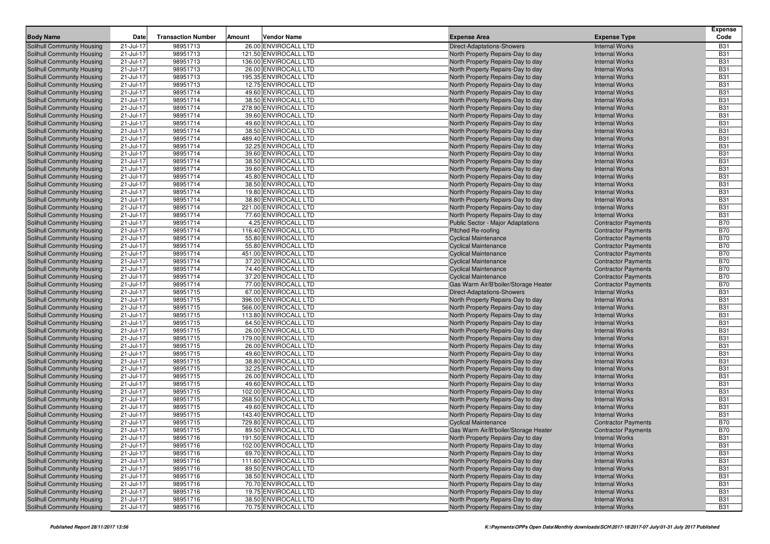| Body Name | Date | Transaction Number | Amount | Vendor Name | Expense Area | Expense Type | Expense Code |
|---|---|---|---|---|---|---|---|
| Solihull Community Housing | 21-Jul-17 | 98951713 | 26.00 | ENVIROCALL LTD | Direct-Adaptations-Showers | Internal Works | B31 |
| Solihull Community Housing | 21-Jul-17 | 98951713 | 121.50 | ENVIROCALL LTD | North Property Repairs-Day to day | Internal Works | B31 |
| Solihull Community Housing | 21-Jul-17 | 98951713 | 136.00 | ENVIROCALL LTD | North Property Repairs-Day to day | Internal Works | B31 |
| Solihull Community Housing | 21-Jul-17 | 98951713 | 26.00 | ENVIROCALL LTD | North Property Repairs-Day to day | Internal Works | B31 |
| Solihull Community Housing | 21-Jul-17 | 98951713 | 195.35 | ENVIROCALL LTD | North Property Repairs-Day to day | Internal Works | B31 |
| Solihull Community Housing | 21-Jul-17 | 98951713 | 12.75 | ENVIROCALL LTD | North Property Repairs-Day to day | Internal Works | B31 |
| Solihull Community Housing | 21-Jul-17 | 98951714 | 49.60 | ENVIROCALL LTD | North Property Repairs-Day to day | Internal Works | B31 |
| Solihull Community Housing | 21-Jul-17 | 98951714 | 38.50 | ENVIROCALL LTD | North Property Repairs-Day to day | Internal Works | B31 |
| Solihull Community Housing | 21-Jul-17 | 98951714 | 278.90 | ENVIROCALL LTD | North Property Repairs-Day to day | Internal Works | B31 |
| Solihull Community Housing | 21-Jul-17 | 98951714 | 39.60 | ENVIROCALL LTD | North Property Repairs-Day to day | Internal Works | B31 |
| Solihull Community Housing | 21-Jul-17 | 98951714 | 49.60 | ENVIROCALL LTD | North Property Repairs-Day to day | Internal Works | B31 |
| Solihull Community Housing | 21-Jul-17 | 98951714 | 38.50 | ENVIROCALL LTD | North Property Repairs-Day to day | Internal Works | B31 |
| Solihull Community Housing | 21-Jul-17 | 98951714 | 489.40 | ENVIROCALL LTD | North Property Repairs-Day to day | Internal Works | B31 |
| Solihull Community Housing | 21-Jul-17 | 98951714 | 32.25 | ENVIROCALL LTD | North Property Repairs-Day to day | Internal Works | B31 |
| Solihull Community Housing | 21-Jul-17 | 98951714 | 39.60 | ENVIROCALL LTD | North Property Repairs-Day to day | Internal Works | B31 |
| Solihull Community Housing | 21-Jul-17 | 98951714 | 38.50 | ENVIROCALL LTD | North Property Repairs-Day to day | Internal Works | B31 |
| Solihull Community Housing | 21-Jul-17 | 98951714 | 39.60 | ENVIROCALL LTD | North Property Repairs-Day to day | Internal Works | B31 |
| Solihull Community Housing | 21-Jul-17 | 98951714 | 45.80 | ENVIROCALL LTD | North Property Repairs-Day to day | Internal Works | B31 |
| Solihull Community Housing | 21-Jul-17 | 98951714 | 38.50 | ENVIROCALL LTD | North Property Repairs-Day to day | Internal Works | B31 |
| Solihull Community Housing | 21-Jul-17 | 98951714 | 19.80 | ENVIROCALL LTD | North Property Repairs-Day to day | Internal Works | B31 |
| Solihull Community Housing | 21-Jul-17 | 98951714 | 38.80 | ENVIROCALL LTD | North Property Repairs-Day to day | Internal Works | B31 |
| Solihull Community Housing | 21-Jul-17 | 98951714 | 221.00 | ENVIROCALL LTD | North Property Repairs-Day to day | Internal Works | B31 |
| Solihull Community Housing | 21-Jul-17 | 98951714 | 77.60 | ENVIROCALL LTD | North Property Repairs-Day to day | Internal Works | B31 |
| Solihull Community Housing | 21-Jul-17 | 98951714 | 4.25 | ENVIROCALL LTD | Public Sector - Major Adaptations | Contractor Payments | B70 |
| Solihull Community Housing | 21-Jul-17 | 98951714 | 116.40 | ENVIROCALL LTD | Pitched Re-roofing | Contractor Payments | B70 |
| Solihull Community Housing | 21-Jul-17 | 98951714 | 55.80 | ENVIROCALL LTD | Cyclical Maintenance | Contractor Payments | B70 |
| Solihull Community Housing | 21-Jul-17 | 98951714 | 55.80 | ENVIROCALL LTD | Cyclical Maintenance | Contractor Payments | B70 |
| Solihull Community Housing | 21-Jul-17 | 98951714 | 451.00 | ENVIROCALL LTD | Cyclical Maintenance | Contractor Payments | B70 |
| Solihull Community Housing | 21-Jul-17 | 98951714 | 37.20 | ENVIROCALL LTD | Cyclical Maintenance | Contractor Payments | B70 |
| Solihull Community Housing | 21-Jul-17 | 98951714 | 74.40 | ENVIROCALL LTD | Cyclical Maintenance | Contractor Payments | B70 |
| Solihull Community Housing | 21-Jul-17 | 98951714 | 37.20 | ENVIROCALL LTD | Cyclical Maintenance | Contractor Payments | B70 |
| Solihull Community Housing | 21-Jul-17 | 98951714 | 77.00 | ENVIROCALL LTD | Gas Warm Air/B'boiler/Storage Heater | Contractor Payments | B70 |
| Solihull Community Housing | 21-Jul-17 | 98951715 | 67.00 | ENVIROCALL LTD | Direct-Adaptations-Showers | Internal Works | B31 |
| Solihull Community Housing | 21-Jul-17 | 98951715 | 396.00 | ENVIROCALL LTD | North Property Repairs-Day to day | Internal Works | B31 |
| Solihull Community Housing | 21-Jul-17 | 98951715 | 566.00 | ENVIROCALL LTD | North Property Repairs-Day to day | Internal Works | B31 |
| Solihull Community Housing | 21-Jul-17 | 98951715 | 113.80 | ENVIROCALL LTD | North Property Repairs-Day to day | Internal Works | B31 |
| Solihull Community Housing | 21-Jul-17 | 98951715 | 64.50 | ENVIROCALL LTD | North Property Repairs-Day to day | Internal Works | B31 |
| Solihull Community Housing | 21-Jul-17 | 98951715 | 26.00 | ENVIROCALL LTD | North Property Repairs-Day to day | Internal Works | B31 |
| Solihull Community Housing | 21-Jul-17 | 98951715 | 179.00 | ENVIROCALL LTD | North Property Repairs-Day to day | Internal Works | B31 |
| Solihull Community Housing | 21-Jul-17 | 98951715 | 26.00 | ENVIROCALL LTD | North Property Repairs-Day to day | Internal Works | B31 |
| Solihull Community Housing | 21-Jul-17 | 98951715 | 49.60 | ENVIROCALL LTD | North Property Repairs-Day to day | Internal Works | B31 |
| Solihull Community Housing | 21-Jul-17 | 98951715 | 38.80 | ENVIROCALL LTD | North Property Repairs-Day to day | Internal Works | B31 |
| Solihull Community Housing | 21-Jul-17 | 98951715 | 32.25 | ENVIROCALL LTD | North Property Repairs-Day to day | Internal Works | B31 |
| Solihull Community Housing | 21-Jul-17 | 98951715 | 26.00 | ENVIROCALL LTD | North Property Repairs-Day to day | Internal Works | B31 |
| Solihull Community Housing | 21-Jul-17 | 98951715 | 49.60 | ENVIROCALL LTD | North Property Repairs-Day to day | Internal Works | B31 |
| Solihull Community Housing | 21-Jul-17 | 98951715 | 102.00 | ENVIROCALL LTD | North Property Repairs-Day to day | Internal Works | B31 |
| Solihull Community Housing | 21-Jul-17 | 98951715 | 268.50 | ENVIROCALL LTD | North Property Repairs-Day to day | Internal Works | B31 |
| Solihull Community Housing | 21-Jul-17 | 98951715 | 49.60 | ENVIROCALL LTD | North Property Repairs-Day to day | Internal Works | B31 |
| Solihull Community Housing | 21-Jul-17 | 98951715 | 143.40 | ENVIROCALL LTD | North Property Repairs-Day to day | Internal Works | B31 |
| Solihull Community Housing | 21-Jul-17 | 98951715 | 729.80 | ENVIROCALL LTD | Cyclical Maintenance | Contractor Payments | B70 |
| Solihull Community Housing | 21-Jul-17 | 98951715 | 89.50 | ENVIROCALL LTD | Gas Warm Air/B'boiler/Storage Heater | Contractor Payments | B70 |
| Solihull Community Housing | 21-Jul-17 | 98951716 | 191.50 | ENVIROCALL LTD | North Property Repairs-Day to day | Internal Works | B31 |
| Solihull Community Housing | 21-Jul-17 | 98951716 | 102.00 | ENVIROCALL LTD | North Property Repairs-Day to day | Internal Works | B31 |
| Solihull Community Housing | 21-Jul-17 | 98951716 | 69.70 | ENVIROCALL LTD | North Property Repairs-Day to day | Internal Works | B31 |
| Solihull Community Housing | 21-Jul-17 | 98951716 | 111.60 | ENVIROCALL LTD | North Property Repairs-Day to day | Internal Works | B31 |
| Solihull Community Housing | 21-Jul-17 | 98951716 | 89.50 | ENVIROCALL LTD | North Property Repairs-Day to day | Internal Works | B31 |
| Solihull Community Housing | 21-Jul-17 | 98951716 | 38.50 | ENVIROCALL LTD | North Property Repairs-Day to day | Internal Works | B31 |
| Solihull Community Housing | 21-Jul-17 | 98951716 | 70.70 | ENVIROCALL LTD | North Property Repairs-Day to day | Internal Works | B31 |
| Solihull Community Housing | 21-Jul-17 | 98951716 | 19.75 | ENVIROCALL LTD | North Property Repairs-Day to day | Internal Works | B31 |
| Solihull Community Housing | 21-Jul-17 | 98951716 | 38.50 | ENVIROCALL LTD | North Property Repairs-Day to day | Internal Works | B31 |
| Solihull Community Housing | 21-Jul-17 | 98951716 | 70.75 | ENVIROCALL LTD | North Property Repairs-Day to day | Internal Works | B31 |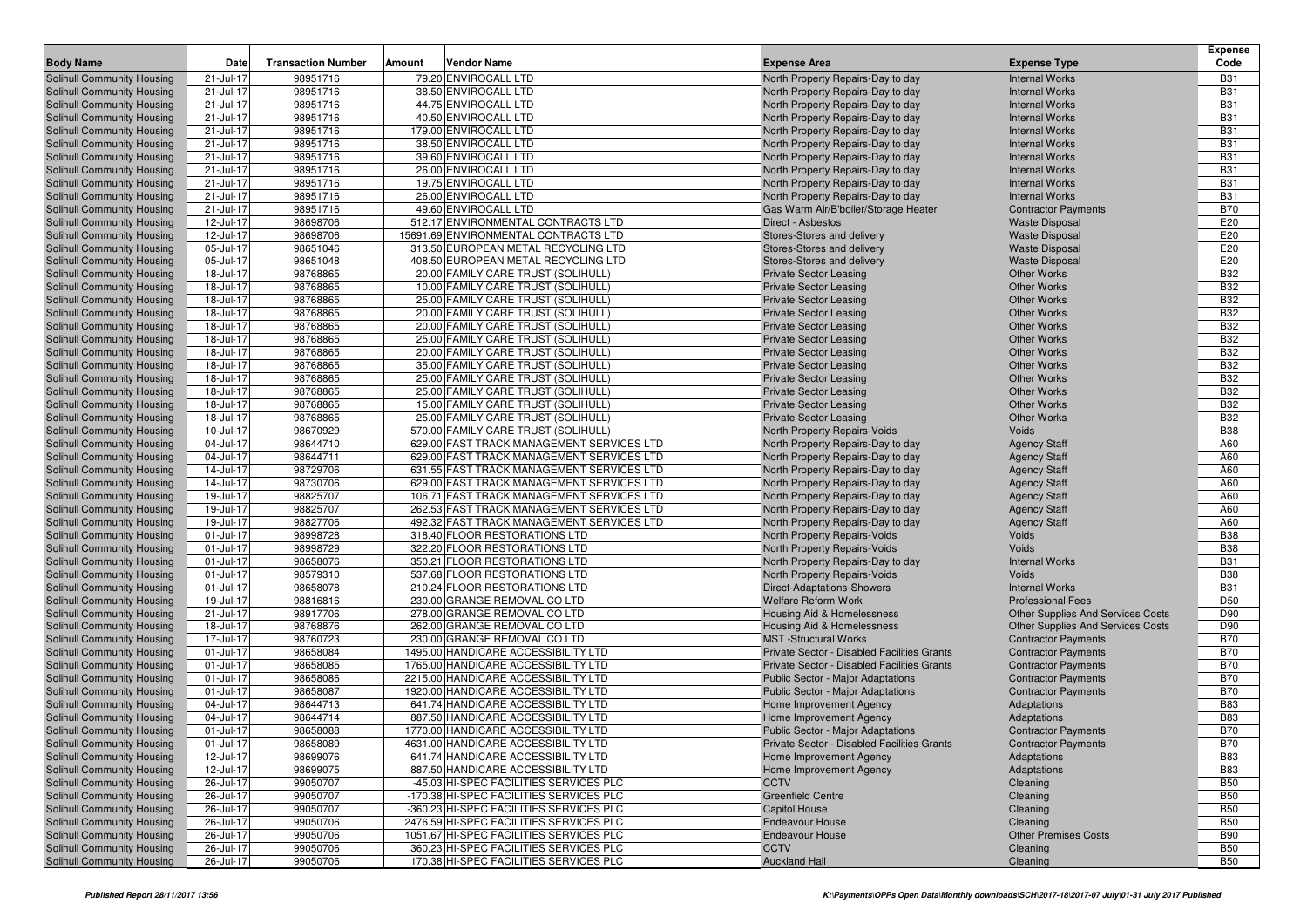| Body Name | Date | Transaction Number | Amount | Vendor Name | Expense Area | Expense Type | Expense Code |
|---|---|---|---|---|---|---|---|
| Solihull Community Housing | 21-Jul-17 | 98951716 | 79.20 | ENVIROCALL LTD | North Property Repairs-Day to day | Internal Works | B31 |
| Solihull Community Housing | 21-Jul-17 | 98951716 | 38.50 | ENVIROCALL LTD | North Property Repairs-Day to day | Internal Works | B31 |
| Solihull Community Housing | 21-Jul-17 | 98951716 | 44.75 | ENVIROCALL LTD | North Property Repairs-Day to day | Internal Works | B31 |
| Solihull Community Housing | 21-Jul-17 | 98951716 | 40.50 | ENVIROCALL LTD | North Property Repairs-Day to day | Internal Works | B31 |
| Solihull Community Housing | 21-Jul-17 | 98951716 | 179.00 | ENVIROCALL LTD | North Property Repairs-Day to day | Internal Works | B31 |
| Solihull Community Housing | 21-Jul-17 | 98951716 | 38.50 | ENVIROCALL LTD | North Property Repairs-Day to day | Internal Works | B31 |
| Solihull Community Housing | 21-Jul-17 | 98951716 | 39.60 | ENVIROCALL LTD | North Property Repairs-Day to day | Internal Works | B31 |
| Solihull Community Housing | 21-Jul-17 | 98951716 | 26.00 | ENVIROCALL LTD | North Property Repairs-Day to day | Internal Works | B31 |
| Solihull Community Housing | 21-Jul-17 | 98951716 | 19.75 | ENVIROCALL LTD | North Property Repairs-Day to day | Internal Works | B31 |
| Solihull Community Housing | 21-Jul-17 | 98951716 | 26.00 | ENVIROCALL LTD | North Property Repairs-Day to day | Internal Works | B31 |
| Solihull Community Housing | 21-Jul-17 | 98951716 | 49.60 | ENVIROCALL LTD | Gas Warm Air/B'boiler/Storage Heater | Contractor Payments | B70 |
| Solihull Community Housing | 12-Jul-17 | 98698706 | 512.17 | ENVIRONMENTAL CONTRACTS LTD | Direct - Asbestos | Waste Disposal | E20 |
| Solihull Community Housing | 12-Jul-17 | 98698706 | 15691.69 | ENVIRONMENTAL CONTRACTS LTD | Stores-Stores and delivery | Waste Disposal | E20 |
| Solihull Community Housing | 05-Jul-17 | 98651046 | 313.50 | EUROPEAN METAL RECYCLING LTD | Stores-Stores and delivery | Waste Disposal | E20 |
| Solihull Community Housing | 05-Jul-17 | 98651048 | 408.50 | EUROPEAN METAL RECYCLING LTD | Stores-Stores and delivery | Waste Disposal | E20 |
| Solihull Community Housing | 18-Jul-17 | 98768865 | 20.00 | FAMILY CARE TRUST (SOLIHULL) | Private Sector Leasing | Other Works | B32 |
| Solihull Community Housing | 18-Jul-17 | 98768865 | 10.00 | FAMILY CARE TRUST (SOLIHULL) | Private Sector Leasing | Other Works | B32 |
| Solihull Community Housing | 18-Jul-17 | 98768865 | 25.00 | FAMILY CARE TRUST (SOLIHULL) | Private Sector Leasing | Other Works | B32 |
| Solihull Community Housing | 18-Jul-17 | 98768865 | 20.00 | FAMILY CARE TRUST (SOLIHULL) | Private Sector Leasing | Other Works | B32 |
| Solihull Community Housing | 18-Jul-17 | 98768865 | 20.00 | FAMILY CARE TRUST (SOLIHULL) | Private Sector Leasing | Other Works | B32 |
| Solihull Community Housing | 18-Jul-17 | 98768865 | 25.00 | FAMILY CARE TRUST (SOLIHULL) | Private Sector Leasing | Other Works | B32 |
| Solihull Community Housing | 18-Jul-17 | 98768865 | 20.00 | FAMILY CARE TRUST (SOLIHULL) | Private Sector Leasing | Other Works | B32 |
| Solihull Community Housing | 18-Jul-17 | 98768865 | 35.00 | FAMILY CARE TRUST (SOLIHULL) | Private Sector Leasing | Other Works | B32 |
| Solihull Community Housing | 18-Jul-17 | 98768865 | 25.00 | FAMILY CARE TRUST (SOLIHULL) | Private Sector Leasing | Other Works | B32 |
| Solihull Community Housing | 18-Jul-17 | 98768865 | 25.00 | FAMILY CARE TRUST (SOLIHULL) | Private Sector Leasing | Other Works | B32 |
| Solihull Community Housing | 18-Jul-17 | 98768865 | 15.00 | FAMILY CARE TRUST (SOLIHULL) | Private Sector Leasing | Other Works | B32 |
| Solihull Community Housing | 18-Jul-17 | 98768865 | 25.00 | FAMILY CARE TRUST (SOLIHULL) | Private Sector Leasing | Other Works | B32 |
| Solihull Community Housing | 10-Jul-17 | 98670929 | 570.00 | FAMILY CARE TRUST (SOLIHULL) | North Property Repairs-Voids | Voids | B38 |
| Solihull Community Housing | 04-Jul-17 | 98644710 | 629.00 | FAST TRACK MANAGEMENT SERVICES LTD | North Property Repairs-Day to day | Agency Staff | A60 |
| Solihull Community Housing | 04-Jul-17 | 98644711 | 629.00 | FAST TRACK MANAGEMENT SERVICES LTD | North Property Repairs-Day to day | Agency Staff | A60 |
| Solihull Community Housing | 14-Jul-17 | 98729706 | 631.55 | FAST TRACK MANAGEMENT SERVICES LTD | North Property Repairs-Day to day | Agency Staff | A60 |
| Solihull Community Housing | 14-Jul-17 | 98730706 | 629.00 | FAST TRACK MANAGEMENT SERVICES LTD | North Property Repairs-Day to day | Agency Staff | A60 |
| Solihull Community Housing | 19-Jul-17 | 98825707 | 106.71 | FAST TRACK MANAGEMENT SERVICES LTD | North Property Repairs-Day to day | Agency Staff | A60 |
| Solihull Community Housing | 19-Jul-17 | 98825707 | 262.53 | FAST TRACK MANAGEMENT SERVICES LTD | North Property Repairs-Day to day | Agency Staff | A60 |
| Solihull Community Housing | 19-Jul-17 | 98827706 | 492.32 | FAST TRACK MANAGEMENT SERVICES LTD | North Property Repairs-Day to day | Agency Staff | A60 |
| Solihull Community Housing | 01-Jul-17 | 98998728 | 318.40 | FLOOR RESTORATIONS LTD | North Property Repairs-Voids | Voids | B38 |
| Solihull Community Housing | 01-Jul-17 | 98998729 | 322.20 | FLOOR RESTORATIONS LTD | North Property Repairs-Voids | Voids | B38 |
| Solihull Community Housing | 01-Jul-17 | 98658076 | 350.21 | FLOOR RESTORATIONS LTD | North Property Repairs-Day to day | Internal Works | B31 |
| Solihull Community Housing | 01-Jul-17 | 98579310 | 537.68 | FLOOR RESTORATIONS LTD | North Property Repairs-Voids | Voids | B38 |
| Solihull Community Housing | 01-Jul-17 | 98658078 | 210.24 | FLOOR RESTORATIONS LTD | Direct-Adaptations-Showers | Internal Works | B31 |
| Solihull Community Housing | 19-Jul-17 | 98816816 | 230.00 | GRANGE REMOVAL CO LTD | Welfare Reform Work | Professional Fees | D50 |
| Solihull Community Housing | 21-Jul-17 | 98917706 | 278.00 | GRANGE REMOVAL CO LTD | Housing Aid & Homelessness | Other Supplies And Services Costs | D90 |
| Solihull Community Housing | 18-Jul-17 | 98768876 | 262.00 | GRANGE REMOVAL CO LTD | Housing Aid & Homelessness | Other Supplies And Services Costs | D90 |
| Solihull Community Housing | 17-Jul-17 | 98760723 | 230.00 | GRANGE REMOVAL CO LTD | MST -Structural Works | Contractor Payments | B70 |
| Solihull Community Housing | 01-Jul-17 | 98658084 | 1495.00 | HANDICARE ACCESSIBILITY LTD | Private Sector - Disabled Facilities Grants | Contractor Payments | B70 |
| Solihull Community Housing | 01-Jul-17 | 98658085 | 1765.00 | HANDICARE ACCESSIBILITY LTD | Private Sector - Disabled Facilities Grants | Contractor Payments | B70 |
| Solihull Community Housing | 01-Jul-17 | 98658086 | 2215.00 | HANDICARE ACCESSIBILITY LTD | Public Sector - Major Adaptations | Contractor Payments | B70 |
| Solihull Community Housing | 01-Jul-17 | 98658087 | 1920.00 | HANDICARE ACCESSIBILITY LTD | Public Sector - Major Adaptations | Contractor Payments | B70 |
| Solihull Community Housing | 04-Jul-17 | 98644713 | 641.74 | HANDICARE ACCESSIBILITY LTD | Home Improvement Agency | Adaptations | B83 |
| Solihull Community Housing | 04-Jul-17 | 98644714 | 887.50 | HANDICARE ACCESSIBILITY LTD | Home Improvement Agency | Adaptations | B83 |
| Solihull Community Housing | 01-Jul-17 | 98658088 | 1770.00 | HANDICARE ACCESSIBILITY LTD | Public Sector - Major Adaptations | Contractor Payments | B70 |
| Solihull Community Housing | 01-Jul-17 | 98658089 | 4631.00 | HANDICARE ACCESSIBILITY LTD | Private Sector - Disabled Facilities Grants | Contractor Payments | B70 |
| Solihull Community Housing | 12-Jul-17 | 98699076 | 641.74 | HANDICARE ACCESSIBILITY LTD | Home Improvement Agency | Adaptations | B83 |
| Solihull Community Housing | 12-Jul-17 | 98699075 | 887.50 | HANDICARE ACCESSIBILITY LTD | Home Improvement Agency | Adaptations | B83 |
| Solihull Community Housing | 26-Jul-17 | 99050707 | -45.03 | HI-SPEC FACILITIES SERVICES PLC | CCTV | Cleaning | B50 |
| Solihull Community Housing | 26-Jul-17 | 99050707 | -170.38 | HI-SPEC FACILITIES SERVICES PLC | Greenfield Centre | Cleaning | B50 |
| Solihull Community Housing | 26-Jul-17 | 99050707 | -360.23 | HI-SPEC FACILITIES SERVICES PLC | Capitol House | Cleaning | B50 |
| Solihull Community Housing | 26-Jul-17 | 99050706 | 2476.59 | HI-SPEC FACILITIES SERVICES PLC | Endeavour House | Cleaning | B50 |
| Solihull Community Housing | 26-Jul-17 | 99050706 | 1051.67 | HI-SPEC FACILITIES SERVICES PLC | Endeavour House | Other Premises Costs | B90 |
| Solihull Community Housing | 26-Jul-17 | 99050706 | 360.23 | HI-SPEC FACILITIES SERVICES PLC | CCTV | Cleaning | B50 |
| Solihull Community Housing | 26-Jul-17 | 99050706 | 170.38 | HI-SPEC FACILITIES SERVICES PLC | Auckland Hall | Cleaning | B50 |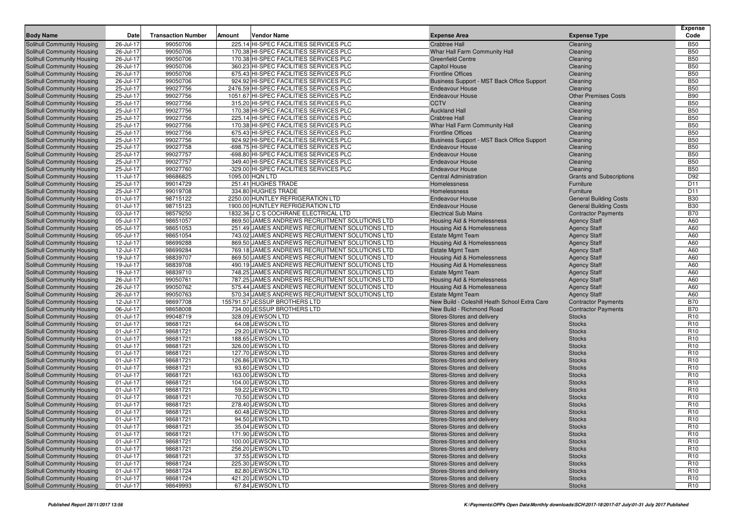| Body Name | Date | Transaction Number | Amount | Vendor Name | Expense Area | Expense Type | Expense Code |
|---|---|---|---|---|---|---|---|
| Solihull Community Housing | 26-Jul-17 | 99050706 | 225.14 | HI-SPEC FACILITIES SERVICES PLC | Crabtree Hall | Cleaning | B50 |
| Solihull Community Housing | 26-Jul-17 | 99050706 | 170.38 | HI-SPEC FACILITIES SERVICES PLC | Whar Hall Farm Community Hall | Cleaning | B50 |
| Solihull Community Housing | 26-Jul-17 | 99050706 | 170.38 | HI-SPEC FACILITIES SERVICES PLC | Greenfield Centre | Cleaning | B50 |
| Solihull Community Housing | 26-Jul-17 | 99050706 | 360.23 | HI-SPEC FACILITIES SERVICES PLC | Capitol House | Cleaning | B50 |
| Solihull Community Housing | 26-Jul-17 | 99050706 | 675.43 | HI-SPEC FACILITIES SERVICES PLC | Frontline Offices | Cleaning | B50 |
| Solihull Community Housing | 26-Jul-17 | 99050706 | 924.92 | HI-SPEC FACILITIES SERVICES PLC | Business Support - MST Back Office Support | Cleaning | B50 |
| Solihull Community Housing | 25-Jul-17 | 99027756 | 2476.59 | HI-SPEC FACILITIES SERVICES PLC | Endeavour House | Cleaning | B50 |
| Solihull Community Housing | 25-Jul-17 | 99027756 | 1051.67 | HI-SPEC FACILITIES SERVICES PLC | Endeavour House | Other Premises Costs | B90 |
| Solihull Community Housing | 25-Jul-17 | 99027756 | 315.20 | HI-SPEC FACILITIES SERVICES PLC | CCTV | Cleaning | B50 |
| Solihull Community Housing | 25-Jul-17 | 99027756 | 170.38 | HI-SPEC FACILITIES SERVICES PLC | Auckland Hall | Cleaning | B50 |
| Solihull Community Housing | 25-Jul-17 | 99027756 | 225.14 | HI-SPEC FACILITIES SERVICES PLC | Crabtree Hall | Cleaning | B50 |
| Solihull Community Housing | 25-Jul-17 | 99027756 | 170.38 | HI-SPEC FACILITIES SERVICES PLC | Whar Hall Farm Community Hall | Cleaning | B50 |
| Solihull Community Housing | 25-Jul-17 | 99027756 | 675.43 | HI-SPEC FACILITIES SERVICES PLC | Frontline Offices | Cleaning | B50 |
| Solihull Community Housing | 25-Jul-17 | 99027756 | 924.92 | HI-SPEC FACILITIES SERVICES PLC | Business Support - MST Back Office Support | Cleaning | B50 |
| Solihull Community Housing | 25-Jul-17 | 99027758 | -698.75 | HI-SPEC FACILITIES SERVICES PLC | Endeavour House | Cleaning | B50 |
| Solihull Community Housing | 25-Jul-17 | 99027757 | -698.80 | HI-SPEC FACILITIES SERVICES PLC | Endeavour House | Cleaning | B50 |
| Solihull Community Housing | 25-Jul-17 | 99027757 | 349.40 | HI-SPEC FACILITIES SERVICES PLC | Endeavour House | Cleaning | B50 |
| Solihull Community Housing | 25-Jul-17 | 99027760 | -329.00 | HI-SPEC FACILITIES SERVICES PLC | Endeavour House | Cleaning | B50 |
| Solihull Community Housing | 11-Jul-17 | 98686825 | 1095.00 | HQN LTD | Central Administration | Grants and Subscriptions | D92 |
| Solihull Community Housing | 25-Jul-17 | 99014729 | 251.41 | HUGHES TRADE | Homelessness | Furniture | D11 |
| Solihull Community Housing | 25-Jul-17 | 99019708 | 334.80 | HUGHES TRADE | Homelessness | Furniture | D11 |
| Solihull Community Housing | 01-Jul-17 | 98715122 | 2250.00 | HUNTLEY REFRIGERATION LTD | Endeavour House | General Building Costs | B30 |
| Solihull Community Housing | 01-Jul-17 | 98715123 | 1900.00 | HUNTLEY REFRIGERATION LTD | Endeavour House | General Building Costs | B30 |
| Solihull Community Housing | 03-Jul-17 | 98579250 | 1832.36 | J C S COCHRANE ELECTRICAL LTD | Electrical Sub Mains | Contractor Payments | B70 |
| Solihull Community Housing | 05-Jul-17 | 98651057 | 869.50 | JAMES ANDREWS RECRUITMENT SOLUTIONS LTD | Housing Aid & Homelessness | Agency Staff | A60 |
| Solihull Community Housing | 05-Jul-17 | 98651053 | 251.49 | JAMES ANDREWS RECRUITMENT SOLUTIONS LTD | Housing Aid & Homelessness | Agency Staff | A60 |
| Solihull Community Housing | 05-Jul-17 | 98651054 | 743.02 | JAMES ANDREWS RECRUITMENT SOLUTIONS LTD | Estate Mgmt Team | Agency Staff | A60 |
| Solihull Community Housing | 12-Jul-17 | 98699288 | 869.50 | JAMES ANDREWS RECRUITMENT SOLUTIONS LTD | Housing Aid & Homelessness | Agency Staff | A60 |
| Solihull Community Housing | 12-Jul-17 | 98699284 | 769.18 | JAMES ANDREWS RECRUITMENT SOLUTIONS LTD | Estate Mgmt Team | Agency Staff | A60 |
| Solihull Community Housing | 19-Jul-17 | 98839707 | 869.50 | JAMES ANDREWS RECRUITMENT SOLUTIONS LTD | Housing Aid & Homelessness | Agency Staff | A60 |
| Solihull Community Housing | 19-Jul-17 | 98839708 | 490.19 | JAMES ANDREWS RECRUITMENT SOLUTIONS LTD | Housing Aid & Homelessness | Agency Staff | A60 |
| Solihull Community Housing | 19-Jul-17 | 98839710 | 748.25 | JAMES ANDREWS RECRUITMENT SOLUTIONS LTD | Estate Mgmt Team | Agency Staff | A60 |
| Solihull Community Housing | 26-Jul-17 | 99050761 | 787.25 | JAMES ANDREWS RECRUITMENT SOLUTIONS LTD | Housing Aid & Homelessness | Agency Staff | A60 |
| Solihull Community Housing | 26-Jul-17 | 99050762 | 575.44 | JAMES ANDREWS RECRUITMENT SOLUTIONS LTD | Housing Aid & Homelessness | Agency Staff | A60 |
| Solihull Community Housing | 26-Jul-17 | 99050763 | 570.34 | JAMES ANDREWS RECRUITMENT SOLUTIONS LTD | Estate Mgmt Team | Agency Staff | A60 |
| Solihull Community Housing | 12-Jul-17 | 98697708 | 155791.57 | JESSUP BROTHERS LTD | New Build - Coleshill Heath School Extra Care | Contractor Payments | B70 |
| Solihull Community Housing | 06-Jul-17 | 98658008 | 734.00 | JESSUP BROTHERS LTD | New Build - Richmond Road | Contractor Payments | B70 |
| Solihull Community Housing | 01-Jul-17 | 99048719 | 328.09 | JEWSON LTD | Stores-Stores and delivery | Stocks | R10 |
| Solihull Community Housing | 01-Jul-17 | 98681721 | 64.08 | JEWSON LTD | Stores-Stores and delivery | Stocks | R10 |
| Solihull Community Housing | 01-Jul-17 | 98681721 | 29.20 | JEWSON LTD | Stores-Stores and delivery | Stocks | R10 |
| Solihull Community Housing | 01-Jul-17 | 98681721 | 188.65 | JEWSON LTD | Stores-Stores and delivery | Stocks | R10 |
| Solihull Community Housing | 01-Jul-17 | 98681721 | 326.00 | JEWSON LTD | Stores-Stores and delivery | Stocks | R10 |
| Solihull Community Housing | 01-Jul-17 | 98681721 | 127.70 | JEWSON LTD | Stores-Stores and delivery | Stocks | R10 |
| Solihull Community Housing | 01-Jul-17 | 98681721 | 126.86 | JEWSON LTD | Stores-Stores and delivery | Stocks | R10 |
| Solihull Community Housing | 01-Jul-17 | 98681721 | 93.60 | JEWSON LTD | Stores-Stores and delivery | Stocks | R10 |
| Solihull Community Housing | 01-Jul-17 | 98681721 | 163.00 | JEWSON LTD | Stores-Stores and delivery | Stocks | R10 |
| Solihull Community Housing | 01-Jul-17 | 98681721 | 104.00 | JEWSON LTD | Stores-Stores and delivery | Stocks | R10 |
| Solihull Community Housing | 01-Jul-17 | 98681721 | 59.22 | JEWSON LTD | Stores-Stores and delivery | Stocks | R10 |
| Solihull Community Housing | 01-Jul-17 | 98681721 | 70.50 | JEWSON LTD | Stores-Stores and delivery | Stocks | R10 |
| Solihull Community Housing | 01-Jul-17 | 98681721 | 278.40 | JEWSON LTD | Stores-Stores and delivery | Stocks | R10 |
| Solihull Community Housing | 01-Jul-17 | 98681721 | 60.48 | JEWSON LTD | Stores-Stores and delivery | Stocks | R10 |
| Solihull Community Housing | 01-Jul-17 | 98681721 | 94.50 | JEWSON LTD | Stores-Stores and delivery | Stocks | R10 |
| Solihull Community Housing | 01-Jul-17 | 98681721 | 35.04 | JEWSON LTD | Stores-Stores and delivery | Stocks | R10 |
| Solihull Community Housing | 01-Jul-17 | 98681721 | 171.90 | JEWSON LTD | Stores-Stores and delivery | Stocks | R10 |
| Solihull Community Housing | 01-Jul-17 | 98681721 | 100.00 | JEWSON LTD | Stores-Stores and delivery | Stocks | R10 |
| Solihull Community Housing | 01-Jul-17 | 98681721 | 256.20 | JEWSON LTD | Stores-Stores and delivery | Stocks | R10 |
| Solihull Community Housing | 01-Jul-17 | 98681721 | 37.55 | JEWSON LTD | Stores-Stores and delivery | Stocks | R10 |
| Solihull Community Housing | 01-Jul-17 | 98681724 | 225.30 | JEWSON LTD | Stores-Stores and delivery | Stocks | R10 |
| Solihull Community Housing | 01-Jul-17 | 98681724 | 82.80 | JEWSON LTD | Stores-Stores and delivery | Stocks | R10 |
| Solihull Community Housing | 01-Jul-17 | 98681724 | 421.20 | JEWSON LTD | Stores-Stores and delivery | Stocks | R10 |
| Solihull Community Housing | 01-Jul-17 | 98649993 | 67.84 | JEWSON LTD | Stores-Stores and delivery | Stocks | R10 |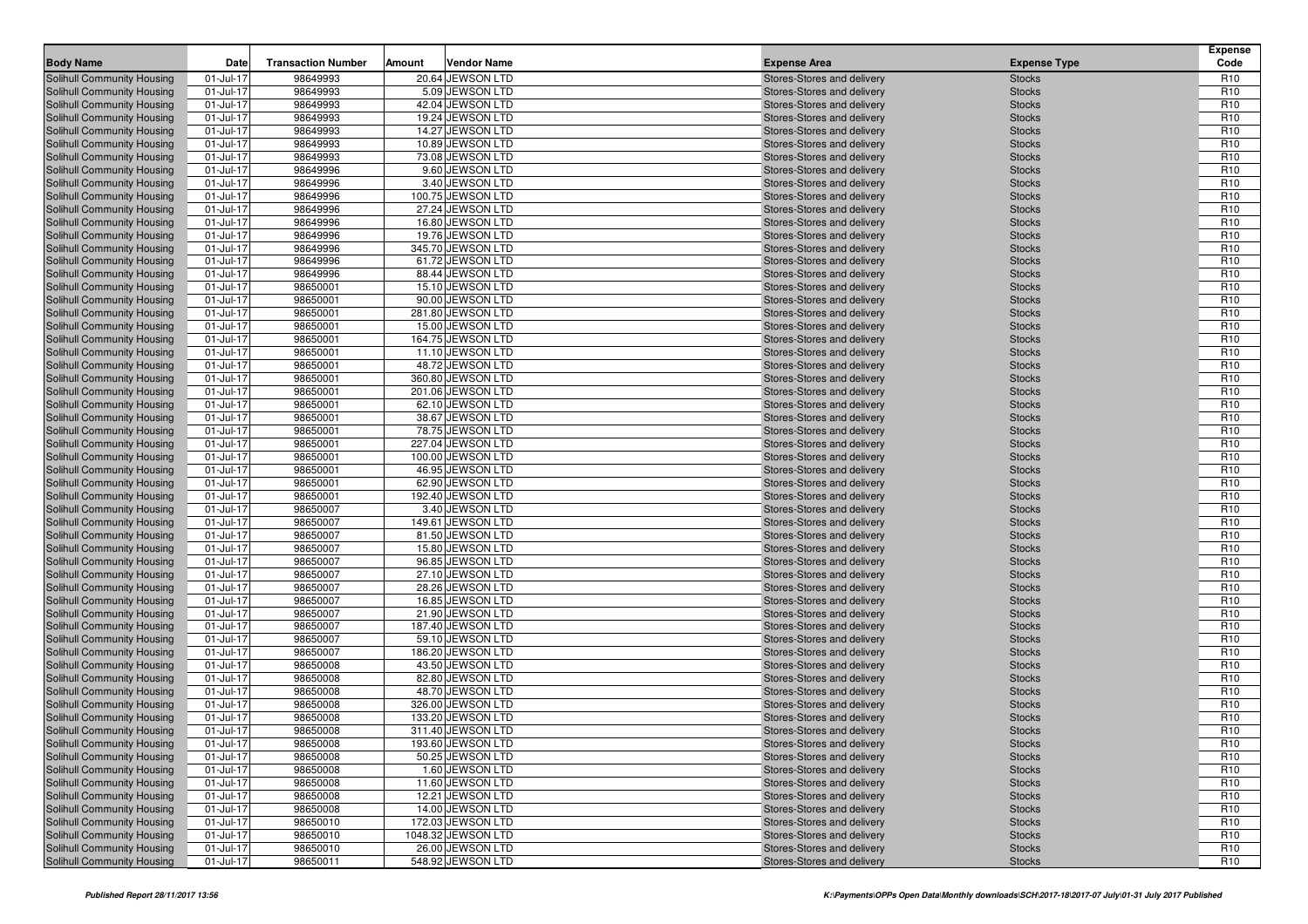| Body Name | Date | Transaction Number | Amount | Vendor Name | Expense Area | Expense Type | Expense Code |
|---|---|---|---|---|---|---|---|
| Solihull Community Housing | 01-Jul-17 | 98649993 | 20.64 | JEWSON LTD | Stores-Stores and delivery | Stocks | R10 |
| Solihull Community Housing | 01-Jul-17 | 98649993 | 5.09 | JEWSON LTD | Stores-Stores and delivery | Stocks | R10 |
| Solihull Community Housing | 01-Jul-17 | 98649993 | 42.04 | JEWSON LTD | Stores-Stores and delivery | Stocks | R10 |
| Solihull Community Housing | 01-Jul-17 | 98649993 | 19.24 | JEWSON LTD | Stores-Stores and delivery | Stocks | R10 |
| Solihull Community Housing | 01-Jul-17 | 98649993 | 14.27 | JEWSON LTD | Stores-Stores and delivery | Stocks | R10 |
| Solihull Community Housing | 01-Jul-17 | 98649993 | 10.89 | JEWSON LTD | Stores-Stores and delivery | Stocks | R10 |
| Solihull Community Housing | 01-Jul-17 | 98649993 | 73.08 | JEWSON LTD | Stores-Stores and delivery | Stocks | R10 |
| Solihull Community Housing | 01-Jul-17 | 98649996 | 9.60 | JEWSON LTD | Stores-Stores and delivery | Stocks | R10 |
| Solihull Community Housing | 01-Jul-17 | 98649996 | 3.40 | JEWSON LTD | Stores-Stores and delivery | Stocks | R10 |
| Solihull Community Housing | 01-Jul-17 | 98649996 | 100.75 | JEWSON LTD | Stores-Stores and delivery | Stocks | R10 |
| Solihull Community Housing | 01-Jul-17 | 98649996 | 27.24 | JEWSON LTD | Stores-Stores and delivery | Stocks | R10 |
| Solihull Community Housing | 01-Jul-17 | 98649996 | 16.80 | JEWSON LTD | Stores-Stores and delivery | Stocks | R10 |
| Solihull Community Housing | 01-Jul-17 | 98649996 | 19.76 | JEWSON LTD | Stores-Stores and delivery | Stocks | R10 |
| Solihull Community Housing | 01-Jul-17 | 98649996 | 345.70 | JEWSON LTD | Stores-Stores and delivery | Stocks | R10 |
| Solihull Community Housing | 01-Jul-17 | 98649996 | 61.72 | JEWSON LTD | Stores-Stores and delivery | Stocks | R10 |
| Solihull Community Housing | 01-Jul-17 | 98649996 | 88.44 | JEWSON LTD | Stores-Stores and delivery | Stocks | R10 |
| Solihull Community Housing | 01-Jul-17 | 98650001 | 15.10 | JEWSON LTD | Stores-Stores and delivery | Stocks | R10 |
| Solihull Community Housing | 01-Jul-17 | 98650001 | 90.00 | JEWSON LTD | Stores-Stores and delivery | Stocks | R10 |
| Solihull Community Housing | 01-Jul-17 | 98650001 | 281.80 | JEWSON LTD | Stores-Stores and delivery | Stocks | R10 |
| Solihull Community Housing | 01-Jul-17 | 98650001 | 15.00 | JEWSON LTD | Stores-Stores and delivery | Stocks | R10 |
| Solihull Community Housing | 01-Jul-17 | 98650001 | 164.75 | JEWSON LTD | Stores-Stores and delivery | Stocks | R10 |
| Solihull Community Housing | 01-Jul-17 | 98650001 | 11.10 | JEWSON LTD | Stores-Stores and delivery | Stocks | R10 |
| Solihull Community Housing | 01-Jul-17 | 98650001 | 48.72 | JEWSON LTD | Stores-Stores and delivery | Stocks | R10 |
| Solihull Community Housing | 01-Jul-17 | 98650001 | 360.80 | JEWSON LTD | Stores-Stores and delivery | Stocks | R10 |
| Solihull Community Housing | 01-Jul-17 | 98650001 | 201.06 | JEWSON LTD | Stores-Stores and delivery | Stocks | R10 |
| Solihull Community Housing | 01-Jul-17 | 98650001 | 62.10 | JEWSON LTD | Stores-Stores and delivery | Stocks | R10 |
| Solihull Community Housing | 01-Jul-17 | 98650001 | 38.67 | JEWSON LTD | Stores-Stores and delivery | Stocks | R10 |
| Solihull Community Housing | 01-Jul-17 | 98650001 | 78.75 | JEWSON LTD | Stores-Stores and delivery | Stocks | R10 |
| Solihull Community Housing | 01-Jul-17 | 98650001 | 227.04 | JEWSON LTD | Stores-Stores and delivery | Stocks | R10 |
| Solihull Community Housing | 01-Jul-17 | 98650001 | 100.00 | JEWSON LTD | Stores-Stores and delivery | Stocks | R10 |
| Solihull Community Housing | 01-Jul-17 | 98650001 | 46.95 | JEWSON LTD | Stores-Stores and delivery | Stocks | R10 |
| Solihull Community Housing | 01-Jul-17 | 98650001 | 62.90 | JEWSON LTD | Stores-Stores and delivery | Stocks | R10 |
| Solihull Community Housing | 01-Jul-17 | 98650001 | 192.40 | JEWSON LTD | Stores-Stores and delivery | Stocks | R10 |
| Solihull Community Housing | 01-Jul-17 | 98650007 | 3.40 | JEWSON LTD | Stores-Stores and delivery | Stocks | R10 |
| Solihull Community Housing | 01-Jul-17 | 98650007 | 149.61 | JEWSON LTD | Stores-Stores and delivery | Stocks | R10 |
| Solihull Community Housing | 01-Jul-17 | 98650007 | 81.50 | JEWSON LTD | Stores-Stores and delivery | Stocks | R10 |
| Solihull Community Housing | 01-Jul-17 | 98650007 | 15.80 | JEWSON LTD | Stores-Stores and delivery | Stocks | R10 |
| Solihull Community Housing | 01-Jul-17 | 98650007 | 96.85 | JEWSON LTD | Stores-Stores and delivery | Stocks | R10 |
| Solihull Community Housing | 01-Jul-17 | 98650007 | 27.10 | JEWSON LTD | Stores-Stores and delivery | Stocks | R10 |
| Solihull Community Housing | 01-Jul-17 | 98650007 | 28.26 | JEWSON LTD | Stores-Stores and delivery | Stocks | R10 |
| Solihull Community Housing | 01-Jul-17 | 98650007 | 16.85 | JEWSON LTD | Stores-Stores and delivery | Stocks | R10 |
| Solihull Community Housing | 01-Jul-17 | 98650007 | 21.90 | JEWSON LTD | Stores-Stores and delivery | Stocks | R10 |
| Solihull Community Housing | 01-Jul-17 | 98650007 | 187.40 | JEWSON LTD | Stores-Stores and delivery | Stocks | R10 |
| Solihull Community Housing | 01-Jul-17 | 98650007 | 59.10 | JEWSON LTD | Stores-Stores and delivery | Stocks | R10 |
| Solihull Community Housing | 01-Jul-17 | 98650007 | 186.20 | JEWSON LTD | Stores-Stores and delivery | Stocks | R10 |
| Solihull Community Housing | 01-Jul-17 | 98650008 | 43.50 | JEWSON LTD | Stores-Stores and delivery | Stocks | R10 |
| Solihull Community Housing | 01-Jul-17 | 98650008 | 82.80 | JEWSON LTD | Stores-Stores and delivery | Stocks | R10 |
| Solihull Community Housing | 01-Jul-17 | 98650008 | 48.70 | JEWSON LTD | Stores-Stores and delivery | Stocks | R10 |
| Solihull Community Housing | 01-Jul-17 | 98650008 | 326.00 | JEWSON LTD | Stores-Stores and delivery | Stocks | R10 |
| Solihull Community Housing | 01-Jul-17 | 98650008 | 133.20 | JEWSON LTD | Stores-Stores and delivery | Stocks | R10 |
| Solihull Community Housing | 01-Jul-17 | 98650008 | 311.40 | JEWSON LTD | Stores-Stores and delivery | Stocks | R10 |
| Solihull Community Housing | 01-Jul-17 | 98650008 | 193.60 | JEWSON LTD | Stores-Stores and delivery | Stocks | R10 |
| Solihull Community Housing | 01-Jul-17 | 98650008 | 50.25 | JEWSON LTD | Stores-Stores and delivery | Stocks | R10 |
| Solihull Community Housing | 01-Jul-17 | 98650008 | 1.60 | JEWSON LTD | Stores-Stores and delivery | Stocks | R10 |
| Solihull Community Housing | 01-Jul-17 | 98650008 | 11.60 | JEWSON LTD | Stores-Stores and delivery | Stocks | R10 |
| Solihull Community Housing | 01-Jul-17 | 98650008 | 12.21 | JEWSON LTD | Stores-Stores and delivery | Stocks | R10 |
| Solihull Community Housing | 01-Jul-17 | 98650008 | 14.00 | JEWSON LTD | Stores-Stores and delivery | Stocks | R10 |
| Solihull Community Housing | 01-Jul-17 | 98650010 | 172.03 | JEWSON LTD | Stores-Stores and delivery | Stocks | R10 |
| Solihull Community Housing | 01-Jul-17 | 98650010 | 1048.32 | JEWSON LTD | Stores-Stores and delivery | Stocks | R10 |
| Solihull Community Housing | 01-Jul-17 | 98650010 | 26.00 | JEWSON LTD | Stores-Stores and delivery | Stocks | R10 |
| Solihull Community Housing | 01-Jul-17 | 98650011 | 548.92 | JEWSON LTD | Stores-Stores and delivery | Stocks | R10 |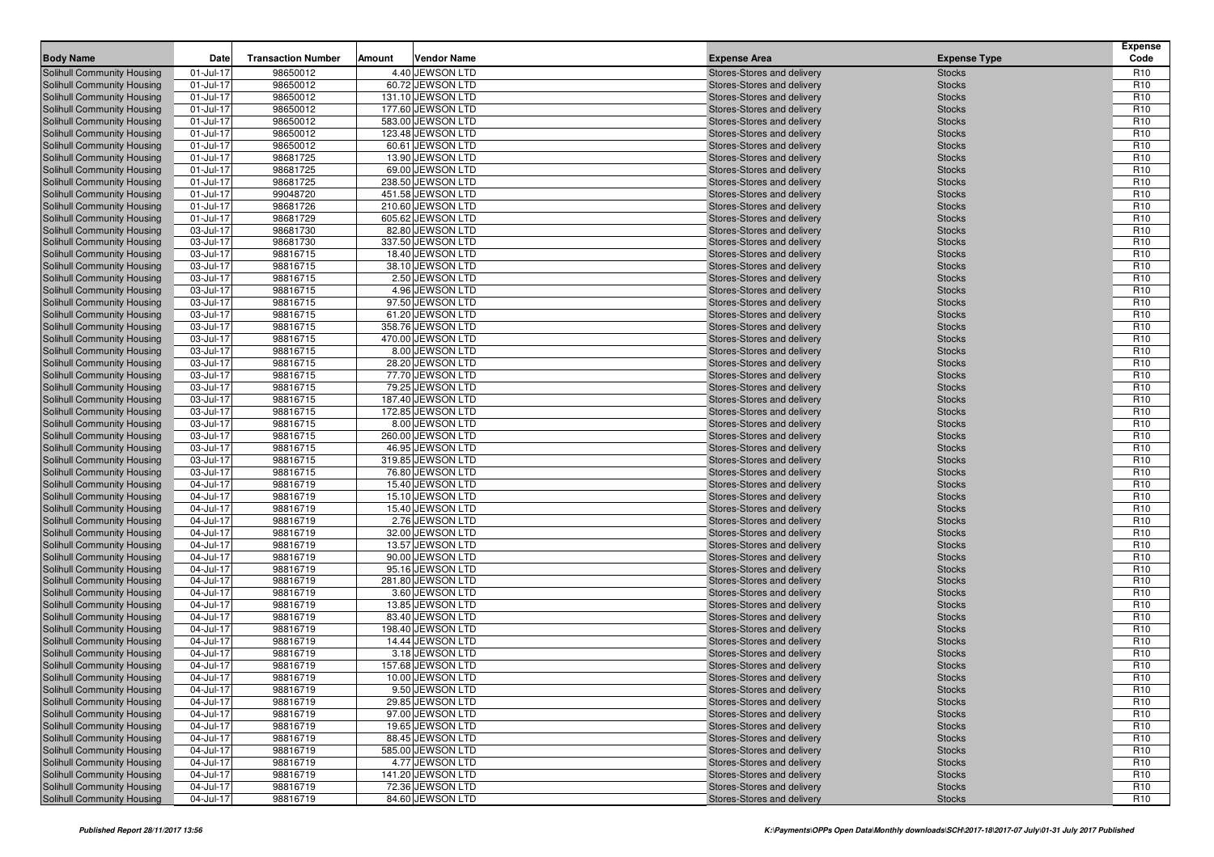| Body Name | Date | Transaction Number | Amount | Vendor Name | Expense Area | Expense Type | Expense Code |
|---|---|---|---|---|---|---|---|
| Solihull Community Housing | 01-Jul-17 | 98650012 | 4.40 | JEWSON LTD | Stores-Stores and delivery | Stocks | R10 |
| Solihull Community Housing | 01-Jul-17 | 98650012 | 60.72 | JEWSON LTD | Stores-Stores and delivery | Stocks | R10 |
| Solihull Community Housing | 01-Jul-17 | 98650012 | 131.10 | JEWSON LTD | Stores-Stores and delivery | Stocks | R10 |
| Solihull Community Housing | 01-Jul-17 | 98650012 | 177.60 | JEWSON LTD | Stores-Stores and delivery | Stocks | R10 |
| Solihull Community Housing | 01-Jul-17 | 98650012 | 583.00 | JEWSON LTD | Stores-Stores and delivery | Stocks | R10 |
| Solihull Community Housing | 01-Jul-17 | 98650012 | 123.48 | JEWSON LTD | Stores-Stores and delivery | Stocks | R10 |
| Solihull Community Housing | 01-Jul-17 | 98650012 | 60.61 | JEWSON LTD | Stores-Stores and delivery | Stocks | R10 |
| Solihull Community Housing | 01-Jul-17 | 98681725 | 13.90 | JEWSON LTD | Stores-Stores and delivery | Stocks | R10 |
| Solihull Community Housing | 01-Jul-17 | 98681725 | 69.00 | JEWSON LTD | Stores-Stores and delivery | Stocks | R10 |
| Solihull Community Housing | 01-Jul-17 | 98681725 | 238.50 | JEWSON LTD | Stores-Stores and delivery | Stocks | R10 |
| Solihull Community Housing | 01-Jul-17 | 99048720 | 451.58 | JEWSON LTD | Stores-Stores and delivery | Stocks | R10 |
| Solihull Community Housing | 01-Jul-17 | 98681726 | 210.60 | JEWSON LTD | Stores-Stores and delivery | Stocks | R10 |
| Solihull Community Housing | 01-Jul-17 | 98681729 | 605.62 | JEWSON LTD | Stores-Stores and delivery | Stocks | R10 |
| Solihull Community Housing | 03-Jul-17 | 98681730 | 82.80 | JEWSON LTD | Stores-Stores and delivery | Stocks | R10 |
| Solihull Community Housing | 03-Jul-17 | 98681730 | 337.50 | JEWSON LTD | Stores-Stores and delivery | Stocks | R10 |
| Solihull Community Housing | 03-Jul-17 | 98816715 | 18.40 | JEWSON LTD | Stores-Stores and delivery | Stocks | R10 |
| Solihull Community Housing | 03-Jul-17 | 98816715 | 38.10 | JEWSON LTD | Stores-Stores and delivery | Stocks | R10 |
| Solihull Community Housing | 03-Jul-17 | 98816715 | 2.50 | JEWSON LTD | Stores-Stores and delivery | Stocks | R10 |
| Solihull Community Housing | 03-Jul-17 | 98816715 | 4.96 | JEWSON LTD | Stores-Stores and delivery | Stocks | R10 |
| Solihull Community Housing | 03-Jul-17 | 98816715 | 97.50 | JEWSON LTD | Stores-Stores and delivery | Stocks | R10 |
| Solihull Community Housing | 03-Jul-17 | 98816715 | 61.20 | JEWSON LTD | Stores-Stores and delivery | Stocks | R10 |
| Solihull Community Housing | 03-Jul-17 | 98816715 | 358.76 | JEWSON LTD | Stores-Stores and delivery | Stocks | R10 |
| Solihull Community Housing | 03-Jul-17 | 98816715 | 470.00 | JEWSON LTD | Stores-Stores and delivery | Stocks | R10 |
| Solihull Community Housing | 03-Jul-17 | 98816715 | 8.00 | JEWSON LTD | Stores-Stores and delivery | Stocks | R10 |
| Solihull Community Housing | 03-Jul-17 | 98816715 | 28.20 | JEWSON LTD | Stores-Stores and delivery | Stocks | R10 |
| Solihull Community Housing | 03-Jul-17 | 98816715 | 77.70 | JEWSON LTD | Stores-Stores and delivery | Stocks | R10 |
| Solihull Community Housing | 03-Jul-17 | 98816715 | 79.25 | JEWSON LTD | Stores-Stores and delivery | Stocks | R10 |
| Solihull Community Housing | 03-Jul-17 | 98816715 | 187.40 | JEWSON LTD | Stores-Stores and delivery | Stocks | R10 |
| Solihull Community Housing | 03-Jul-17 | 98816715 | 172.85 | JEWSON LTD | Stores-Stores and delivery | Stocks | R10 |
| Solihull Community Housing | 03-Jul-17 | 98816715 | 8.00 | JEWSON LTD | Stores-Stores and delivery | Stocks | R10 |
| Solihull Community Housing | 03-Jul-17 | 98816715 | 260.00 | JEWSON LTD | Stores-Stores and delivery | Stocks | R10 |
| Solihull Community Housing | 03-Jul-17 | 98816715 | 46.95 | JEWSON LTD | Stores-Stores and delivery | Stocks | R10 |
| Solihull Community Housing | 03-Jul-17 | 98816715 | 319.85 | JEWSON LTD | Stores-Stores and delivery | Stocks | R10 |
| Solihull Community Housing | 03-Jul-17 | 98816715 | 76.80 | JEWSON LTD | Stores-Stores and delivery | Stocks | R10 |
| Solihull Community Housing | 04-Jul-17 | 98816719 | 15.40 | JEWSON LTD | Stores-Stores and delivery | Stocks | R10 |
| Solihull Community Housing | 04-Jul-17 | 98816719 | 15.10 | JEWSON LTD | Stores-Stores and delivery | Stocks | R10 |
| Solihull Community Housing | 04-Jul-17 | 98816719 | 15.40 | JEWSON LTD | Stores-Stores and delivery | Stocks | R10 |
| Solihull Community Housing | 04-Jul-17 | 98816719 | 2.76 | JEWSON LTD | Stores-Stores and delivery | Stocks | R10 |
| Solihull Community Housing | 04-Jul-17 | 98816719 | 32.00 | JEWSON LTD | Stores-Stores and delivery | Stocks | R10 |
| Solihull Community Housing | 04-Jul-17 | 98816719 | 13.57 | JEWSON LTD | Stores-Stores and delivery | Stocks | R10 |
| Solihull Community Housing | 04-Jul-17 | 98816719 | 90.00 | JEWSON LTD | Stores-Stores and delivery | Stocks | R10 |
| Solihull Community Housing | 04-Jul-17 | 98816719 | 95.16 | JEWSON LTD | Stores-Stores and delivery | Stocks | R10 |
| Solihull Community Housing | 04-Jul-17 | 98816719 | 281.80 | JEWSON LTD | Stores-Stores and delivery | Stocks | R10 |
| Solihull Community Housing | 04-Jul-17 | 98816719 | 3.60 | JEWSON LTD | Stores-Stores and delivery | Stocks | R10 |
| Solihull Community Housing | 04-Jul-17 | 98816719 | 13.85 | JEWSON LTD | Stores-Stores and delivery | Stocks | R10 |
| Solihull Community Housing | 04-Jul-17 | 98816719 | 83.40 | JEWSON LTD | Stores-Stores and delivery | Stocks | R10 |
| Solihull Community Housing | 04-Jul-17 | 98816719 | 198.40 | JEWSON LTD | Stores-Stores and delivery | Stocks | R10 |
| Solihull Community Housing | 04-Jul-17 | 98816719 | 14.44 | JEWSON LTD | Stores-Stores and delivery | Stocks | R10 |
| Solihull Community Housing | 04-Jul-17 | 98816719 | 3.18 | JEWSON LTD | Stores-Stores and delivery | Stocks | R10 |
| Solihull Community Housing | 04-Jul-17 | 98816719 | 157.68 | JEWSON LTD | Stores-Stores and delivery | Stocks | R10 |
| Solihull Community Housing | 04-Jul-17 | 98816719 | 10.00 | JEWSON LTD | Stores-Stores and delivery | Stocks | R10 |
| Solihull Community Housing | 04-Jul-17 | 98816719 | 9.50 | JEWSON LTD | Stores-Stores and delivery | Stocks | R10 |
| Solihull Community Housing | 04-Jul-17 | 98816719 | 29.85 | JEWSON LTD | Stores-Stores and delivery | Stocks | R10 |
| Solihull Community Housing | 04-Jul-17 | 98816719 | 97.00 | JEWSON LTD | Stores-Stores and delivery | Stocks | R10 |
| Solihull Community Housing | 04-Jul-17 | 98816719 | 19.65 | JEWSON LTD | Stores-Stores and delivery | Stocks | R10 |
| Solihull Community Housing | 04-Jul-17 | 98816719 | 88.45 | JEWSON LTD | Stores-Stores and delivery | Stocks | R10 |
| Solihull Community Housing | 04-Jul-17 | 98816719 | 585.00 | JEWSON LTD | Stores-Stores and delivery | Stocks | R10 |
| Solihull Community Housing | 04-Jul-17 | 98816719 | 4.77 | JEWSON LTD | Stores-Stores and delivery | Stocks | R10 |
| Solihull Community Housing | 04-Jul-17 | 98816719 | 141.20 | JEWSON LTD | Stores-Stores and delivery | Stocks | R10 |
| Solihull Community Housing | 04-Jul-17 | 98816719 | 72.36 | JEWSON LTD | Stores-Stores and delivery | Stocks | R10 |
| Solihull Community Housing | 04-Jul-17 | 98816719 | 84.60 | JEWSON LTD | Stores-Stores and delivery | Stocks | R10 |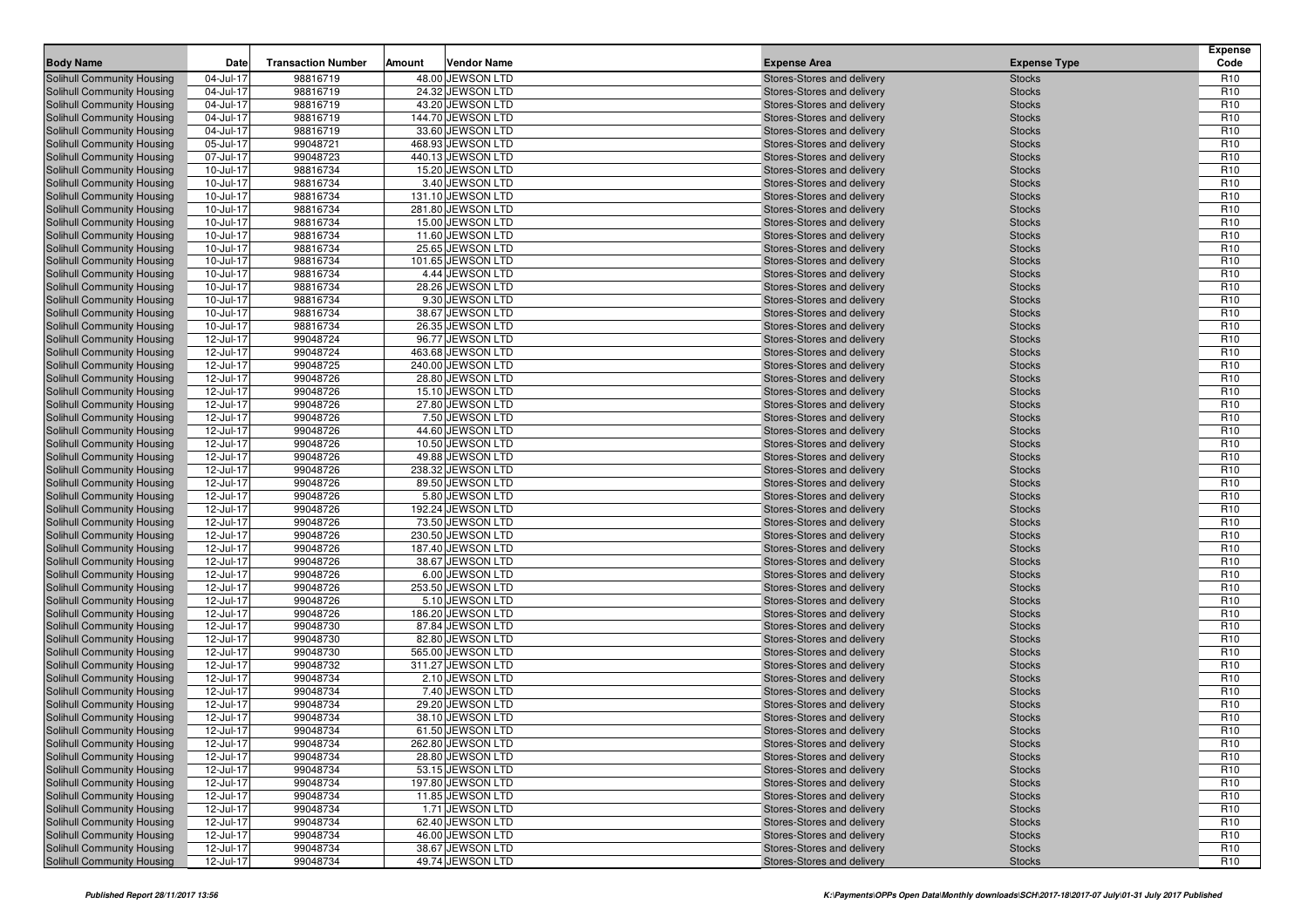| Body Name | Date | Transaction Number | Amount | Vendor Name | Expense Area | Expense Type | Expense Code |
|---|---|---|---|---|---|---|---|
| Solihull Community Housing | 04-Jul-17 | 98816719 | 48.00 | JEWSON LTD | Stores-Stores and delivery | Stocks | R10 |
| Solihull Community Housing | 04-Jul-17 | 98816719 | 24.32 | JEWSON LTD | Stores-Stores and delivery | Stocks | R10 |
| Solihull Community Housing | 04-Jul-17 | 98816719 | 43.20 | JEWSON LTD | Stores-Stores and delivery | Stocks | R10 |
| Solihull Community Housing | 04-Jul-17 | 98816719 | 144.70 | JEWSON LTD | Stores-Stores and delivery | Stocks | R10 |
| Solihull Community Housing | 04-Jul-17 | 98816719 | 33.60 | JEWSON LTD | Stores-Stores and delivery | Stocks | R10 |
| Solihull Community Housing | 05-Jul-17 | 99048721 | 468.93 | JEWSON LTD | Stores-Stores and delivery | Stocks | R10 |
| Solihull Community Housing | 07-Jul-17 | 99048723 | 440.13 | JEWSON LTD | Stores-Stores and delivery | Stocks | R10 |
| Solihull Community Housing | 10-Jul-17 | 98816734 | 15.20 | JEWSON LTD | Stores-Stores and delivery | Stocks | R10 |
| Solihull Community Housing | 10-Jul-17 | 98816734 | 3.40 | JEWSON LTD | Stores-Stores and delivery | Stocks | R10 |
| Solihull Community Housing | 10-Jul-17 | 98816734 | 131.10 | JEWSON LTD | Stores-Stores and delivery | Stocks | R10 |
| Solihull Community Housing | 10-Jul-17 | 98816734 | 281.80 | JEWSON LTD | Stores-Stores and delivery | Stocks | R10 |
| Solihull Community Housing | 10-Jul-17 | 98816734 | 15.00 | JEWSON LTD | Stores-Stores and delivery | Stocks | R10 |
| Solihull Community Housing | 10-Jul-17 | 98816734 | 11.60 | JEWSON LTD | Stores-Stores and delivery | Stocks | R10 |
| Solihull Community Housing | 10-Jul-17 | 98816734 | 25.65 | JEWSON LTD | Stores-Stores and delivery | Stocks | R10 |
| Solihull Community Housing | 10-Jul-17 | 98816734 | 101.65 | JEWSON LTD | Stores-Stores and delivery | Stocks | R10 |
| Solihull Community Housing | 10-Jul-17 | 98816734 | 4.44 | JEWSON LTD | Stores-Stores and delivery | Stocks | R10 |
| Solihull Community Housing | 10-Jul-17 | 98816734 | 28.26 | JEWSON LTD | Stores-Stores and delivery | Stocks | R10 |
| Solihull Community Housing | 10-Jul-17 | 98816734 | 9.30 | JEWSON LTD | Stores-Stores and delivery | Stocks | R10 |
| Solihull Community Housing | 10-Jul-17 | 98816734 | 38.67 | JEWSON LTD | Stores-Stores and delivery | Stocks | R10 |
| Solihull Community Housing | 10-Jul-17 | 98816734 | 26.35 | JEWSON LTD | Stores-Stores and delivery | Stocks | R10 |
| Solihull Community Housing | 12-Jul-17 | 99048724 | 96.77 | JEWSON LTD | Stores-Stores and delivery | Stocks | R10 |
| Solihull Community Housing | 12-Jul-17 | 99048724 | 463.68 | JEWSON LTD | Stores-Stores and delivery | Stocks | R10 |
| Solihull Community Housing | 12-Jul-17 | 99048725 | 240.00 | JEWSON LTD | Stores-Stores and delivery | Stocks | R10 |
| Solihull Community Housing | 12-Jul-17 | 99048726 | 28.80 | JEWSON LTD | Stores-Stores and delivery | Stocks | R10 |
| Solihull Community Housing | 12-Jul-17 | 99048726 | 15.10 | JEWSON LTD | Stores-Stores and delivery | Stocks | R10 |
| Solihull Community Housing | 12-Jul-17 | 99048726 | 27.80 | JEWSON LTD | Stores-Stores and delivery | Stocks | R10 |
| Solihull Community Housing | 12-Jul-17 | 99048726 | 7.50 | JEWSON LTD | Stores-Stores and delivery | Stocks | R10 |
| Solihull Community Housing | 12-Jul-17 | 99048726 | 44.60 | JEWSON LTD | Stores-Stores and delivery | Stocks | R10 |
| Solihull Community Housing | 12-Jul-17 | 99048726 | 10.50 | JEWSON LTD | Stores-Stores and delivery | Stocks | R10 |
| Solihull Community Housing | 12-Jul-17 | 99048726 | 49.88 | JEWSON LTD | Stores-Stores and delivery | Stocks | R10 |
| Solihull Community Housing | 12-Jul-17 | 99048726 | 238.32 | JEWSON LTD | Stores-Stores and delivery | Stocks | R10 |
| Solihull Community Housing | 12-Jul-17 | 99048726 | 89.50 | JEWSON LTD | Stores-Stores and delivery | Stocks | R10 |
| Solihull Community Housing | 12-Jul-17 | 99048726 | 5.80 | JEWSON LTD | Stores-Stores and delivery | Stocks | R10 |
| Solihull Community Housing | 12-Jul-17 | 99048726 | 192.24 | JEWSON LTD | Stores-Stores and delivery | Stocks | R10 |
| Solihull Community Housing | 12-Jul-17 | 99048726 | 73.50 | JEWSON LTD | Stores-Stores and delivery | Stocks | R10 |
| Solihull Community Housing | 12-Jul-17 | 99048726 | 230.50 | JEWSON LTD | Stores-Stores and delivery | Stocks | R10 |
| Solihull Community Housing | 12-Jul-17 | 99048726 | 187.40 | JEWSON LTD | Stores-Stores and delivery | Stocks | R10 |
| Solihull Community Housing | 12-Jul-17 | 99048726 | 38.67 | JEWSON LTD | Stores-Stores and delivery | Stocks | R10 |
| Solihull Community Housing | 12-Jul-17 | 99048726 | 6.00 | JEWSON LTD | Stores-Stores and delivery | Stocks | R10 |
| Solihull Community Housing | 12-Jul-17 | 99048726 | 253.50 | JEWSON LTD | Stores-Stores and delivery | Stocks | R10 |
| Solihull Community Housing | 12-Jul-17 | 99048726 | 5.10 | JEWSON LTD | Stores-Stores and delivery | Stocks | R10 |
| Solihull Community Housing | 12-Jul-17 | 99048726 | 186.20 | JEWSON LTD | Stores-Stores and delivery | Stocks | R10 |
| Solihull Community Housing | 12-Jul-17 | 99048730 | 87.84 | JEWSON LTD | Stores-Stores and delivery | Stocks | R10 |
| Solihull Community Housing | 12-Jul-17 | 99048730 | 82.80 | JEWSON LTD | Stores-Stores and delivery | Stocks | R10 |
| Solihull Community Housing | 12-Jul-17 | 99048730 | 565.00 | JEWSON LTD | Stores-Stores and delivery | Stocks | R10 |
| Solihull Community Housing | 12-Jul-17 | 99048732 | 311.27 | JEWSON LTD | Stores-Stores and delivery | Stocks | R10 |
| Solihull Community Housing | 12-Jul-17 | 99048734 | 2.10 | JEWSON LTD | Stores-Stores and delivery | Stocks | R10 |
| Solihull Community Housing | 12-Jul-17 | 99048734 | 7.40 | JEWSON LTD | Stores-Stores and delivery | Stocks | R10 |
| Solihull Community Housing | 12-Jul-17 | 99048734 | 29.20 | JEWSON LTD | Stores-Stores and delivery | Stocks | R10 |
| Solihull Community Housing | 12-Jul-17 | 99048734 | 38.10 | JEWSON LTD | Stores-Stores and delivery | Stocks | R10 |
| Solihull Community Housing | 12-Jul-17 | 99048734 | 61.50 | JEWSON LTD | Stores-Stores and delivery | Stocks | R10 |
| Solihull Community Housing | 12-Jul-17 | 99048734 | 262.80 | JEWSON LTD | Stores-Stores and delivery | Stocks | R10 |
| Solihull Community Housing | 12-Jul-17 | 99048734 | 28.80 | JEWSON LTD | Stores-Stores and delivery | Stocks | R10 |
| Solihull Community Housing | 12-Jul-17 | 99048734 | 53.15 | JEWSON LTD | Stores-Stores and delivery | Stocks | R10 |
| Solihull Community Housing | 12-Jul-17 | 99048734 | 197.80 | JEWSON LTD | Stores-Stores and delivery | Stocks | R10 |
| Solihull Community Housing | 12-Jul-17 | 99048734 | 11.85 | JEWSON LTD | Stores-Stores and delivery | Stocks | R10 |
| Solihull Community Housing | 12-Jul-17 | 99048734 | 1.71 | JEWSON LTD | Stores-Stores and delivery | Stocks | R10 |
| Solihull Community Housing | 12-Jul-17 | 99048734 | 62.40 | JEWSON LTD | Stores-Stores and delivery | Stocks | R10 |
| Solihull Community Housing | 12-Jul-17 | 99048734 | 46.00 | JEWSON LTD | Stores-Stores and delivery | Stocks | R10 |
| Solihull Community Housing | 12-Jul-17 | 99048734 | 38.67 | JEWSON LTD | Stores-Stores and delivery | Stocks | R10 |
| Solihull Community Housing | 12-Jul-17 | 99048734 | 49.74 | JEWSON LTD | Stores-Stores and delivery | Stocks | R10 |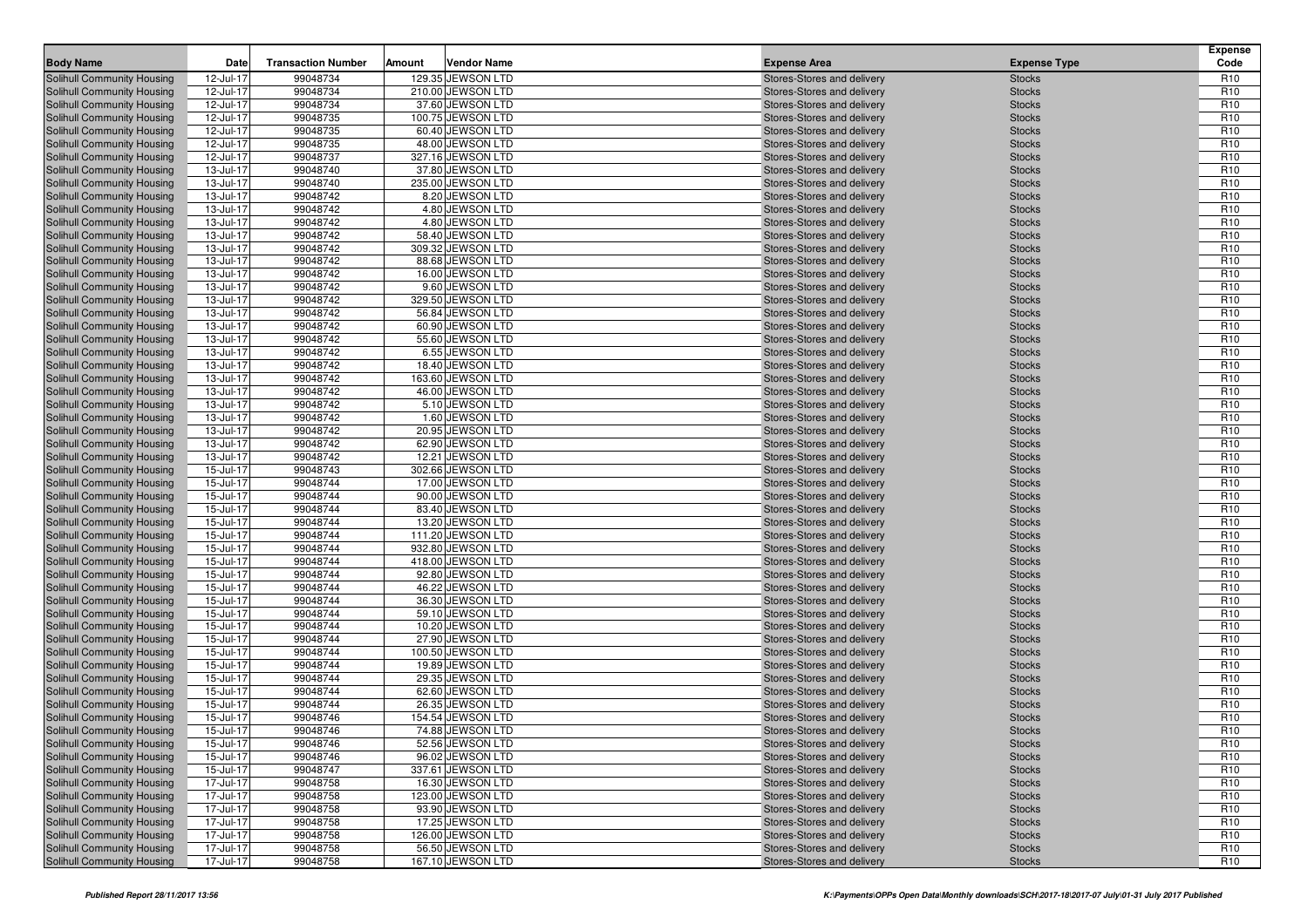| Body Name | Date | Transaction Number | Amount | Vendor Name | Expense Area | Expense Type | Expense Code |
|---|---|---|---|---|---|---|---|
| Solihull Community Housing | 12-Jul-17 | 99048734 | 129.35 | JEWSON LTD | Stores-Stores and delivery | Stocks | R10 |
| Solihull Community Housing | 12-Jul-17 | 99048734 | 210.00 | JEWSON LTD | Stores-Stores and delivery | Stocks | R10 |
| Solihull Community Housing | 12-Jul-17 | 99048734 | 37.60 | JEWSON LTD | Stores-Stores and delivery | Stocks | R10 |
| Solihull Community Housing | 12-Jul-17 | 99048735 | 100.75 | JEWSON LTD | Stores-Stores and delivery | Stocks | R10 |
| Solihull Community Housing | 12-Jul-17 | 99048735 | 60.40 | JEWSON LTD | Stores-Stores and delivery | Stocks | R10 |
| Solihull Community Housing | 12-Jul-17 | 99048735 | 48.00 | JEWSON LTD | Stores-Stores and delivery | Stocks | R10 |
| Solihull Community Housing | 12-Jul-17 | 99048737 | 327.16 | JEWSON LTD | Stores-Stores and delivery | Stocks | R10 |
| Solihull Community Housing | 13-Jul-17 | 99048740 | 37.80 | JEWSON LTD | Stores-Stores and delivery | Stocks | R10 |
| Solihull Community Housing | 13-Jul-17 | 99048740 | 235.00 | JEWSON LTD | Stores-Stores and delivery | Stocks | R10 |
| Solihull Community Housing | 13-Jul-17 | 99048742 | 8.20 | JEWSON LTD | Stores-Stores and delivery | Stocks | R10 |
| Solihull Community Housing | 13-Jul-17 | 99048742 | 4.80 | JEWSON LTD | Stores-Stores and delivery | Stocks | R10 |
| Solihull Community Housing | 13-Jul-17 | 99048742 | 4.80 | JEWSON LTD | Stores-Stores and delivery | Stocks | R10 |
| Solihull Community Housing | 13-Jul-17 | 99048742 | 58.40 | JEWSON LTD | Stores-Stores and delivery | Stocks | R10 |
| Solihull Community Housing | 13-Jul-17 | 99048742 | 309.32 | JEWSON LTD | Stores-Stores and delivery | Stocks | R10 |
| Solihull Community Housing | 13-Jul-17 | 99048742 | 88.68 | JEWSON LTD | Stores-Stores and delivery | Stocks | R10 |
| Solihull Community Housing | 13-Jul-17 | 99048742 | 16.00 | JEWSON LTD | Stores-Stores and delivery | Stocks | R10 |
| Solihull Community Housing | 13-Jul-17 | 99048742 | 9.60 | JEWSON LTD | Stores-Stores and delivery | Stocks | R10 |
| Solihull Community Housing | 13-Jul-17 | 99048742 | 329.50 | JEWSON LTD | Stores-Stores and delivery | Stocks | R10 |
| Solihull Community Housing | 13-Jul-17 | 99048742 | 56.84 | JEWSON LTD | Stores-Stores and delivery | Stocks | R10 |
| Solihull Community Housing | 13-Jul-17 | 99048742 | 60.90 | JEWSON LTD | Stores-Stores and delivery | Stocks | R10 |
| Solihull Community Housing | 13-Jul-17 | 99048742 | 55.60 | JEWSON LTD | Stores-Stores and delivery | Stocks | R10 |
| Solihull Community Housing | 13-Jul-17 | 99048742 | 6.55 | JEWSON LTD | Stores-Stores and delivery | Stocks | R10 |
| Solihull Community Housing | 13-Jul-17 | 99048742 | 18.40 | JEWSON LTD | Stores-Stores and delivery | Stocks | R10 |
| Solihull Community Housing | 13-Jul-17 | 99048742 | 163.60 | JEWSON LTD | Stores-Stores and delivery | Stocks | R10 |
| Solihull Community Housing | 13-Jul-17 | 99048742 | 46.00 | JEWSON LTD | Stores-Stores and delivery | Stocks | R10 |
| Solihull Community Housing | 13-Jul-17 | 99048742 | 5.10 | JEWSON LTD | Stores-Stores and delivery | Stocks | R10 |
| Solihull Community Housing | 13-Jul-17 | 99048742 | 1.60 | JEWSON LTD | Stores-Stores and delivery | Stocks | R10 |
| Solihull Community Housing | 13-Jul-17 | 99048742 | 20.95 | JEWSON LTD | Stores-Stores and delivery | Stocks | R10 |
| Solihull Community Housing | 13-Jul-17 | 99048742 | 62.90 | JEWSON LTD | Stores-Stores and delivery | Stocks | R10 |
| Solihull Community Housing | 13-Jul-17 | 99048742 | 12.21 | JEWSON LTD | Stores-Stores and delivery | Stocks | R10 |
| Solihull Community Housing | 15-Jul-17 | 99048743 | 302.66 | JEWSON LTD | Stores-Stores and delivery | Stocks | R10 |
| Solihull Community Housing | 15-Jul-17 | 99048744 | 17.00 | JEWSON LTD | Stores-Stores and delivery | Stocks | R10 |
| Solihull Community Housing | 15-Jul-17 | 99048744 | 90.00 | JEWSON LTD | Stores-Stores and delivery | Stocks | R10 |
| Solihull Community Housing | 15-Jul-17 | 99048744 | 83.40 | JEWSON LTD | Stores-Stores and delivery | Stocks | R10 |
| Solihull Community Housing | 15-Jul-17 | 99048744 | 13.20 | JEWSON LTD | Stores-Stores and delivery | Stocks | R10 |
| Solihull Community Housing | 15-Jul-17 | 99048744 | 111.20 | JEWSON LTD | Stores-Stores and delivery | Stocks | R10 |
| Solihull Community Housing | 15-Jul-17 | 99048744 | 932.80 | JEWSON LTD | Stores-Stores and delivery | Stocks | R10 |
| Solihull Community Housing | 15-Jul-17 | 99048744 | 418.00 | JEWSON LTD | Stores-Stores and delivery | Stocks | R10 |
| Solihull Community Housing | 15-Jul-17 | 99048744 | 92.80 | JEWSON LTD | Stores-Stores and delivery | Stocks | R10 |
| Solihull Community Housing | 15-Jul-17 | 99048744 | 46.22 | JEWSON LTD | Stores-Stores and delivery | Stocks | R10 |
| Solihull Community Housing | 15-Jul-17 | 99048744 | 36.30 | JEWSON LTD | Stores-Stores and delivery | Stocks | R10 |
| Solihull Community Housing | 15-Jul-17 | 99048744 | 59.10 | JEWSON LTD | Stores-Stores and delivery | Stocks | R10 |
| Solihull Community Housing | 15-Jul-17 | 99048744 | 10.20 | JEWSON LTD | Stores-Stores and delivery | Stocks | R10 |
| Solihull Community Housing | 15-Jul-17 | 99048744 | 27.90 | JEWSON LTD | Stores-Stores and delivery | Stocks | R10 |
| Solihull Community Housing | 15-Jul-17 | 99048744 | 100.50 | JEWSON LTD | Stores-Stores and delivery | Stocks | R10 |
| Solihull Community Housing | 15-Jul-17 | 99048744 | 19.89 | JEWSON LTD | Stores-Stores and delivery | Stocks | R10 |
| Solihull Community Housing | 15-Jul-17 | 99048744 | 29.35 | JEWSON LTD | Stores-Stores and delivery | Stocks | R10 |
| Solihull Community Housing | 15-Jul-17 | 99048744 | 62.60 | JEWSON LTD | Stores-Stores and delivery | Stocks | R10 |
| Solihull Community Housing | 15-Jul-17 | 99048744 | 26.35 | JEWSON LTD | Stores-Stores and delivery | Stocks | R10 |
| Solihull Community Housing | 15-Jul-17 | 99048746 | 154.54 | JEWSON LTD | Stores-Stores and delivery | Stocks | R10 |
| Solihull Community Housing | 15-Jul-17 | 99048746 | 74.88 | JEWSON LTD | Stores-Stores and delivery | Stocks | R10 |
| Solihull Community Housing | 15-Jul-17 | 99048746 | 52.56 | JEWSON LTD | Stores-Stores and delivery | Stocks | R10 |
| Solihull Community Housing | 15-Jul-17 | 99048746 | 96.02 | JEWSON LTD | Stores-Stores and delivery | Stocks | R10 |
| Solihull Community Housing | 15-Jul-17 | 99048747 | 337.61 | JEWSON LTD | Stores-Stores and delivery | Stocks | R10 |
| Solihull Community Housing | 17-Jul-17 | 99048758 | 16.30 | JEWSON LTD | Stores-Stores and delivery | Stocks | R10 |
| Solihull Community Housing | 17-Jul-17 | 99048758 | 123.00 | JEWSON LTD | Stores-Stores and delivery | Stocks | R10 |
| Solihull Community Housing | 17-Jul-17 | 99048758 | 93.90 | JEWSON LTD | Stores-Stores and delivery | Stocks | R10 |
| Solihull Community Housing | 17-Jul-17 | 99048758 | 17.25 | JEWSON LTD | Stores-Stores and delivery | Stocks | R10 |
| Solihull Community Housing | 17-Jul-17 | 99048758 | 126.00 | JEWSON LTD | Stores-Stores and delivery | Stocks | R10 |
| Solihull Community Housing | 17-Jul-17 | 99048758 | 56.50 | JEWSON LTD | Stores-Stores and delivery | Stocks | R10 |
| Solihull Community Housing | 17-Jul-17 | 99048758 | 167.10 | JEWSON LTD | Stores-Stores and delivery | Stocks | R10 |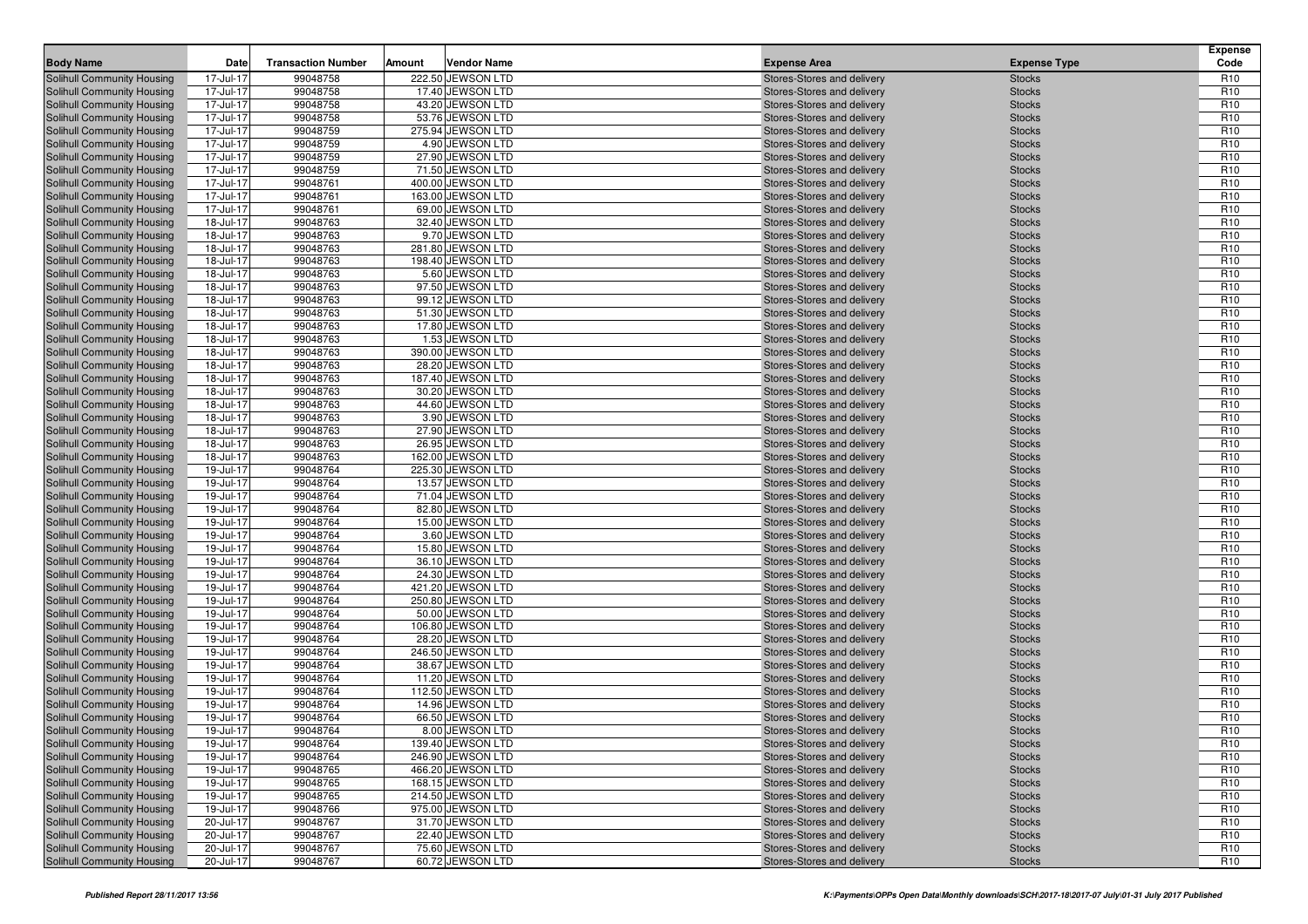| Body Name | Date | Transaction Number | Amount | Vendor Name | Expense Area | Expense Type | Expense Code |
|---|---|---|---|---|---|---|---|
| Solihull Community Housing | 17-Jul-17 | 99048758 | 222.50 | JEWSON LTD | Stores-Stores and delivery | Stocks | R10 |
| Solihull Community Housing | 17-Jul-17 | 99048758 | 17.40 | JEWSON LTD | Stores-Stores and delivery | Stocks | R10 |
| Solihull Community Housing | 17-Jul-17 | 99048758 | 43.20 | JEWSON LTD | Stores-Stores and delivery | Stocks | R10 |
| Solihull Community Housing | 17-Jul-17 | 99048758 | 53.76 | JEWSON LTD | Stores-Stores and delivery | Stocks | R10 |
| Solihull Community Housing | 17-Jul-17 | 99048759 | 275.94 | JEWSON LTD | Stores-Stores and delivery | Stocks | R10 |
| Solihull Community Housing | 17-Jul-17 | 99048759 | 4.90 | JEWSON LTD | Stores-Stores and delivery | Stocks | R10 |
| Solihull Community Housing | 17-Jul-17 | 99048759 | 27.90 | JEWSON LTD | Stores-Stores and delivery | Stocks | R10 |
| Solihull Community Housing | 17-Jul-17 | 99048759 | 71.50 | JEWSON LTD | Stores-Stores and delivery | Stocks | R10 |
| Solihull Community Housing | 17-Jul-17 | 99048761 | 400.00 | JEWSON LTD | Stores-Stores and delivery | Stocks | R10 |
| Solihull Community Housing | 17-Jul-17 | 99048761 | 163.00 | JEWSON LTD | Stores-Stores and delivery | Stocks | R10 |
| Solihull Community Housing | 17-Jul-17 | 99048761 | 69.00 | JEWSON LTD | Stores-Stores and delivery | Stocks | R10 |
| Solihull Community Housing | 18-Jul-17 | 99048763 | 32.40 | JEWSON LTD | Stores-Stores and delivery | Stocks | R10 |
| Solihull Community Housing | 18-Jul-17 | 99048763 | 9.70 | JEWSON LTD | Stores-Stores and delivery | Stocks | R10 |
| Solihull Community Housing | 18-Jul-17 | 99048763 | 281.80 | JEWSON LTD | Stores-Stores and delivery | Stocks | R10 |
| Solihull Community Housing | 18-Jul-17 | 99048763 | 198.40 | JEWSON LTD | Stores-Stores and delivery | Stocks | R10 |
| Solihull Community Housing | 18-Jul-17 | 99048763 | 5.60 | JEWSON LTD | Stores-Stores and delivery | Stocks | R10 |
| Solihull Community Housing | 18-Jul-17 | 99048763 | 97.50 | JEWSON LTD | Stores-Stores and delivery | Stocks | R10 |
| Solihull Community Housing | 18-Jul-17 | 99048763 | 99.12 | JEWSON LTD | Stores-Stores and delivery | Stocks | R10 |
| Solihull Community Housing | 18-Jul-17 | 99048763 | 51.30 | JEWSON LTD | Stores-Stores and delivery | Stocks | R10 |
| Solihull Community Housing | 18-Jul-17 | 99048763 | 17.80 | JEWSON LTD | Stores-Stores and delivery | Stocks | R10 |
| Solihull Community Housing | 18-Jul-17 | 99048763 | 1.53 | JEWSON LTD | Stores-Stores and delivery | Stocks | R10 |
| Solihull Community Housing | 18-Jul-17 | 99048763 | 390.00 | JEWSON LTD | Stores-Stores and delivery | Stocks | R10 |
| Solihull Community Housing | 18-Jul-17 | 99048763 | 28.20 | JEWSON LTD | Stores-Stores and delivery | Stocks | R10 |
| Solihull Community Housing | 18-Jul-17 | 99048763 | 187.40 | JEWSON LTD | Stores-Stores and delivery | Stocks | R10 |
| Solihull Community Housing | 18-Jul-17 | 99048763 | 30.20 | JEWSON LTD | Stores-Stores and delivery | Stocks | R10 |
| Solihull Community Housing | 18-Jul-17 | 99048763 | 44.60 | JEWSON LTD | Stores-Stores and delivery | Stocks | R10 |
| Solihull Community Housing | 18-Jul-17 | 99048763 | 3.90 | JEWSON LTD | Stores-Stores and delivery | Stocks | R10 |
| Solihull Community Housing | 18-Jul-17 | 99048763 | 27.90 | JEWSON LTD | Stores-Stores and delivery | Stocks | R10 |
| Solihull Community Housing | 18-Jul-17 | 99048763 | 26.95 | JEWSON LTD | Stores-Stores and delivery | Stocks | R10 |
| Solihull Community Housing | 18-Jul-17 | 99048763 | 162.00 | JEWSON LTD | Stores-Stores and delivery | Stocks | R10 |
| Solihull Community Housing | 19-Jul-17 | 99048764 | 225.30 | JEWSON LTD | Stores-Stores and delivery | Stocks | R10 |
| Solihull Community Housing | 19-Jul-17 | 99048764 | 13.57 | JEWSON LTD | Stores-Stores and delivery | Stocks | R10 |
| Solihull Community Housing | 19-Jul-17 | 99048764 | 71.04 | JEWSON LTD | Stores-Stores and delivery | Stocks | R10 |
| Solihull Community Housing | 19-Jul-17 | 99048764 | 82.80 | JEWSON LTD | Stores-Stores and delivery | Stocks | R10 |
| Solihull Community Housing | 19-Jul-17 | 99048764 | 15.00 | JEWSON LTD | Stores-Stores and delivery | Stocks | R10 |
| Solihull Community Housing | 19-Jul-17 | 99048764 | 3.60 | JEWSON LTD | Stores-Stores and delivery | Stocks | R10 |
| Solihull Community Housing | 19-Jul-17 | 99048764 | 15.80 | JEWSON LTD | Stores-Stores and delivery | Stocks | R10 |
| Solihull Community Housing | 19-Jul-17 | 99048764 | 36.10 | JEWSON LTD | Stores-Stores and delivery | Stocks | R10 |
| Solihull Community Housing | 19-Jul-17 | 99048764 | 24.30 | JEWSON LTD | Stores-Stores and delivery | Stocks | R10 |
| Solihull Community Housing | 19-Jul-17 | 99048764 | 421.20 | JEWSON LTD | Stores-Stores and delivery | Stocks | R10 |
| Solihull Community Housing | 19-Jul-17 | 99048764 | 250.80 | JEWSON LTD | Stores-Stores and delivery | Stocks | R10 |
| Solihull Community Housing | 19-Jul-17 | 99048764 | 50.00 | JEWSON LTD | Stores-Stores and delivery | Stocks | R10 |
| Solihull Community Housing | 19-Jul-17 | 99048764 | 106.80 | JEWSON LTD | Stores-Stores and delivery | Stocks | R10 |
| Solihull Community Housing | 19-Jul-17 | 99048764 | 28.20 | JEWSON LTD | Stores-Stores and delivery | Stocks | R10 |
| Solihull Community Housing | 19-Jul-17 | 99048764 | 246.50 | JEWSON LTD | Stores-Stores and delivery | Stocks | R10 |
| Solihull Community Housing | 19-Jul-17 | 99048764 | 38.67 | JEWSON LTD | Stores-Stores and delivery | Stocks | R10 |
| Solihull Community Housing | 19-Jul-17 | 99048764 | 11.20 | JEWSON LTD | Stores-Stores and delivery | Stocks | R10 |
| Solihull Community Housing | 19-Jul-17 | 99048764 | 112.50 | JEWSON LTD | Stores-Stores and delivery | Stocks | R10 |
| Solihull Community Housing | 19-Jul-17 | 99048764 | 14.96 | JEWSON LTD | Stores-Stores and delivery | Stocks | R10 |
| Solihull Community Housing | 19-Jul-17 | 99048764 | 66.50 | JEWSON LTD | Stores-Stores and delivery | Stocks | R10 |
| Solihull Community Housing | 19-Jul-17 | 99048764 | 8.00 | JEWSON LTD | Stores-Stores and delivery | Stocks | R10 |
| Solihull Community Housing | 19-Jul-17 | 99048764 | 139.40 | JEWSON LTD | Stores-Stores and delivery | Stocks | R10 |
| Solihull Community Housing | 19-Jul-17 | 99048764 | 246.90 | JEWSON LTD | Stores-Stores and delivery | Stocks | R10 |
| Solihull Community Housing | 19-Jul-17 | 99048765 | 466.20 | JEWSON LTD | Stores-Stores and delivery | Stocks | R10 |
| Solihull Community Housing | 19-Jul-17 | 99048765 | 168.15 | JEWSON LTD | Stores-Stores and delivery | Stocks | R10 |
| Solihull Community Housing | 19-Jul-17 | 99048765 | 214.50 | JEWSON LTD | Stores-Stores and delivery | Stocks | R10 |
| Solihull Community Housing | 19-Jul-17 | 99048766 | 975.00 | JEWSON LTD | Stores-Stores and delivery | Stocks | R10 |
| Solihull Community Housing | 20-Jul-17 | 99048767 | 31.70 | JEWSON LTD | Stores-Stores and delivery | Stocks | R10 |
| Solihull Community Housing | 20-Jul-17 | 99048767 | 22.40 | JEWSON LTD | Stores-Stores and delivery | Stocks | R10 |
| Solihull Community Housing | 20-Jul-17 | 99048767 | 75.60 | JEWSON LTD | Stores-Stores and delivery | Stocks | R10 |
| Solihull Community Housing | 20-Jul-17 | 99048767 | 60.72 | JEWSON LTD | Stores-Stores and delivery | Stocks | R10 |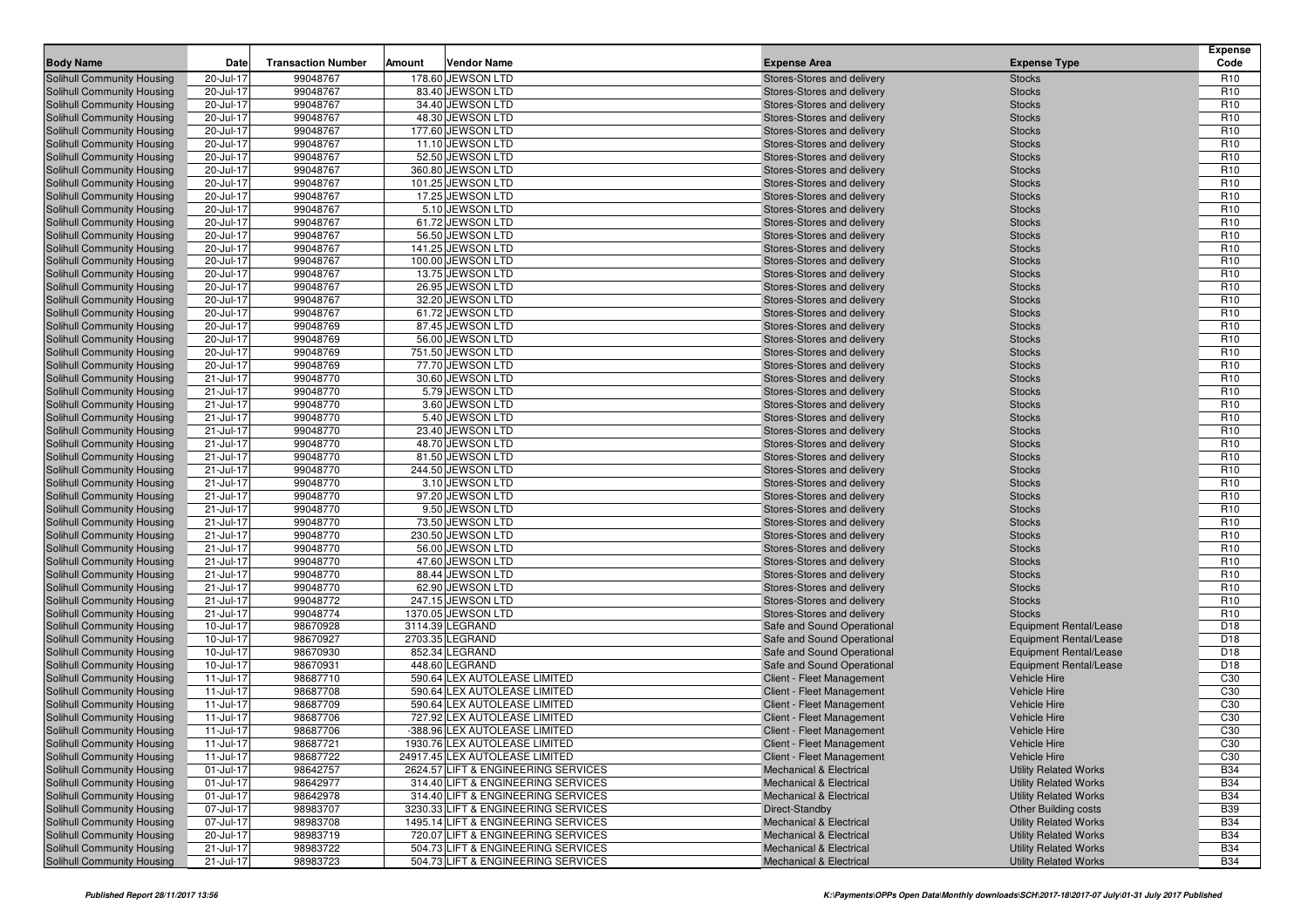| Body Name | Date | Transaction Number | Amount | Vendor Name | Expense Area | Expense Type | Expense Code |
|---|---|---|---|---|---|---|---|
| Solihull Community Housing | 20-Jul-17 | 99048767 | 178.60 | JEWSON LTD | Stores-Stores and delivery | Stocks | R10 |
| Solihull Community Housing | 20-Jul-17 | 99048767 | 83.40 | JEWSON LTD | Stores-Stores and delivery | Stocks | R10 |
| Solihull Community Housing | 20-Jul-17 | 99048767 | 34.40 | JEWSON LTD | Stores-Stores and delivery | Stocks | R10 |
| Solihull Community Housing | 20-Jul-17 | 99048767 | 48.30 | JEWSON LTD | Stores-Stores and delivery | Stocks | R10 |
| Solihull Community Housing | 20-Jul-17 | 99048767 | 177.60 | JEWSON LTD | Stores-Stores and delivery | Stocks | R10 |
| Solihull Community Housing | 20-Jul-17 | 99048767 | 11.10 | JEWSON LTD | Stores-Stores and delivery | Stocks | R10 |
| Solihull Community Housing | 20-Jul-17 | 99048767 | 52.50 | JEWSON LTD | Stores-Stores and delivery | Stocks | R10 |
| Solihull Community Housing | 20-Jul-17 | 99048767 | 360.80 | JEWSON LTD | Stores-Stores and delivery | Stocks | R10 |
| Solihull Community Housing | 20-Jul-17 | 99048767 | 101.25 | JEWSON LTD | Stores-Stores and delivery | Stocks | R10 |
| Solihull Community Housing | 20-Jul-17 | 99048767 | 17.25 | JEWSON LTD | Stores-Stores and delivery | Stocks | R10 |
| Solihull Community Housing | 20-Jul-17 | 99048767 | 5.10 | JEWSON LTD | Stores-Stores and delivery | Stocks | R10 |
| Solihull Community Housing | 20-Jul-17 | 99048767 | 61.72 | JEWSON LTD | Stores-Stores and delivery | Stocks | R10 |
| Solihull Community Housing | 20-Jul-17 | 99048767 | 56.50 | JEWSON LTD | Stores-Stores and delivery | Stocks | R10 |
| Solihull Community Housing | 20-Jul-17 | 99048767 | 141.25 | JEWSON LTD | Stores-Stores and delivery | Stocks | R10 |
| Solihull Community Housing | 20-Jul-17 | 99048767 | 100.00 | JEWSON LTD | Stores-Stores and delivery | Stocks | R10 |
| Solihull Community Housing | 20-Jul-17 | 99048767 | 13.75 | JEWSON LTD | Stores-Stores and delivery | Stocks | R10 |
| Solihull Community Housing | 20-Jul-17 | 99048767 | 26.95 | JEWSON LTD | Stores-Stores and delivery | Stocks | R10 |
| Solihull Community Housing | 20-Jul-17 | 99048767 | 32.20 | JEWSON LTD | Stores-Stores and delivery | Stocks | R10 |
| Solihull Community Housing | 20-Jul-17 | 99048767 | 61.72 | JEWSON LTD | Stores-Stores and delivery | Stocks | R10 |
| Solihull Community Housing | 20-Jul-17 | 99048769 | 87.45 | JEWSON LTD | Stores-Stores and delivery | Stocks | R10 |
| Solihull Community Housing | 20-Jul-17 | 99048769 | 56.00 | JEWSON LTD | Stores-Stores and delivery | Stocks | R10 |
| Solihull Community Housing | 20-Jul-17 | 99048769 | 751.50 | JEWSON LTD | Stores-Stores and delivery | Stocks | R10 |
| Solihull Community Housing | 20-Jul-17 | 99048769 | 77.70 | JEWSON LTD | Stores-Stores and delivery | Stocks | R10 |
| Solihull Community Housing | 21-Jul-17 | 99048770 | 30.60 | JEWSON LTD | Stores-Stores and delivery | Stocks | R10 |
| Solihull Community Housing | 21-Jul-17 | 99048770 | 5.79 | JEWSON LTD | Stores-Stores and delivery | Stocks | R10 |
| Solihull Community Housing | 21-Jul-17 | 99048770 | 3.60 | JEWSON LTD | Stores-Stores and delivery | Stocks | R10 |
| Solihull Community Housing | 21-Jul-17 | 99048770 | 5.40 | JEWSON LTD | Stores-Stores and delivery | Stocks | R10 |
| Solihull Community Housing | 21-Jul-17 | 99048770 | 23.40 | JEWSON LTD | Stores-Stores and delivery | Stocks | R10 |
| Solihull Community Housing | 21-Jul-17 | 99048770 | 48.70 | JEWSON LTD | Stores-Stores and delivery | Stocks | R10 |
| Solihull Community Housing | 21-Jul-17 | 99048770 | 81.50 | JEWSON LTD | Stores-Stores and delivery | Stocks | R10 |
| Solihull Community Housing | 21-Jul-17 | 99048770 | 244.50 | JEWSON LTD | Stores-Stores and delivery | Stocks | R10 |
| Solihull Community Housing | 21-Jul-17 | 99048770 | 3.10 | JEWSON LTD | Stores-Stores and delivery | Stocks | R10 |
| Solihull Community Housing | 21-Jul-17 | 99048770 | 97.20 | JEWSON LTD | Stores-Stores and delivery | Stocks | R10 |
| Solihull Community Housing | 21-Jul-17 | 99048770 | 9.50 | JEWSON LTD | Stores-Stores and delivery | Stocks | R10 |
| Solihull Community Housing | 21-Jul-17 | 99048770 | 73.50 | JEWSON LTD | Stores-Stores and delivery | Stocks | R10 |
| Solihull Community Housing | 21-Jul-17 | 99048770 | 230.50 | JEWSON LTD | Stores-Stores and delivery | Stocks | R10 |
| Solihull Community Housing | 21-Jul-17 | 99048770 | 56.00 | JEWSON LTD | Stores-Stores and delivery | Stocks | R10 |
| Solihull Community Housing | 21-Jul-17 | 99048770 | 47.60 | JEWSON LTD | Stores-Stores and delivery | Stocks | R10 |
| Solihull Community Housing | 21-Jul-17 | 99048770 | 88.44 | JEWSON LTD | Stores-Stores and delivery | Stocks | R10 |
| Solihull Community Housing | 21-Jul-17 | 99048770 | 62.90 | JEWSON LTD | Stores-Stores and delivery | Stocks | R10 |
| Solihull Community Housing | 21-Jul-17 | 99048772 | 247.15 | JEWSON LTD | Stores-Stores and delivery | Stocks | R10 |
| Solihull Community Housing | 21-Jul-17 | 99048774 | 1370.05 | JEWSON LTD | Stores-Stores and delivery | Stocks | R10 |
| Solihull Community Housing | 10-Jul-17 | 98670928 | 3114.39 | LEGRAND | Safe and Sound Operational | Equipment Rental/Lease | D18 |
| Solihull Community Housing | 10-Jul-17 | 98670927 | 2703.35 | LEGRAND | Safe and Sound Operational | Equipment Rental/Lease | D18 |
| Solihull Community Housing | 10-Jul-17 | 98670930 | 852.34 | LEGRAND | Safe and Sound Operational | Equipment Rental/Lease | D18 |
| Solihull Community Housing | 10-Jul-17 | 98670931 | 448.60 | LEGRAND | Safe and Sound Operational | Equipment Rental/Lease | D18 |
| Solihull Community Housing | 11-Jul-17 | 98687710 | 590.64 | LEX AUTOLEASE LIMITED | Client - Fleet Management | Vehicle Hire | C30 |
| Solihull Community Housing | 11-Jul-17 | 98687708 | 590.64 | LEX AUTOLEASE LIMITED | Client - Fleet Management | Vehicle Hire | C30 |
| Solihull Community Housing | 11-Jul-17 | 98687709 | 590.64 | LEX AUTOLEASE LIMITED | Client - Fleet Management | Vehicle Hire | C30 |
| Solihull Community Housing | 11-Jul-17 | 98687706 | 727.92 | LEX AUTOLEASE LIMITED | Client - Fleet Management | Vehicle Hire | C30 |
| Solihull Community Housing | 11-Jul-17 | 98687706 | -388.96 | LEX AUTOLEASE LIMITED | Client - Fleet Management | Vehicle Hire | C30 |
| Solihull Community Housing | 11-Jul-17 | 98687721 | 1930.76 | LEX AUTOLEASE LIMITED | Client - Fleet Management | Vehicle Hire | C30 |
| Solihull Community Housing | 11-Jul-17 | 98687722 | 24917.45 | LEX AUTOLEASE LIMITED | Client - Fleet Management | Vehicle Hire | C30 |
| Solihull Community Housing | 01-Jul-17 | 98642757 | 2624.57 | LIFT & ENGINEERING SERVICES | Mechanical & Electrical | Utility Related Works | B34 |
| Solihull Community Housing | 01-Jul-17 | 98642977 | 314.40 | LIFT & ENGINEERING SERVICES | Mechanical & Electrical | Utility Related Works | B34 |
| Solihull Community Housing | 01-Jul-17 | 98642978 | 314.40 | LIFT & ENGINEERING SERVICES | Mechanical & Electrical | Utility Related Works | B34 |
| Solihull Community Housing | 07-Jul-17 | 98983707 | 3230.33 | LIFT & ENGINEERING SERVICES | Direct-Standby | Other Building costs | B39 |
| Solihull Community Housing | 07-Jul-17 | 98983708 | 1495.14 | LIFT & ENGINEERING SERVICES | Mechanical & Electrical | Utility Related Works | B34 |
| Solihull Community Housing | 20-Jul-17 | 98983719 | 720.07 | LIFT & ENGINEERING SERVICES | Mechanical & Electrical | Utility Related Works | B34 |
| Solihull Community Housing | 21-Jul-17 | 98983722 | 504.73 | LIFT & ENGINEERING SERVICES | Mechanical & Electrical | Utility Related Works | B34 |
| Solihull Community Housing | 21-Jul-17 | 98983723 | 504.73 | LIFT & ENGINEERING SERVICES | Mechanical & Electrical | Utility Related Works | B34 |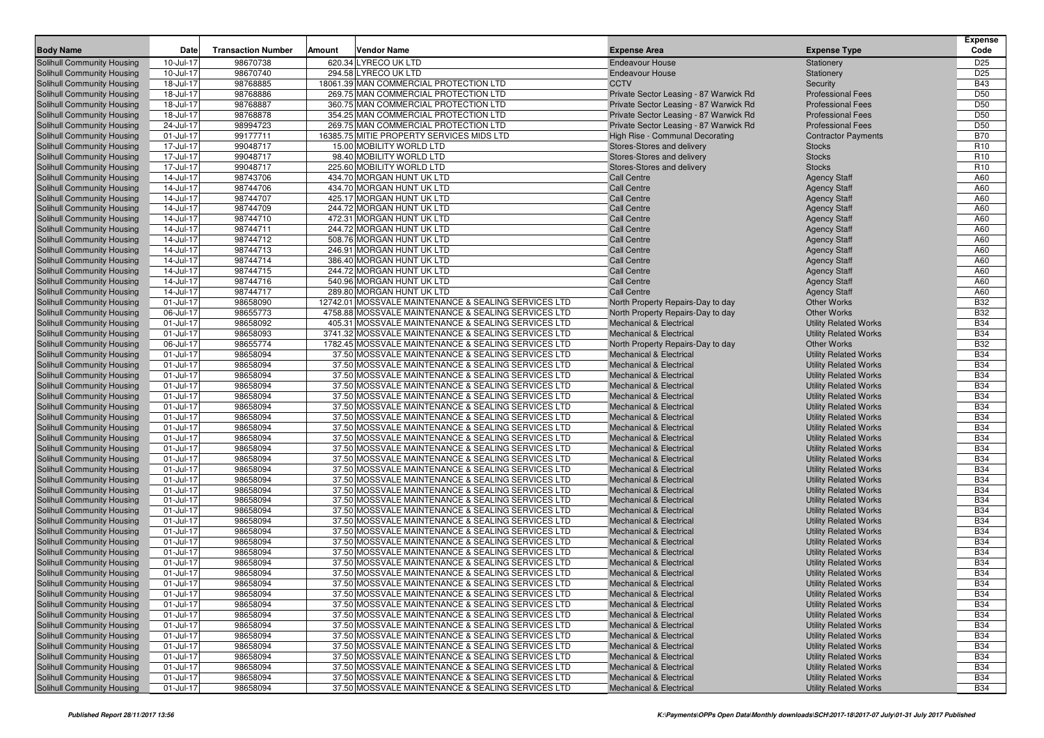| Body Name | Date | Transaction Number | Amount | Vendor Name | Expense Area | Expense Type | Expense Code |
|---|---|---|---|---|---|---|---|
| Solihull Community Housing | 10-Jul-17 | 98670738 | 620.34 | LYRECO UK LTD | Endeavour House | Stationery | D25 |
| Solihull Community Housing | 10-Jul-17 | 98670740 | 294.58 | LYRECO UK LTD | Endeavour House | Stationery | D25 |
| Solihull Community Housing | 18-Jul-17 | 98768885 | 18061.39 | MAN COMMERCIAL PROTECTION LTD | CCTV | Security | B43 |
| Solihull Community Housing | 18-Jul-17 | 98768886 | 269.75 | MAN COMMERCIAL PROTECTION LTD | Private Sector Leasing - 87 Warwick Rd | Professional Fees | D50 |
| Solihull Community Housing | 18-Jul-17 | 98768887 | 360.75 | MAN COMMERCIAL PROTECTION LTD | Private Sector Leasing - 87 Warwick Rd | Professional Fees | D50 |
| Solihull Community Housing | 18-Jul-17 | 98768878 | 354.25 | MAN COMMERCIAL PROTECTION LTD | Private Sector Leasing - 87 Warwick Rd | Professional Fees | D50 |
| Solihull Community Housing | 24-Jul-17 | 98994723 | 269.75 | MAN COMMERCIAL PROTECTION LTD | Private Sector Leasing - 87 Warwick Rd | Professional Fees | D50 |
| Solihull Community Housing | 01-Jul-17 | 99177711 | 16385.75 | MITIE PROPERTY SERVICES MIDS LTD | High Rise - Communal Decorating | Contractor Payments | B70 |
| Solihull Community Housing | 17-Jul-17 | 99048717 | 15.00 | MOBILITY WORLD LTD | Stores-Stores and delivery | Stocks | R10 |
| Solihull Community Housing | 17-Jul-17 | 99048717 | 98.40 | MOBILITY WORLD LTD | Stores-Stores and delivery | Stocks | R10 |
| Solihull Community Housing | 17-Jul-17 | 99048717 | 225.60 | MOBILITY WORLD LTD | Stores-Stores and delivery | Stocks | R10 |
| Solihull Community Housing | 14-Jul-17 | 98743706 | 434.70 | MORGAN HUNT UK LTD | Call Centre | Agency Staff | A60 |
| Solihull Community Housing | 14-Jul-17 | 98744706 | 434.70 | MORGAN HUNT UK LTD | Call Centre | Agency Staff | A60 |
| Solihull Community Housing | 14-Jul-17 | 98744707 | 425.17 | MORGAN HUNT UK LTD | Call Centre | Agency Staff | A60 |
| Solihull Community Housing | 14-Jul-17 | 98744709 | 244.72 | MORGAN HUNT UK LTD | Call Centre | Agency Staff | A60 |
| Solihull Community Housing | 14-Jul-17 | 98744710 | 472.31 | MORGAN HUNT UK LTD | Call Centre | Agency Staff | A60 |
| Solihull Community Housing | 14-Jul-17 | 98744711 | 244.72 | MORGAN HUNT UK LTD | Call Centre | Agency Staff | A60 |
| Solihull Community Housing | 14-Jul-17 | 98744712 | 508.76 | MORGAN HUNT UK LTD | Call Centre | Agency Staff | A60 |
| Solihull Community Housing | 14-Jul-17 | 98744713 | 246.91 | MORGAN HUNT UK LTD | Call Centre | Agency Staff | A60 |
| Solihull Community Housing | 14-Jul-17 | 98744714 | 386.40 | MORGAN HUNT UK LTD | Call Centre | Agency Staff | A60 |
| Solihull Community Housing | 14-Jul-17 | 98744715 | 244.72 | MORGAN HUNT UK LTD | Call Centre | Agency Staff | A60 |
| Solihull Community Housing | 14-Jul-17 | 98744716 | 540.96 | MORGAN HUNT UK LTD | Call Centre | Agency Staff | A60 |
| Solihull Community Housing | 14-Jul-17 | 98744717 | 289.80 | MORGAN HUNT UK LTD | Call Centre | Agency Staff | A60 |
| Solihull Community Housing | 01-Jul-17 | 98658090 | 12742.01 | MOSSVALE MAINTENANCE & SEALING SERVICES LTD | North Property Repairs-Day to day | Other Works | B32 |
| Solihull Community Housing | 06-Jul-17 | 98655773 | 4758.88 | MOSSVALE MAINTENANCE & SEALING SERVICES LTD | North Property Repairs-Day to day | Other Works | B32 |
| Solihull Community Housing | 01-Jul-17 | 98658092 | 405.31 | MOSSVALE MAINTENANCE & SEALING SERVICES LTD | Mechanical & Electrical | Utility Related Works | B34 |
| Solihull Community Housing | 01-Jul-17 | 98658093 | 3741.32 | MOSSVALE MAINTENANCE & SEALING SERVICES LTD | Mechanical & Electrical | Utility Related Works | B34 |
| Solihull Community Housing | 06-Jul-17 | 98655774 | 1782.45 | MOSSVALE MAINTENANCE & SEALING SERVICES LTD | North Property Repairs-Day to day | Other Works | B32 |
| Solihull Community Housing | 01-Jul-17 | 98658094 | 37.50 | MOSSVALE MAINTENANCE & SEALING SERVICES LTD | Mechanical & Electrical | Utility Related Works | B34 |
| Solihull Community Housing | 01-Jul-17 | 98658094 | 37.50 | MOSSVALE MAINTENANCE & SEALING SERVICES LTD | Mechanical & Electrical | Utility Related Works | B34 |
| Solihull Community Housing | 01-Jul-17 | 98658094 | 37.50 | MOSSVALE MAINTENANCE & SEALING SERVICES LTD | Mechanical & Electrical | Utility Related Works | B34 |
| Solihull Community Housing | 01-Jul-17 | 98658094 | 37.50 | MOSSVALE MAINTENANCE & SEALING SERVICES LTD | Mechanical & Electrical | Utility Related Works | B34 |
| Solihull Community Housing | 01-Jul-17 | 98658094 | 37.50 | MOSSVALE MAINTENANCE & SEALING SERVICES LTD | Mechanical & Electrical | Utility Related Works | B34 |
| Solihull Community Housing | 01-Jul-17 | 98658094 | 37.50 | MOSSVALE MAINTENANCE & SEALING SERVICES LTD | Mechanical & Electrical | Utility Related Works | B34 |
| Solihull Community Housing | 01-Jul-17 | 98658094 | 37.50 | MOSSVALE MAINTENANCE & SEALING SERVICES LTD | Mechanical & Electrical | Utility Related Works | B34 |
| Solihull Community Housing | 01-Jul-17 | 98658094 | 37.50 | MOSSVALE MAINTENANCE & SEALING SERVICES LTD | Mechanical & Electrical | Utility Related Works | B34 |
| Solihull Community Housing | 01-Jul-17 | 98658094 | 37.50 | MOSSVALE MAINTENANCE & SEALING SERVICES LTD | Mechanical & Electrical | Utility Related Works | B34 |
| Solihull Community Housing | 01-Jul-17 | 98658094 | 37.50 | MOSSVALE MAINTENANCE & SEALING SERVICES LTD | Mechanical & Electrical | Utility Related Works | B34 |
| Solihull Community Housing | 01-Jul-17 | 98658094 | 37.50 | MOSSVALE MAINTENANCE & SEALING SERVICES LTD | Mechanical & Electrical | Utility Related Works | B34 |
| Solihull Community Housing | 01-Jul-17 | 98658094 | 37.50 | MOSSVALE MAINTENANCE & SEALING SERVICES LTD | Mechanical & Electrical | Utility Related Works | B34 |
| Solihull Community Housing | 01-Jul-17 | 98658094 | 37.50 | MOSSVALE MAINTENANCE & SEALING SERVICES LTD | Mechanical & Electrical | Utility Related Works | B34 |
| Solihull Community Housing | 01-Jul-17 | 98658094 | 37.50 | MOSSVALE MAINTENANCE & SEALING SERVICES LTD | Mechanical & Electrical | Utility Related Works | B34 |
| Solihull Community Housing | 01-Jul-17 | 98658094 | 37.50 | MOSSVALE MAINTENANCE & SEALING SERVICES LTD | Mechanical & Electrical | Utility Related Works | B34 |
| Solihull Community Housing | 01-Jul-17 | 98658094 | 37.50 | MOSSVALE MAINTENANCE & SEALING SERVICES LTD | Mechanical & Electrical | Utility Related Works | B34 |
| Solihull Community Housing | 01-Jul-17 | 98658094 | 37.50 | MOSSVALE MAINTENANCE & SEALING SERVICES LTD | Mechanical & Electrical | Utility Related Works | B34 |
| Solihull Community Housing | 01-Jul-17 | 98658094 | 37.50 | MOSSVALE MAINTENANCE & SEALING SERVICES LTD | Mechanical & Electrical | Utility Related Works | B34 |
| Solihull Community Housing | 01-Jul-17 | 98658094 | 37.50 | MOSSVALE MAINTENANCE & SEALING SERVICES LTD | Mechanical & Electrical | Utility Related Works | B34 |
| Solihull Community Housing | 01-Jul-17 | 98658094 | 37.50 | MOSSVALE MAINTENANCE & SEALING SERVICES LTD | Mechanical & Electrical | Utility Related Works | B34 |
| Solihull Community Housing | 01-Jul-17 | 98658094 | 37.50 | MOSSVALE MAINTENANCE & SEALING SERVICES LTD | Mechanical & Electrical | Utility Related Works | B34 |
| Solihull Community Housing | 01-Jul-17 | 98658094 | 37.50 | MOSSVALE MAINTENANCE & SEALING SERVICES LTD | Mechanical & Electrical | Utility Related Works | B34 |
| Solihull Community Housing | 01-Jul-17 | 98658094 | 37.50 | MOSSVALE MAINTENANCE & SEALING SERVICES LTD | Mechanical & Electrical | Utility Related Works | B34 |
| Solihull Community Housing | 01-Jul-17 | 98658094 | 37.50 | MOSSVALE MAINTENANCE & SEALING SERVICES LTD | Mechanical & Electrical | Utility Related Works | B34 |
| Solihull Community Housing | 01-Jul-17 | 98658094 | 37.50 | MOSSVALE MAINTENANCE & SEALING SERVICES LTD | Mechanical & Electrical | Utility Related Works | B34 |
| Solihull Community Housing | 01-Jul-17 | 98658094 | 37.50 | MOSSVALE MAINTENANCE & SEALING SERVICES LTD | Mechanical & Electrical | Utility Related Works | B34 |
| Solihull Community Housing | 01-Jul-17 | 98658094 | 37.50 | MOSSVALE MAINTENANCE & SEALING SERVICES LTD | Mechanical & Electrical | Utility Related Works | B34 |
| Solihull Community Housing | 01-Jul-17 | 98658094 | 37.50 | MOSSVALE MAINTENANCE & SEALING SERVICES LTD | Mechanical & Electrical | Utility Related Works | B34 |
| Solihull Community Housing | 01-Jul-17 | 98658094 | 37.50 | MOSSVALE MAINTENANCE & SEALING SERVICES LTD | Mechanical & Electrical | Utility Related Works | B34 |
| Solihull Community Housing | 01-Jul-17 | 98658094 | 37.50 | MOSSVALE MAINTENANCE & SEALING SERVICES LTD | Mechanical & Electrical | Utility Related Works | B34 |
| Solihull Community Housing | 01-Jul-17 | 98658094 | 37.50 | MOSSVALE MAINTENANCE & SEALING SERVICES LTD | Mechanical & Electrical | Utility Related Works | B34 |
| Solihull Community Housing | 01-Jul-17 | 98658094 | 37.50 | MOSSVALE MAINTENANCE & SEALING SERVICES LTD | Mechanical & Electrical | Utility Related Works | B34 |
| Solihull Community Housing | 01-Jul-17 | 98658094 | 37.50 | MOSSVALE MAINTENANCE & SEALING SERVICES LTD | Mechanical & Electrical | Utility Related Works | B34 |
| Solihull Community Housing | 01-Jul-17 | 98658094 | 37.50 | MOSSVALE MAINTENANCE & SEALING SERVICES LTD | Mechanical & Electrical | Utility Related Works | B34 |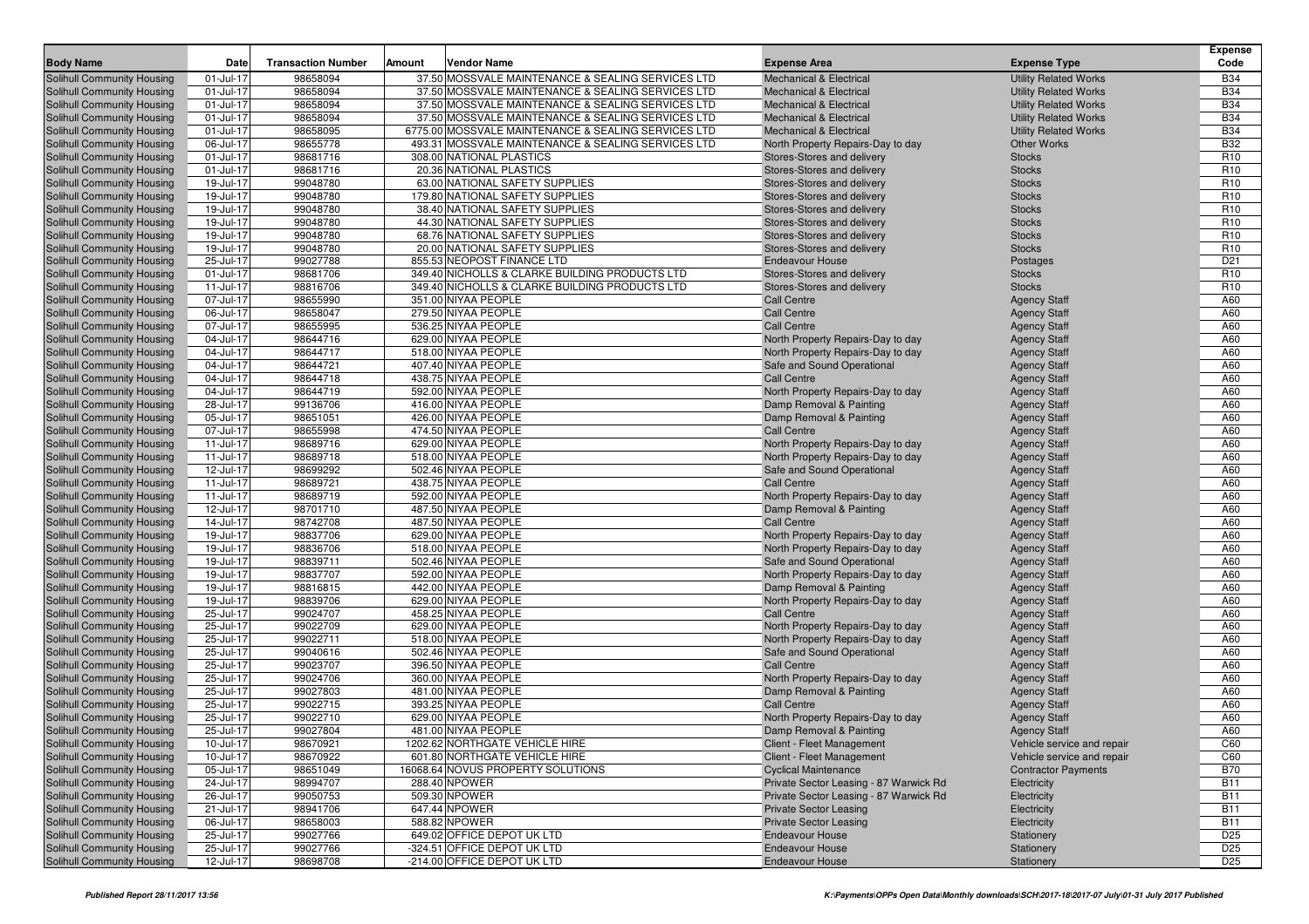| Body Name | Date | Transaction Number | Amount | Vendor Name | Expense Area | Expense Type | Expense Code |
|---|---|---|---|---|---|---|---|
| Solihull Community Housing | 01-Jul-17 | 98658094 | 37.50 | MOSSVALE MAINTENANCE & SEALING SERVICES LTD | Mechanical & Electrical | Utility Related Works | B34 |
| Solihull Community Housing | 01-Jul-17 | 98658094 | 37.50 | MOSSVALE MAINTENANCE & SEALING SERVICES LTD | Mechanical & Electrical | Utility Related Works | B34 |
| Solihull Community Housing | 01-Jul-17 | 98658094 | 37.50 | MOSSVALE MAINTENANCE & SEALING SERVICES LTD | Mechanical & Electrical | Utility Related Works | B34 |
| Solihull Community Housing | 01-Jul-17 | 98658094 | 37.50 | MOSSVALE MAINTENANCE & SEALING SERVICES LTD | Mechanical & Electrical | Utility Related Works | B34 |
| Solihull Community Housing | 01-Jul-17 | 98658095 | 6775.00 | MOSSVALE MAINTENANCE & SEALING SERVICES LTD | Mechanical & Electrical | Utility Related Works | B34 |
| Solihull Community Housing | 06-Jul-17 | 98655778 | 493.31 | MOSSVALE MAINTENANCE & SEALING SERVICES LTD | North Property Repairs-Day to day | Other Works | B32 |
| Solihull Community Housing | 01-Jul-17 | 98681716 | 308.00 | NATIONAL PLASTICS | Stores-Stores and delivery | Stocks | R10 |
| Solihull Community Housing | 01-Jul-17 | 98681716 | 20.36 | NATIONAL PLASTICS | Stores-Stores and delivery | Stocks | R10 |
| Solihull Community Housing | 19-Jul-17 | 99048780 | 63.00 | NATIONAL SAFETY SUPPLIES | Stores-Stores and delivery | Stocks | R10 |
| Solihull Community Housing | 19-Jul-17 | 99048780 | 179.80 | NATIONAL SAFETY SUPPLIES | Stores-Stores and delivery | Stocks | R10 |
| Solihull Community Housing | 19-Jul-17 | 99048780 | 38.40 | NATIONAL SAFETY SUPPLIES | Stores-Stores and delivery | Stocks | R10 |
| Solihull Community Housing | 19-Jul-17 | 99048780 | 44.30 | NATIONAL SAFETY SUPPLIES | Stores-Stores and delivery | Stocks | R10 |
| Solihull Community Housing | 19-Jul-17 | 99048780 | 68.76 | NATIONAL SAFETY SUPPLIES | Stores-Stores and delivery | Stocks | R10 |
| Solihull Community Housing | 19-Jul-17 | 99048780 | 20.00 | NATIONAL SAFETY SUPPLIES | Stores-Stores and delivery | Stocks | R10 |
| Solihull Community Housing | 25-Jul-17 | 99027788 | 855.53 | NEOPOST FINANCE LTD | Endeavour House | Postages | D21 |
| Solihull Community Housing | 01-Jul-17 | 98681706 | 349.40 | NICHOLLS & CLARKE BUILDING PRODUCTS LTD | Stores-Stores and delivery | Stocks | R10 |
| Solihull Community Housing | 11-Jul-17 | 98816706 | 349.40 | NICHOLLS & CLARKE BUILDING PRODUCTS LTD | Stores-Stores and delivery | Stocks | R10 |
| Solihull Community Housing | 07-Jul-17 | 98655990 | 351.00 | NIYAA PEOPLE | Call Centre | Agency Staff | A60 |
| Solihull Community Housing | 06-Jul-17 | 98658047 | 279.50 | NIYAA PEOPLE | Call Centre | Agency Staff | A60 |
| Solihull Community Housing | 07-Jul-17 | 98655995 | 536.25 | NIYAA PEOPLE | Call Centre | Agency Staff | A60 |
| Solihull Community Housing | 04-Jul-17 | 98644716 | 629.00 | NIYAA PEOPLE | North Property Repairs-Day to day | Agency Staff | A60 |
| Solihull Community Housing | 04-Jul-17 | 98644717 | 518.00 | NIYAA PEOPLE | North Property Repairs-Day to day | Agency Staff | A60 |
| Solihull Community Housing | 04-Jul-17 | 98644721 | 407.40 | NIYAA PEOPLE | Safe and Sound Operational | Agency Staff | A60 |
| Solihull Community Housing | 04-Jul-17 | 98644718 | 438.75 | NIYAA PEOPLE | Call Centre | Agency Staff | A60 |
| Solihull Community Housing | 04-Jul-17 | 98644719 | 592.00 | NIYAA PEOPLE | North Property Repairs-Day to day | Agency Staff | A60 |
| Solihull Community Housing | 28-Jul-17 | 99136706 | 416.00 | NIYAA PEOPLE | Damp Removal & Painting | Agency Staff | A60 |
| Solihull Community Housing | 05-Jul-17 | 98651051 | 426.00 | NIYAA PEOPLE | Damp Removal & Painting | Agency Staff | A60 |
| Solihull Community Housing | 07-Jul-17 | 98655998 | 474.50 | NIYAA PEOPLE | Call Centre | Agency Staff | A60 |
| Solihull Community Housing | 11-Jul-17 | 98689716 | 629.00 | NIYAA PEOPLE | North Property Repairs-Day to day | Agency Staff | A60 |
| Solihull Community Housing | 11-Jul-17 | 98689718 | 518.00 | NIYAA PEOPLE | North Property Repairs-Day to day | Agency Staff | A60 |
| Solihull Community Housing | 12-Jul-17 | 98699292 | 502.46 | NIYAA PEOPLE | Safe and Sound Operational | Agency Staff | A60 |
| Solihull Community Housing | 11-Jul-17 | 98689721 | 438.75 | NIYAA PEOPLE | Call Centre | Agency Staff | A60 |
| Solihull Community Housing | 11-Jul-17 | 98689719 | 592.00 | NIYAA PEOPLE | North Property Repairs-Day to day | Agency Staff | A60 |
| Solihull Community Housing | 12-Jul-17 | 98701710 | 487.50 | NIYAA PEOPLE | Damp Removal & Painting | Agency Staff | A60 |
| Solihull Community Housing | 14-Jul-17 | 98742708 | 487.50 | NIYAA PEOPLE | Call Centre | Agency Staff | A60 |
| Solihull Community Housing | 19-Jul-17 | 98837706 | 629.00 | NIYAA PEOPLE | North Property Repairs-Day to day | Agency Staff | A60 |
| Solihull Community Housing | 19-Jul-17 | 98836706 | 518.00 | NIYAA PEOPLE | North Property Repairs-Day to day | Agency Staff | A60 |
| Solihull Community Housing | 19-Jul-17 | 98839711 | 502.46 | NIYAA PEOPLE | Safe and Sound Operational | Agency Staff | A60 |
| Solihull Community Housing | 19-Jul-17 | 98837707 | 592.00 | NIYAA PEOPLE | North Property Repairs-Day to day | Agency Staff | A60 |
| Solihull Community Housing | 19-Jul-17 | 98816815 | 442.00 | NIYAA PEOPLE | Damp Removal & Painting | Agency Staff | A60 |
| Solihull Community Housing | 19-Jul-17 | 98839706 | 629.00 | NIYAA PEOPLE | North Property Repairs-Day to day | Agency Staff | A60 |
| Solihull Community Housing | 25-Jul-17 | 99024707 | 458.25 | NIYAA PEOPLE | Call Centre | Agency Staff | A60 |
| Solihull Community Housing | 25-Jul-17 | 99022709 | 629.00 | NIYAA PEOPLE | North Property Repairs-Day to day | Agency Staff | A60 |
| Solihull Community Housing | 25-Jul-17 | 99022711 | 518.00 | NIYAA PEOPLE | North Property Repairs-Day to day | Agency Staff | A60 |
| Solihull Community Housing | 25-Jul-17 | 99040616 | 502.46 | NIYAA PEOPLE | Safe and Sound Operational | Agency Staff | A60 |
| Solihull Community Housing | 25-Jul-17 | 99023707 | 396.50 | NIYAA PEOPLE | Call Centre | Agency Staff | A60 |
| Solihull Community Housing | 25-Jul-17 | 99024706 | 360.00 | NIYAA PEOPLE | North Property Repairs-Day to day | Agency Staff | A60 |
| Solihull Community Housing | 25-Jul-17 | 99027803 | 481.00 | NIYAA PEOPLE | Damp Removal & Painting | Agency Staff | A60 |
| Solihull Community Housing | 25-Jul-17 | 99022715 | 393.25 | NIYAA PEOPLE | Call Centre | Agency Staff | A60 |
| Solihull Community Housing | 25-Jul-17 | 99022710 | 629.00 | NIYAA PEOPLE | North Property Repairs-Day to day | Agency Staff | A60 |
| Solihull Community Housing | 25-Jul-17 | 99027804 | 481.00 | NIYAA PEOPLE | Damp Removal & Painting | Agency Staff | A60 |
| Solihull Community Housing | 10-Jul-17 | 98670921 | 1202.62 | NORTHGATE VEHICLE HIRE | Client - Fleet Management | Vehicle service and repair | C60 |
| Solihull Community Housing | 10-Jul-17 | 98670922 | 601.80 | NORTHGATE VEHICLE HIRE | Client - Fleet Management | Vehicle service and repair | C60 |
| Solihull Community Housing | 05-Jul-17 | 98651049 | 16068.64 | NOVUS PROPERTY SOLUTIONS | Cyclical Maintenance | Contractor Payments | B70 |
| Solihull Community Housing | 24-Jul-17 | 98994707 | 288.40 | NPOWER | Private Sector Leasing - 87 Warwick Rd | Electricity | B11 |
| Solihull Community Housing | 26-Jul-17 | 99050753 | 509.30 | NPOWER | Private Sector Leasing - 87 Warwick Rd | Electricity | B11 |
| Solihull Community Housing | 21-Jul-17 | 98941706 | 647.44 | NPOWER | Private Sector Leasing | Electricity | B11 |
| Solihull Community Housing | 06-Jul-17 | 98658003 | 588.82 | NPOWER | Private Sector Leasing | Electricity | B11 |
| Solihull Community Housing | 25-Jul-17 | 99027766 | 649.02 | OFFICE DEPOT UK LTD | Endeavour House | Stationery | D25 |
| Solihull Community Housing | 25-Jul-17 | 99027766 | -324.51 | OFFICE DEPOT UK LTD | Endeavour House | Stationery | D25 |
| Solihull Community Housing | 12-Jul-17 | 98698708 | -214.00 | OFFICE DEPOT UK LTD | Endeavour House | Stationery | D25 |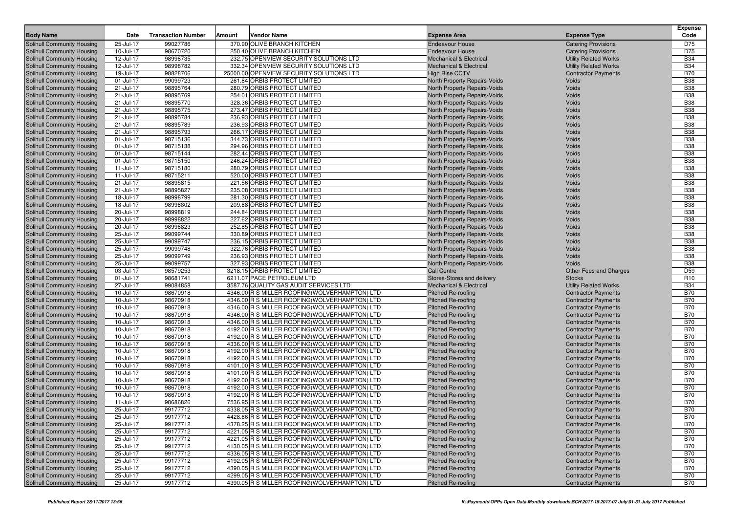| Body Name | Date | Transaction Number | Amount | Vendor Name | Expense Area | Expense Type | Expense Code |
|---|---|---|---|---|---|---|---|
| Solihull Community Housing | 25-Jul-17 | 99027786 | 370.90 | OLIVE BRANCH KITCHEN | Endeavour House | Catering Provisions | D75 |
| Solihull Community Housing | 10-Jul-17 | 98670720 | 250.40 | OLIVE BRANCH KITCHEN | Endeavour House | Catering Provisions | D75 |
| Solihull Community Housing | 12-Jul-17 | 98998735 | 232.75 | OPENVIEW SECURITY SOLUTIONS LTD | Mechanical & Electrical | Utility Related Works | B34 |
| Solihull Community Housing | 12-Jul-17 | 98998782 | 332.34 | OPENVIEW SECURITY SOLUTIONS LTD | Mechanical & Electrical | Utility Related Works | B34 |
| Solihull Community Housing | 19-Jul-17 | 98828706 | 25000.00 | OPENVIEW SECURITY SOLUTIONS LTD | High Rise CCTV | Contractor Payments | B70 |
| Solihull Community Housing | 01-Jul-17 | 99099723 | 261.84 | ORBIS PROTECT LIMITED | North Property Repairs-Voids | Voids | B38 |
| Solihull Community Housing | 21-Jul-17 | 98895764 | 280.79 | ORBIS PROTECT LIMITED | North Property Repairs-Voids | Voids | B38 |
| Solihull Community Housing | 21-Jul-17 | 98895769 | 254.01 | ORBIS PROTECT LIMITED | North Property Repairs-Voids | Voids | B38 |
| Solihull Community Housing | 21-Jul-17 | 98895770 | 328.36 | ORBIS PROTECT LIMITED | North Property Repairs-Voids | Voids | B38 |
| Solihull Community Housing | 21-Jul-17 | 98895775 | 273.47 | ORBIS PROTECT LIMITED | North Property Repairs-Voids | Voids | B38 |
| Solihull Community Housing | 21-Jul-17 | 98895784 | 236.93 | ORBIS PROTECT LIMITED | North Property Repairs-Voids | Voids | B38 |
| Solihull Community Housing | 21-Jul-17 | 98895789 | 236.93 | ORBIS PROTECT LIMITED | North Property Repairs-Voids | Voids | B38 |
| Solihull Community Housing | 21-Jul-17 | 98895793 | 266.17 | ORBIS PROTECT LIMITED | North Property Repairs-Voids | Voids | B38 |
| Solihull Community Housing | 01-Jul-17 | 98715136 | 344.73 | ORBIS PROTECT LIMITED | North Property Repairs-Voids | Voids | B38 |
| Solihull Community Housing | 01-Jul-17 | 98715138 | 294.96 | ORBIS PROTECT LIMITED | North Property Repairs-Voids | Voids | B38 |
| Solihull Community Housing | 01-Jul-17 | 98715144 | 282.44 | ORBIS PROTECT LIMITED | North Property Repairs-Voids | Voids | B38 |
| Solihull Community Housing | 01-Jul-17 | 98715150 | 246.24 | ORBIS PROTECT LIMITED | North Property Repairs-Voids | Voids | B38 |
| Solihull Community Housing | 11-Jul-17 | 98715180 | 280.79 | ORBIS PROTECT LIMITED | North Property Repairs-Voids | Voids | B38 |
| Solihull Community Housing | 11-Jul-17 | 98715211 | 520.00 | ORBIS PROTECT LIMITED | North Property Repairs-Voids | Voids | B38 |
| Solihull Community Housing | 21-Jul-17 | 98895815 | 221.56 | ORBIS PROTECT LIMITED | North Property Repairs-Voids | Voids | B38 |
| Solihull Community Housing | 21-Jul-17 | 98895827 | 235.08 | ORBIS PROTECT LIMITED | North Property Repairs-Voids | Voids | B38 |
| Solihull Community Housing | 18-Jul-17 | 98998799 | 281.30 | ORBIS PROTECT LIMITED | North Property Repairs-Voids | Voids | B38 |
| Solihull Community Housing | 18-Jul-17 | 98998802 | 209.88 | ORBIS PROTECT LIMITED | North Property Repairs-Voids | Voids | B38 |
| Solihull Community Housing | 20-Jul-17 | 98998819 | 244.84 | ORBIS PROTECT LIMITED | North Property Repairs-Voids | Voids | B38 |
| Solihull Community Housing | 20-Jul-17 | 98998822 | 227.62 | ORBIS PROTECT LIMITED | North Property Repairs-Voids | Voids | B38 |
| Solihull Community Housing | 20-Jul-17 | 98998823 | 252.85 | ORBIS PROTECT LIMITED | North Property Repairs-Voids | Voids | B38 |
| Solihull Community Housing | 25-Jul-17 | 99099744 | 330.89 | ORBIS PROTECT LIMITED | North Property Repairs-Voids | Voids | B38 |
| Solihull Community Housing | 25-Jul-17 | 99099747 | 236.15 | ORBIS PROTECT LIMITED | North Property Repairs-Voids | Voids | B38 |
| Solihull Community Housing | 25-Jul-17 | 99099748 | 322.76 | ORBIS PROTECT LIMITED | North Property Repairs-Voids | Voids | B38 |
| Solihull Community Housing | 25-Jul-17 | 99099749 | 236.93 | ORBIS PROTECT LIMITED | North Property Repairs-Voids | Voids | B38 |
| Solihull Community Housing | 25-Jul-17 | 99099757 | 327.93 | ORBIS PROTECT LIMITED | North Property Repairs-Voids | Voids | B38 |
| Solihull Community Housing | 03-Jul-17 | 98579253 | 3218.15 | ORBIS PROTECT LIMITED | Call Centre | Other Fees and Charges | D59 |
| Solihull Community Housing | 01-Jul-17 | 98681741 | 6211.07 | PACE PETROLEUM LTD | Stores-Stores and delivery | Stocks | R10 |
| Solihull Community Housing | 27-Jul-17 | 99084858 | 3587.76 | QUALITY GAS AUDIT SERVICES LTD | Mechanical & Electrical | Utility Related Works | B34 |
| Solihull Community Housing | 10-Jul-17 | 98670918 | 4346.00 | R S MILLER ROOFING(WOLVERHAMPTON) LTD | Pitched Re-roofing | Contractor Payments | B70 |
| Solihull Community Housing | 10-Jul-17 | 98670918 | 4346.00 | R S MILLER ROOFING(WOLVERHAMPTON) LTD | Pitched Re-roofing | Contractor Payments | B70 |
| Solihull Community Housing | 10-Jul-17 | 98670918 | 4346.00 | R S MILLER ROOFING(WOLVERHAMPTON) LTD | Pitched Re-roofing | Contractor Payments | B70 |
| Solihull Community Housing | 10-Jul-17 | 98670918 | 4346.00 | R S MILLER ROOFING(WOLVERHAMPTON) LTD | Pitched Re-roofing | Contractor Payments | B70 |
| Solihull Community Housing | 10-Jul-17 | 98670918 | 4346.00 | R S MILLER ROOFING(WOLVERHAMPTON) LTD | Pitched Re-roofing | Contractor Payments | B70 |
| Solihull Community Housing | 10-Jul-17 | 98670918 | 4192.00 | R S MILLER ROOFING(WOLVERHAMPTON) LTD | Pitched Re-roofing | Contractor Payments | B70 |
| Solihull Community Housing | 10-Jul-17 | 98670918 | 4192.00 | R S MILLER ROOFING(WOLVERHAMPTON) LTD | Pitched Re-roofing | Contractor Payments | B70 |
| Solihull Community Housing | 10-Jul-17 | 98670918 | 4336.00 | R S MILLER ROOFING(WOLVERHAMPTON) LTD | Pitched Re-roofing | Contractor Payments | B70 |
| Solihull Community Housing | 10-Jul-17 | 98670918 | 4192.00 | R S MILLER ROOFING(WOLVERHAMPTON) LTD | Pitched Re-roofing | Contractor Payments | B70 |
| Solihull Community Housing | 10-Jul-17 | 98670918 | 4192.00 | R S MILLER ROOFING(WOLVERHAMPTON) LTD | Pitched Re-roofing | Contractor Payments | B70 |
| Solihull Community Housing | 10-Jul-17 | 98670918 | 4101.00 | R S MILLER ROOFING(WOLVERHAMPTON) LTD | Pitched Re-roofing | Contractor Payments | B70 |
| Solihull Community Housing | 10-Jul-17 | 98670918 | 4101.00 | R S MILLER ROOFING(WOLVERHAMPTON) LTD | Pitched Re-roofing | Contractor Payments | B70 |
| Solihull Community Housing | 10-Jul-17 | 98670918 | 4192.00 | R S MILLER ROOFING(WOLVERHAMPTON) LTD | Pitched Re-roofing | Contractor Payments | B70 |
| Solihull Community Housing | 10-Jul-17 | 98670918 | 4192.00 | R S MILLER ROOFING(WOLVERHAMPTON) LTD | Pitched Re-roofing | Contractor Payments | B70 |
| Solihull Community Housing | 10-Jul-17 | 98670918 | 4192.00 | R S MILLER ROOFING(WOLVERHAMPTON) LTD | Pitched Re-roofing | Contractor Payments | B70 |
| Solihull Community Housing | 11-Jul-17 | 98686826 | 7536.95 | R S MILLER ROOFING(WOLVERHAMPTON) LTD | Pitched Re-roofing | Contractor Payments | B70 |
| Solihull Community Housing | 25-Jul-17 | 99177712 | 4338.05 | R S MILLER ROOFING(WOLVERHAMPTON) LTD | Pitched Re-roofing | Contractor Payments | B70 |
| Solihull Community Housing | 25-Jul-17 | 99177712 | 4428.86 | R S MILLER ROOFING(WOLVERHAMPTON) LTD | Pitched Re-roofing | Contractor Payments | B70 |
| Solihull Community Housing | 25-Jul-17 | 99177712 | 4378.25 | R S MILLER ROOFING(WOLVERHAMPTON) LTD | Pitched Re-roofing | Contractor Payments | B70 |
| Solihull Community Housing | 25-Jul-17 | 99177712 | 4221.05 | R S MILLER ROOFING(WOLVERHAMPTON) LTD | Pitched Re-roofing | Contractor Payments | B70 |
| Solihull Community Housing | 25-Jul-17 | 99177712 | 4221.05 | R S MILLER ROOFING(WOLVERHAMPTON) LTD | Pitched Re-roofing | Contractor Payments | B70 |
| Solihull Community Housing | 25-Jul-17 | 99177712 | 4130.05 | R S MILLER ROOFING(WOLVERHAMPTON) LTD | Pitched Re-roofing | Contractor Payments | B70 |
| Solihull Community Housing | 25-Jul-17 | 99177712 | 4336.05 | R S MILLER ROOFING(WOLVERHAMPTON) LTD | Pitched Re-roofing | Contractor Payments | B70 |
| Solihull Community Housing | 25-Jul-17 | 99177712 | 4192.05 | R S MILLER ROOFING(WOLVERHAMPTON) LTD | Pitched Re-roofing | Contractor Payments | B70 |
| Solihull Community Housing | 25-Jul-17 | 99177712 | 4390.05 | R S MILLER ROOFING(WOLVERHAMPTON) LTD | Pitched Re-roofing | Contractor Payments | B70 |
| Solihull Community Housing | 25-Jul-17 | 99177712 | 4299.05 | R S MILLER ROOFING(WOLVERHAMPTON) LTD | Pitched Re-roofing | Contractor Payments | B70 |
| Solihull Community Housing | 25-Jul-17 | 99177712 | 4390.05 | R S MILLER ROOFING(WOLVERHAMPTON) LTD | Pitched Re-roofing | Contractor Payments | B70 |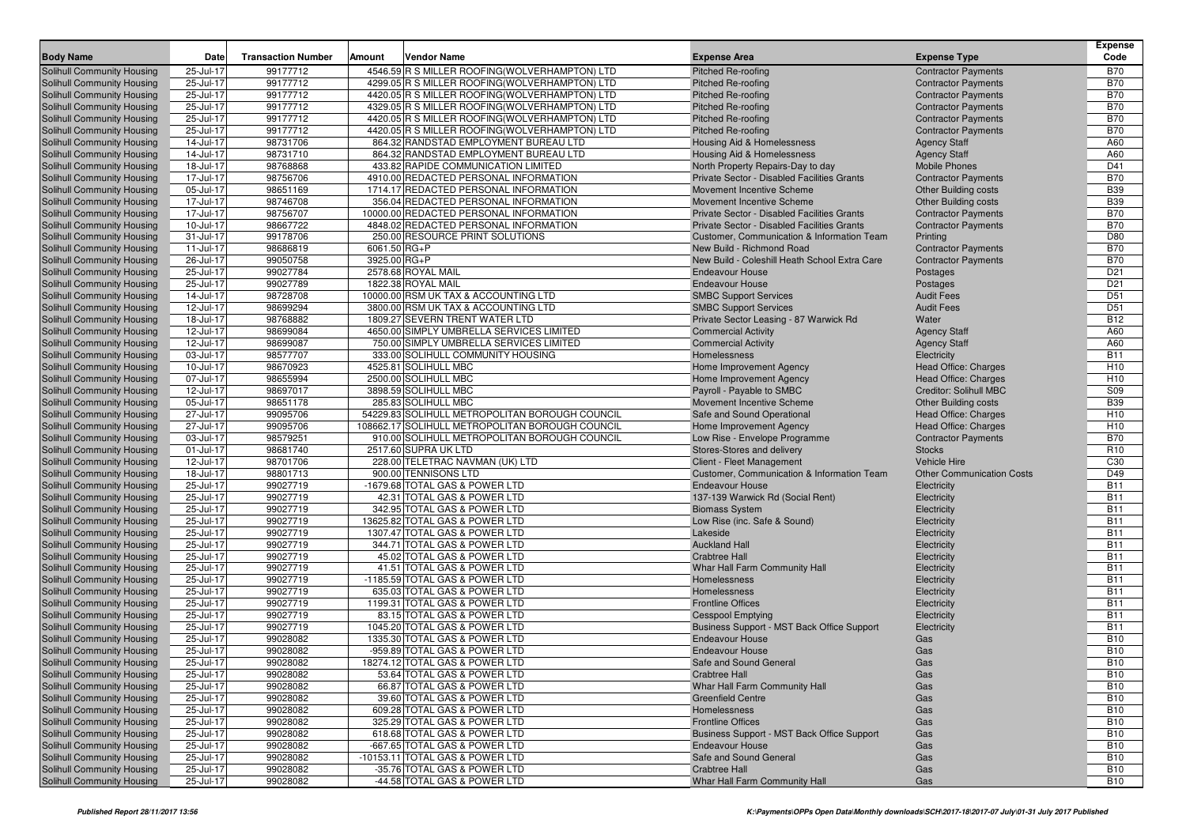| Body Name | Date | Transaction Number | Amount | Vendor Name | Expense Area | Expense Type | Expense Code |
|---|---|---|---|---|---|---|---|
| Solihull Community Housing | 25-Jul-17 | 99177712 | 4546.59 | R S MILLER ROOFING(WOLVERHAMPTON) LTD | Pitched Re-roofing | Contractor Payments | B70 |
| Solihull Community Housing | 25-Jul-17 | 99177712 | 4299.05 | R S MILLER ROOFING(WOLVERHAMPTON) LTD | Pitched Re-roofing | Contractor Payments | B70 |
| Solihull Community Housing | 25-Jul-17 | 99177712 | 4420.05 | R S MILLER ROOFING(WOLVERHAMPTON) LTD | Pitched Re-roofing | Contractor Payments | B70 |
| Solihull Community Housing | 25-Jul-17 | 99177712 | 4329.05 | R S MILLER ROOFING(WOLVERHAMPTON) LTD | Pitched Re-roofing | Contractor Payments | B70 |
| Solihull Community Housing | 25-Jul-17 | 99177712 | 4420.05 | R S MILLER ROOFING(WOLVERHAMPTON) LTD | Pitched Re-roofing | Contractor Payments | B70 |
| Solihull Community Housing | 25-Jul-17 | 99177712 | 4420.05 | R S MILLER ROOFING(WOLVERHAMPTON) LTD | Pitched Re-roofing | Contractor Payments | B70 |
| Solihull Community Housing | 14-Jul-17 | 98731706 | 864.32 | RANDSTAD EMPLOYMENT BUREAU LTD | Housing Aid & Homelessness | Agency Staff | A60 |
| Solihull Community Housing | 14-Jul-17 | 98731710 | 864.32 | RANDSTAD EMPLOYMENT BUREAU LTD | Housing Aid & Homelessness | Agency Staff | A60 |
| Solihull Community Housing | 18-Jul-17 | 98768868 | 433.82 | RAPIDE COMMUNICATION LIMITED | North Property Repairs-Day to day | Mobile Phones | D41 |
| Solihull Community Housing | 17-Jul-17 | 98756706 | 4910.00 | REDACTED PERSONAL INFORMATION | Private Sector - Disabled Facilities Grants | Contractor Payments | B70 |
| Solihull Community Housing | 05-Jul-17 | 98651169 | 1714.17 | REDACTED PERSONAL INFORMATION | Movement Incentive Scheme | Other Building costs | B39 |
| Solihull Community Housing | 17-Jul-17 | 98746708 | 356.04 | REDACTED PERSONAL INFORMATION | Movement Incentive Scheme | Other Building costs | B39 |
| Solihull Community Housing | 17-Jul-17 | 98756707 | 10000.00 | REDACTED PERSONAL INFORMATION | Private Sector - Disabled Facilities Grants | Contractor Payments | B70 |
| Solihull Community Housing | 10-Jul-17 | 98667722 | 4848.02 | REDACTED PERSONAL INFORMATION | Private Sector - Disabled Facilities Grants | Contractor Payments | B70 |
| Solihull Community Housing | 31-Jul-17 | 99178706 | 250.00 | RESOURCE PRINT SOLUTIONS | Customer, Communication & Information Team | Printing | D80 |
| Solihull Community Housing | 11-Jul-17 | 98686819 | 6061.50 | RG+P | New Build - Richmond Road | Contractor Payments | B70 |
| Solihull Community Housing | 26-Jul-17 | 99050758 | 3925.00 | RG+P | New Build - Coleshill Heath School Extra Care | Contractor Payments | B70 |
| Solihull Community Housing | 25-Jul-17 | 99027784 | 2578.68 | ROYAL MAIL | Endeavour House | Postages | D21 |
| Solihull Community Housing | 25-Jul-17 | 99027789 | 1822.38 | ROYAL MAIL | Endeavour House | Postages | D21 |
| Solihull Community Housing | 14-Jul-17 | 98728708 | 10000.00 | RSM UK TAX & ACCOUNTING LTD | SMBC Support Services | Audit Fees | D51 |
| Solihull Community Housing | 12-Jul-17 | 98699294 | 3800.00 | RSM UK TAX & ACCOUNTING LTD | SMBC Support Services | Audit Fees | D51 |
| Solihull Community Housing | 18-Jul-17 | 98768882 | 1809.27 | SEVERN TRENT WATER LTD | Private Sector Leasing - 87 Warwick Rd | Water | B12 |
| Solihull Community Housing | 12-Jul-17 | 98699084 | 4650.00 | SIMPLY UMBRELLA SERVICES LIMITED | Commercial Activity | Agency Staff | A60 |
| Solihull Community Housing | 12-Jul-17 | 98699087 | 750.00 | SIMPLY UMBRELLA SERVICES LIMITED | Commercial Activity | Agency Staff | A60 |
| Solihull Community Housing | 03-Jul-17 | 98577707 | 333.00 | SOLIHULL COMMUNITY HOUSING | Homelessness | Electricity | B11 |
| Solihull Community Housing | 10-Jul-17 | 98670923 | 4525.81 | SOLIHULL MBC | Home Improvement Agency | Head Office: Charges | H10 |
| Solihull Community Housing | 07-Jul-17 | 98655994 | 2500.00 | SOLIHULL MBC | Home Improvement Agency | Head Office: Charges | H10 |
| Solihull Community Housing | 12-Jul-17 | 98697017 | 3898.59 | SOLIHULL MBC | Payroll - Payable to SMBC | Creditor: Solihull MBC | S09 |
| Solihull Community Housing | 05-Jul-17 | 98651178 | 285.83 | SOLIHULL MBC | Movement Incentive Scheme | Other Building costs | B39 |
| Solihull Community Housing | 27-Jul-17 | 99095706 | 54229.83 | SOLIHULL METROPOLITAN BOROUGH COUNCIL | Safe and Sound Operational | Head Office: Charges | H10 |
| Solihull Community Housing | 27-Jul-17 | 99095706 | 108662.17 | SOLIHULL METROPOLITAN BOROUGH COUNCIL | Home Improvement Agency | Head Office: Charges | H10 |
| Solihull Community Housing | 03-Jul-17 | 98579251 | 910.00 | SOLIHULL METROPOLITAN BOROUGH COUNCIL | Low Rise - Envelope Programme | Contractor Payments | B70 |
| Solihull Community Housing | 01-Jul-17 | 98681740 | 2517.60 | SUPRA UK LTD | Stores-Stores and delivery | Stocks | R10 |
| Solihull Community Housing | 12-Jul-17 | 98701706 | 228.00 | TELETRAC NAVMAN (UK) LTD | Client - Fleet Management | Vehicle Hire | C30 |
| Solihull Community Housing | 18-Jul-17 | 98801713 | 900.00 | TENNISONS LTD | Customer, Communication & Information Team | Other Communication Costs | D49 |
| Solihull Community Housing | 25-Jul-17 | 99027719 | -1679.68 | TOTAL GAS & POWER LTD | Endeavour House | Electricity | B11 |
| Solihull Community Housing | 25-Jul-17 | 99027719 | 42.31 | TOTAL GAS & POWER LTD | 137-139 Warwick Rd (Social Rent) | Electricity | B11 |
| Solihull Community Housing | 25-Jul-17 | 99027719 | 342.95 | TOTAL GAS & POWER LTD | Biomass System | Electricity | B11 |
| Solihull Community Housing | 25-Jul-17 | 99027719 | 13625.82 | TOTAL GAS & POWER LTD | Low Rise (inc. Safe & Sound) | Electricity | B11 |
| Solihull Community Housing | 25-Jul-17 | 99027719 | 1307.47 | TOTAL GAS & POWER LTD | Lakeside | Electricity | B11 |
| Solihull Community Housing | 25-Jul-17 | 99027719 | 344.71 | TOTAL GAS & POWER LTD | Auckland Hall | Electricity | B11 |
| Solihull Community Housing | 25-Jul-17 | 99027719 | 45.02 | TOTAL GAS & POWER LTD | Crabtree Hall | Electricity | B11 |
| Solihull Community Housing | 25-Jul-17 | 99027719 | 41.51 | TOTAL GAS & POWER LTD | Whar Hall Farm Community Hall | Electricity | B11 |
| Solihull Community Housing | 25-Jul-17 | 99027719 | -1185.59 | TOTAL GAS & POWER LTD | Homelessness | Electricity | B11 |
| Solihull Community Housing | 25-Jul-17 | 99027719 | 635.03 | TOTAL GAS & POWER LTD | Homelessness | Electricity | B11 |
| Solihull Community Housing | 25-Jul-17 | 99027719 | 1199.31 | TOTAL GAS & POWER LTD | Frontline Offices | Electricity | B11 |
| Solihull Community Housing | 25-Jul-17 | 99027719 | 83.15 | TOTAL GAS & POWER LTD | Cesspool Emptying | Electricity | B11 |
| Solihull Community Housing | 25-Jul-17 | 99027719 | 1045.20 | TOTAL GAS & POWER LTD | Business Support - MST Back Office Support | Electricity | B11 |
| Solihull Community Housing | 25-Jul-17 | 99028082 | 1335.30 | TOTAL GAS & POWER LTD | Endeavour House | Gas | B10 |
| Solihull Community Housing | 25-Jul-17 | 99028082 | -959.89 | TOTAL GAS & POWER LTD | Endeavour House | Gas | B10 |
| Solihull Community Housing | 25-Jul-17 | 99028082 | 18274.12 | TOTAL GAS & POWER LTD | Safe and Sound General | Gas | B10 |
| Solihull Community Housing | 25-Jul-17 | 99028082 | 53.64 | TOTAL GAS & POWER LTD | Crabtree Hall | Gas | B10 |
| Solihull Community Housing | 25-Jul-17 | 99028082 | 66.87 | TOTAL GAS & POWER LTD | Whar Hall Farm Community Hall | Gas | B10 |
| Solihull Community Housing | 25-Jul-17 | 99028082 | 39.60 | TOTAL GAS & POWER LTD | Greenfield Centre | Gas | B10 |
| Solihull Community Housing | 25-Jul-17 | 99028082 | 609.28 | TOTAL GAS & POWER LTD | Homelessness | Gas | B10 |
| Solihull Community Housing | 25-Jul-17 | 99028082 | 325.29 | TOTAL GAS & POWER LTD | Frontline Offices | Gas | B10 |
| Solihull Community Housing | 25-Jul-17 | 99028082 | 618.68 | TOTAL GAS & POWER LTD | Business Support - MST Back Office Support | Gas | B10 |
| Solihull Community Housing | 25-Jul-17 | 99028082 | -667.65 | TOTAL GAS & POWER LTD | Endeavour House | Gas | B10 |
| Solihull Community Housing | 25-Jul-17 | 99028082 | -10153.11 | TOTAL GAS & POWER LTD | Safe and Sound General | Gas | B10 |
| Solihull Community Housing | 25-Jul-17 | 99028082 | -35.76 | TOTAL GAS & POWER LTD | Crabtree Hall | Gas | B10 |
| Solihull Community Housing | 25-Jul-17 | 99028082 | -44.58 | TOTAL GAS & POWER LTD | Whar Hall Farm Community Hall | Gas | B10 |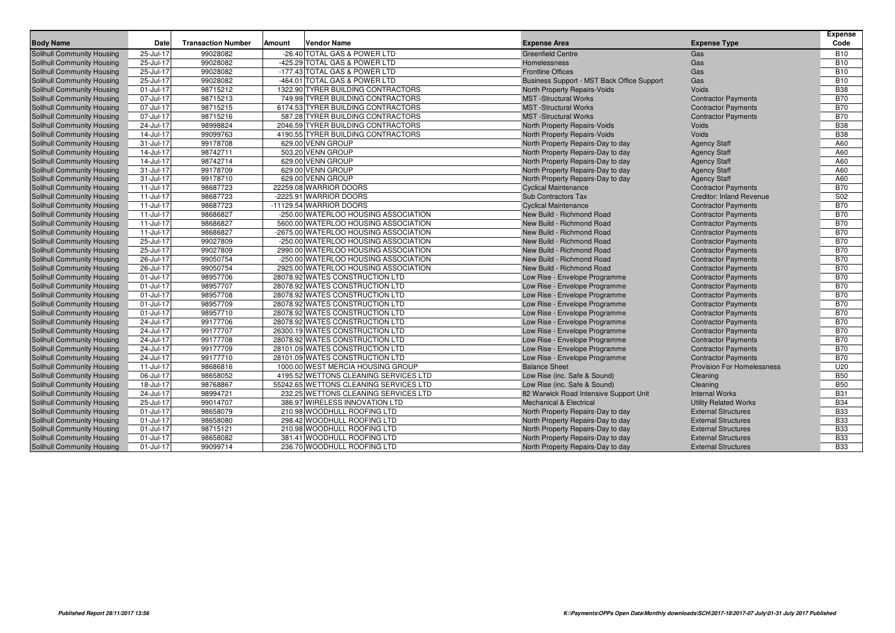| Body Name | Date | Transaction Number | Amount | Vendor Name | Expense Area | Expense Type | Expense Code |
|---|---|---|---|---|---|---|---|
| Solihull Community Housing | 25-Jul-17 | 99028082 | -26.40 | TOTAL GAS & POWER LTD | Greenfield Centre | Gas | B10 |
| Solihull Community Housing | 25-Jul-17 | 99028082 | -425.29 | TOTAL GAS & POWER LTD | Homelessness | Gas | B10 |
| Solihull Community Housing | 25-Jul-17 | 99028082 | -177.43 | TOTAL GAS & POWER LTD | Frontline Offices | Gas | B10 |
| Solihull Community Housing | 25-Jul-17 | 99028082 | -464.01 | TOTAL GAS & POWER LTD | Business Support - MST Back Office Support | Gas | B10 |
| Solihull Community Housing | 01-Jul-17 | 98715212 | 1322.90 | TYRER BUILDING CONTRACTORS | North Property Repairs-Voids | Voids | B38 |
| Solihull Community Housing | 07-Jul-17 | 98715213 | 749.99 | TYRER BUILDING CONTRACTORS | MST -Structural Works | Contractor Payments | B70 |
| Solihull Community Housing | 07-Jul-17 | 98715215 | 6174.53 | TYRER BUILDING CONTRACTORS | MST -Structural Works | Contractor Payments | B70 |
| Solihull Community Housing | 07-Jul-17 | 98715216 | 587.28 | TYRER BUILDING CONTRACTORS | MST -Structural Works | Contractor Payments | B70 |
| Solihull Community Housing | 24-Jul-17 | 98998824 | 2046.59 | TYRER BUILDING CONTRACTORS | North Property Repairs-Voids | Voids | B38 |
| Solihull Community Housing | 14-Jul-17 | 99099763 | 4190.55 | TYRER BUILDING CONTRACTORS | North Property Repairs-Voids | Voids | B38 |
| Solihull Community Housing | 31-Jul-17 | 99178708 | 629.00 | VENN GROUP | North Property Repairs-Day to day | Agency Staff | A60 |
| Solihull Community Housing | 14-Jul-17 | 98742711 | 503.20 | VENN GROUP | North Property Repairs-Day to day | Agency Staff | A60 |
| Solihull Community Housing | 14-Jul-17 | 98742714 | 629.00 | VENN GROUP | North Property Repairs-Day to day | Agency Staff | A60 |
| Solihull Community Housing | 31-Jul-17 | 99178709 | 629.00 | VENN GROUP | North Property Repairs-Day to day | Agency Staff | A60 |
| Solihull Community Housing | 31-Jul-17 | 99178710 | 629.00 | VENN GROUP | North Property Repairs-Day to day | Agency Staff | A60 |
| Solihull Community Housing | 11-Jul-17 | 98687723 | 22259.08 | WARRIOR DOORS | Cyclical Maintenance | Contractor Payments | B70 |
| Solihull Community Housing | 11-Jul-17 | 98687723 | -2225.91 | WARRIOR DOORS | Sub Contractors Tax | Creditor: Inland Revenue | S02 |
| Solihull Community Housing | 11-Jul-17 | 98687723 | -11129.54 | WARRIOR DOORS | Cyclical Maintenance | Contractor Payments | B70 |
| Solihull Community Housing | 11-Jul-17 | 98686827 | -250.00 | WATERLOO HOUSING ASSOCIATION | New Build - Richmond Road | Contractor Payments | B70 |
| Solihull Community Housing | 11-Jul-17 | 98686827 | 5600.00 | WATERLOO HOUSING ASSOCIATION | New Build - Richmond Road | Contractor Payments | B70 |
| Solihull Community Housing | 11-Jul-17 | 98686827 | -2675.00 | WATERLOO HOUSING ASSOCIATION | New Build - Richmond Road | Contractor Payments | B70 |
| Solihull Community Housing | 25-Jul-17 | 99027809 | -250.00 | WATERLOO HOUSING ASSOCIATION | New Build - Richmond Road | Contractor Payments | B70 |
| Solihull Community Housing | 25-Jul-17 | 99027809 | 2990.00 | WATERLOO HOUSING ASSOCIATION | New Build - Richmond Road | Contractor Payments | B70 |
| Solihull Community Housing | 26-Jul-17 | 99050754 | -250.00 | WATERLOO HOUSING ASSOCIATION | New Build - Richmond Road | Contractor Payments | B70 |
| Solihull Community Housing | 26-Jul-17 | 99050754 | 2925.00 | WATERLOO HOUSING ASSOCIATION | New Build - Richmond Road | Contractor Payments | B70 |
| Solihull Community Housing | 01-Jul-17 | 98957706 | 28078.92 | WATES CONSTRUCTION LTD | Low Rise - Envelope Programme | Contractor Payments | B70 |
| Solihull Community Housing | 01-Jul-17 | 98957707 | 28078.92 | WATES CONSTRUCTION LTD | Low Rise - Envelope Programme | Contractor Payments | B70 |
| Solihull Community Housing | 01-Jul-17 | 98957708 | 28078.92 | WATES CONSTRUCTION LTD | Low Rise - Envelope Programme | Contractor Payments | B70 |
| Solihull Community Housing | 01-Jul-17 | 98957709 | 28078.92 | WATES CONSTRUCTION LTD | Low Rise - Envelope Programme | Contractor Payments | B70 |
| Solihull Community Housing | 01-Jul-17 | 98957710 | 28078.92 | WATES CONSTRUCTION LTD | Low Rise - Envelope Programme | Contractor Payments | B70 |
| Solihull Community Housing | 24-Jul-17 | 99177706 | 28078.92 | WATES CONSTRUCTION LTD | Low Rise - Envelope Programme | Contractor Payments | B70 |
| Solihull Community Housing | 24-Jul-17 | 99177707 | 26300.19 | WATES CONSTRUCTION LTD | Low Rise - Envelope Programme | Contractor Payments | B70 |
| Solihull Community Housing | 24-Jul-17 | 99177708 | 28078.92 | WATES CONSTRUCTION LTD | Low Rise - Envelope Programme | Contractor Payments | B70 |
| Solihull Community Housing | 24-Jul-17 | 99177709 | 28101.09 | WATES CONSTRUCTION LTD | Low Rise - Envelope Programme | Contractor Payments | B70 |
| Solihull Community Housing | 24-Jul-17 | 99177710 | 28101.09 | WATES CONSTRUCTION LTD | Low Rise - Envelope Programme | Contractor Payments | B70 |
| Solihull Community Housing | 11-Jul-17 | 98686816 | 1000.00 | WEST MERCIA HOUSING GROUP | Balance Sheet | Provision For Homelessness | U20 |
| Solihull Community Housing | 06-Jul-17 | 98658052 | 4195.52 | WETTONS CLEANING SERVICES LTD | Low Rise (inc. Safe & Sound) | Cleaning | B50 |
| Solihull Community Housing | 18-Jul-17 | 98768867 | 55242.65 | WETTONS CLEANING SERVICES LTD | Low Rise (inc. Safe & Sound) | Cleaning | B50 |
| Solihull Community Housing | 24-Jul-17 | 98994721 | 232.25 | WETTONS CLEANING SERVICES LTD | 82 Warwick Road Intensive Support Unit | Internal Works | B31 |
| Solihull Community Housing | 25-Jul-17 | 99014707 | 386.97 | WIRELESS INNOVATION LTD | Mechanical & Electrical | Utility Related Works | B34 |
| Solihull Community Housing | 01-Jul-17 | 98658079 | 210.98 | WOODHULL ROOFING LTD | North Property Repairs-Day to day | External Structures | B33 |
| Solihull Community Housing | 01-Jul-17 | 98658080 | 298.42 | WOODHULL ROOFING LTD | North Property Repairs-Day to day | External Structures | B33 |
| Solihull Community Housing | 01-Jul-17 | 98715121 | 210.98 | WOODHULL ROOFING LTD | North Property Repairs-Day to day | External Structures | B33 |
| Solihull Community Housing | 01-Jul-17 | 98658082 | 381.41 | WOODHULL ROOFING LTD | North Property Repairs-Day to day | External Structures | B33 |
| Solihull Community Housing | 01-Jul-17 | 99099714 | 236.70 | WOODHULL ROOFING LTD | North Property Repairs-Day to day | External Structures | B33 |